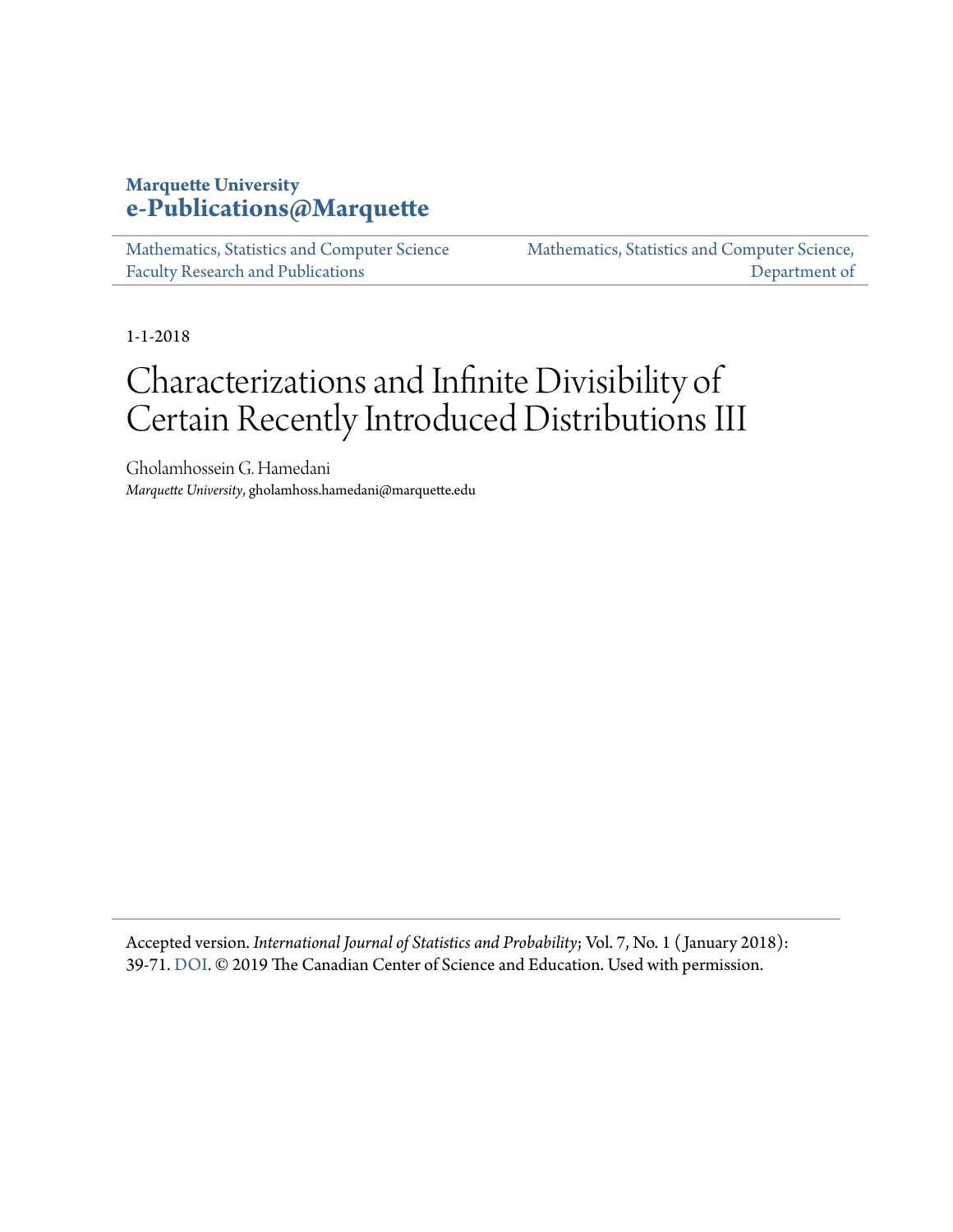**Marquette University**
**e-Publications@Marquette**

Mathematics, Statistics and Computer Science Faculty Research and Publications | Mathematics, Statistics and Computer Science, Department of

1-1-2018

# Characterizations and Infinite Divisibility of Certain Recently Introduced Distributions III

Gholamhossein G. Hamedani
*Marquette University*, gholamhoss.hamedani@marquette.edu

Accepted version. *International Journal of Statistics and Probability*; Vol. 7, No. 1 (January 2018): 39-71. DOI. © 2019 The Canadian Center of Science and Education. Used with permission.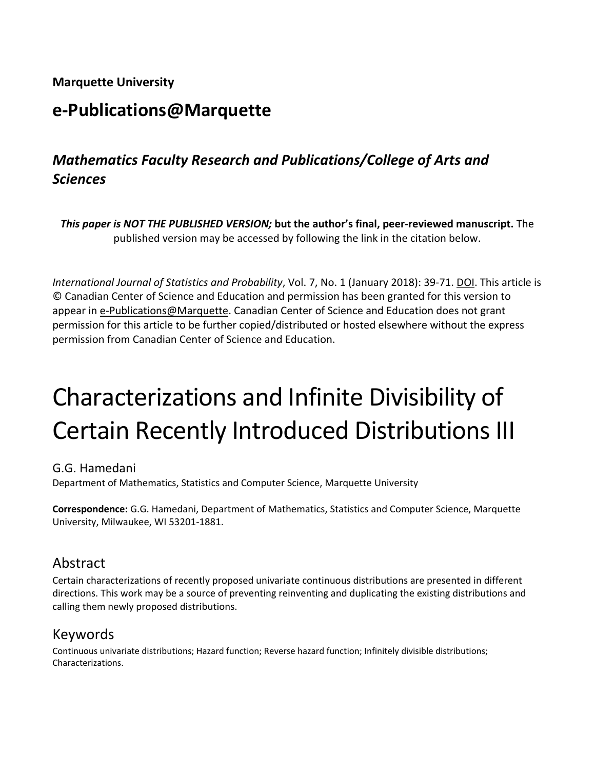**Marquette University**

## e-Publications@Marquette

### *Mathematics Faculty Research and Publications/College of Arts and Sciences*

***This paper is NOT THE PUBLISHED VERSION;* but the author's final, peer-reviewed manuscript.** The published version may be accessed by following the link in the citation below.

*International Journal of Statistics and Probability*, Vol. 7, No. 1 (January 2018): 39-71. DOI. This article is © Canadian Center of Science and Education and permission has been granted for this version to appear in e-Publications@Marquette. Canadian Center of Science and Education does not grant permission for this article to be further copied/distributed or hosted elsewhere without the express permission from Canadian Center of Science and Education.

# Characterizations and Infinite Divisibility of Certain Recently Introduced Distributions III

G.G. Hamedani
Department of Mathematics, Statistics and Computer Science, Marquette University

**Correspondence:** G.G. Hamedani, Department of Mathematics, Statistics and Computer Science, Marquette University, Milwaukee, WI 53201-1881.

## Abstract

Certain characterizations of recently proposed univariate continuous distributions are presented in different directions. This work may be a source of preventing reinventing and duplicating the existing distributions and calling them newly proposed distributions.

## Keywords

Continuous univariate distributions; Hazard function; Reverse hazard function; Infinitely divisible distributions; Characterizations.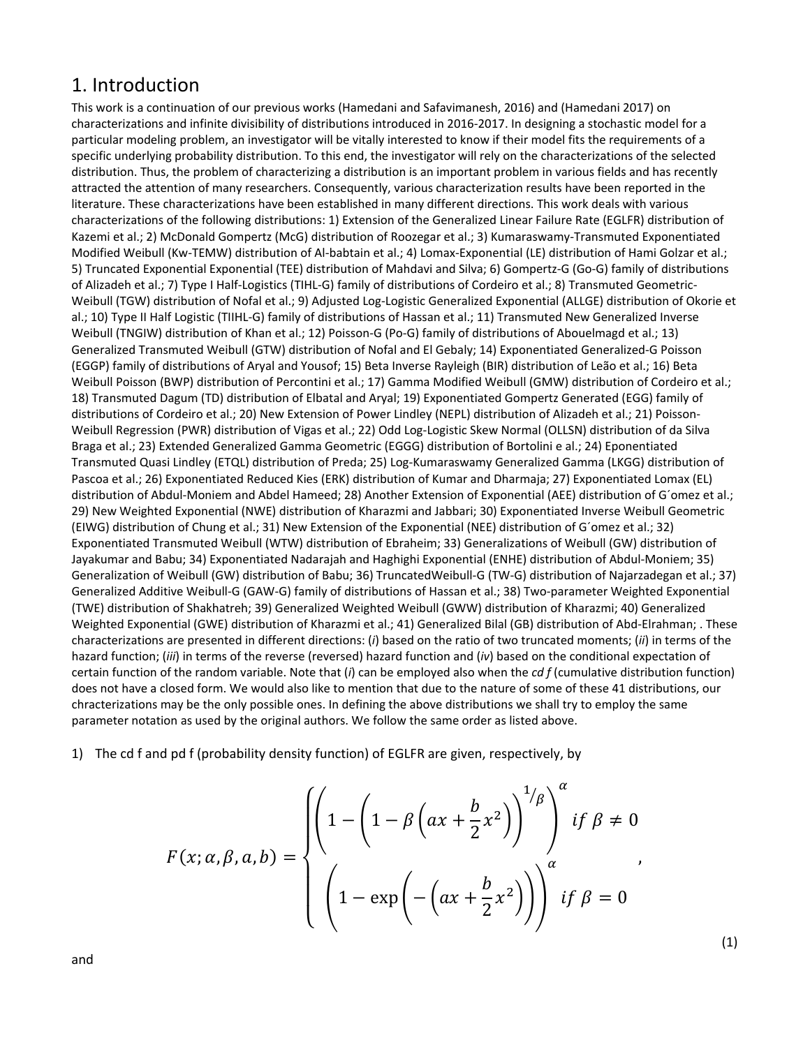# 1. Introduction

This work is a continuation of our previous works (Hamedani and Safavimanesh, 2016) and (Hamedani 2017) on characterizations and infinite divisibility of distributions introduced in 2016-2017. In designing a stochastic model for a particular modeling problem, an investigator will be vitally interested to know if their model fits the requirements of a specific underlying probability distribution. To this end, the investigator will rely on the characterizations of the selected distribution. Thus, the problem of characterizing a distribution is an important problem in various fields and has recently attracted the attention of many researchers. Consequently, various characterization results have been reported in the literature. These characterizations have been established in many different directions. This work deals with various characterizations of the following distributions: 1) Extension of the Generalized Linear Failure Rate (EGLFR) distribution of Kazemi et al.; 2) McDonald Gompertz (McG) distribution of Roozegar et al.; 3) Kumaraswamy-Transmuted Exponentiated Modified Weibull (Kw-TEMW) distribution of Al-babtain et al.; 4) Lomax-Exponential (LE) distribution of Hami Golzar et al.; 5) Truncated Exponential Exponential (TEE) distribution of Mahdavi and Silva; 6) Gompertz-G (Go-G) family of distributions of Alizadeh et al.; 7) Type I Half-Logistics (TIHL-G) family of distributions of Cordeiro et al.; 8) Transmuted Geometric-Weibull (TGW) distribution of Nofal et al.; 9) Adjusted Log-Logistic Generalized Exponential (ALLGE) distribution of Okorie et al.; 10) Type II Half Logistic (TIIHL-G) family of distributions of Hassan et al.; 11) Transmuted New Generalized Inverse Weibull (TNGIW) distribution of Khan et al.; 12) Poisson-G (Po-G) family of distributions of Abouelmagd et al.; 13) Generalized Transmuted Weibull (GTW) distribution of Nofal and El Gebaly; 14) Exponentiated Generalized-G Poisson (EGGP) family of distributions of Aryal and Yousof; 15) Beta Inverse Rayleigh (BIR) distribution of Leão et al.; 16) Beta Weibull Poisson (BWP) distribution of Percontini et al.; 17) Gamma Modified Weibull (GMW) distribution of Cordeiro et al.; 18) Transmuted Dagum (TD) distribution of Elbatal and Aryal; 19) Exponentiated Gompertz Generated (EGG) family of distributions of Cordeiro et al.; 20) New Extension of Power Lindley (NEPL) distribution of Alizadeh et al.; 21) Poisson-Weibull Regression (PWR) distribution of Vigas et al.; 22) Odd Log-Logistic Skew Normal (OLLSN) distribution of da Silva Braga et al.; 23) Extended Generalized Gamma Geometric (EGGG) distribution of Bortolini e al.; 24) Eponentiated Transmuted Quasi Lindley (ETQL) distribution of Preda; 25) Log-Kumaraswamy Generalized Gamma (LKGG) distribution of Pascoa et al.; 26) Exponentiated Reduced Kies (ERK) distribution of Kumar and Dharmaja; 27) Exponentiated Lomax (EL) distribution of Abdul-Moniem and Abdel Hameed; 28) Another Extension of Exponential (AEE) distribution of G´omez et al.; 29) New Weighted Exponential (NWE) distribution of Kharazmi and Jabbari; 30) Exponentiated Inverse Weibull Geometric (EIWG) distribution of Chung et al.; 31) New Extension of the Exponential (NEE) distribution of G´omez et al.; 32) Exponentiated Transmuted Weibull (WTW) distribution of Ebraheim; 33) Generalizations of Weibull (GW) distribution of Jayakumar and Babu; 34) Exponentiated Nadarajah and Haghighi Exponential (ENHE) distribution of Abdul-Moniem; 35) Generalization of Weibull (GW) distribution of Babu; 36) TruncatedWeibull-G (TW-G) distribution of Najarzadegan et al.; 37) Generalized Additive Weibull-G (GAW-G) family of distributions of Hassan et al.; 38) Two-parameter Weighted Exponential (TWE) distribution of Shakhatreh; 39) Generalized Weighted Weibull (GWW) distribution of Kharazmi; 40) Generalized Weighted Exponential (GWE) distribution of Kharazmi et al.; 41) Generalized Bilal (GB) distribution of Abd-Elrahman; . These characterizations are presented in different directions: (*i*) based on the ratio of two truncated moments; (*ii*) in terms of the hazard function; (*iii*) in terms of the reverse (reversed) hazard function and (*iv*) based on the conditional expectation of certain function of the random variable. Note that (*i*) can be employed also when the *cd f* (cumulative distribution function) does not have a closed form. We would also like to mention that due to the nature of some of these 41 distributions, our chracterizations may be the only possible ones. In defining the above distributions we shall try to employ the same parameter notation as used by the original authors. We follow the same order as listed above.

1) The cd f and pd f (probability density function) of EGLFR are given, respectively, by

$$F(x;\alpha,\beta,a,b)=\begin{cases}\left(1-\left(1-\beta\left(ax+\dfrac{b}{2}x^2\right)\right)^{1/\beta}\right)^{\alpha} & if\ \beta\neq 0\\[2ex] \left(1-\exp\left(-\left(ax+\dfrac{b}{2}x^2\right)\right)\right)^{\alpha} & if\ \beta=0\end{cases}, \tag{1}$$

and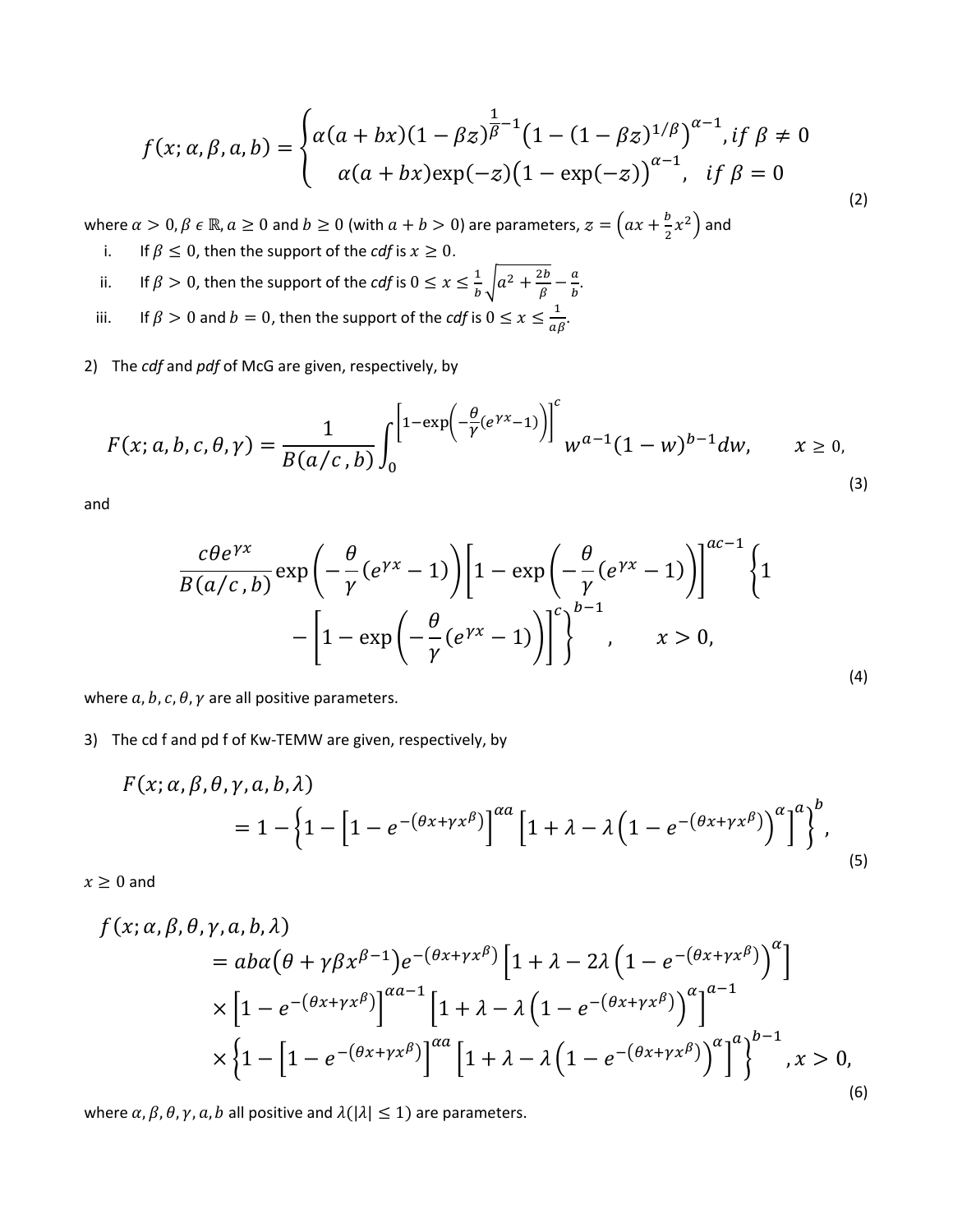$$f(x;\alpha,\beta,a,b)=\begin{cases}\alpha(a+bx)(1-\beta z)^{\frac{1}{\beta}-1}\left(1-(1-\beta z)^{1/\beta}\right)^{\alpha-1}, if\ \beta\neq 0\\ \alpha(a+bx)\exp(-z)\left(1-\exp(-z)\right)^{\alpha-1},\quad if\ \beta=0\end{cases} \tag{2}$$

where $\alpha>0, \beta\in\mathbb{R}, a\geq 0$ and $b\geq 0$ (with $a+b>0$) are parameters, $z=\left(ax+\frac{b}{2}x^2\right)$ and

i. If $\beta\leq 0$, then the support of the *cdf* is $x\geq 0$.
ii. If $\beta>0$, then the support of the *cdf* is $0\leq x\leq \frac{1}{b}\sqrt{a^2+\frac{2b}{\beta}}-\frac{a}{b}$.
iii. If $\beta>0$ and $b=0$, then the support of the *cdf* is $0\leq x\leq\frac{1}{a\beta}$.

2) The *cdf* and *pdf* of McG are given, respectively, by

$$F(x;a,b,c,\theta,\gamma)=\frac{1}{B(a/c\,,b)}\int_0^{\left[1-\exp\left(-\frac{\theta}{\gamma}(e^{\gamma x}-1)\right)\right]^c} w^{a-1}(1-w)^{b-1}dw,\qquad x\geq 0, \tag{3}$$

and

$$\frac{c\theta e^{\gamma x}}{B(a/c\,,b)}\exp\left(-\frac{\theta}{\gamma}(e^{\gamma x}-1)\right)\left[1-\exp\left(-\frac{\theta}{\gamma}(e^{\gamma x}-1)\right)\right]^{ac-1}\left\{1-\left[1-\exp\left(-\frac{\theta}{\gamma}(e^{\gamma x}-1)\right)\right]^c\right\}^{b-1},\qquad x>0, \tag{4}$$

where $a,b,c,\theta,\gamma$ are all positive parameters.

3) The cd f and pd f of Kw-TEMW are given, respectively, by

$$F(x;\alpha,\beta,\theta,\gamma,a,b,\lambda)=1-\left\{1-\left[1-e^{-(\theta x+\gamma x^\beta)}\right]^{\alpha a}\left[1+\lambda-\lambda\left(1-e^{-(\theta x+\gamma x^\beta)}\right)^{\alpha}\right]^a\right\}^b, \tag{5}$$

$x\geq 0$ and

$$\begin{aligned}f(x;\alpha,\beta,\theta,\gamma,a,b,\lambda)&=ab\alpha\left(\theta+\gamma\beta x^{\beta-1}\right)e^{-(\theta x+\gamma x^\beta)}\left[1+\lambda-2\lambda\left(1-e^{-(\theta x+\gamma x^\beta)}\right)^\alpha\right]\\&\times\left[1-e^{-(\theta x+\gamma x^\beta)}\right]^{\alpha a-1}\left[1+\lambda-\lambda\left(1-e^{-(\theta x+\gamma x^\beta)}\right)^\alpha\right]^{a-1}\\&\times\left\{1-\left[1-e^{-(\theta x+\gamma x^\beta)}\right]^{\alpha a}\left[1+\lambda-\lambda\left(1-e^{-(\theta x+\gamma x^\beta)}\right)^\alpha\right]^a\right\}^{b-1},x>0,\end{aligned} \tag{6}$$

where $\alpha,\beta,\theta,\gamma,a,b$ all positive and $\lambda(|\lambda|\leq 1)$ are parameters.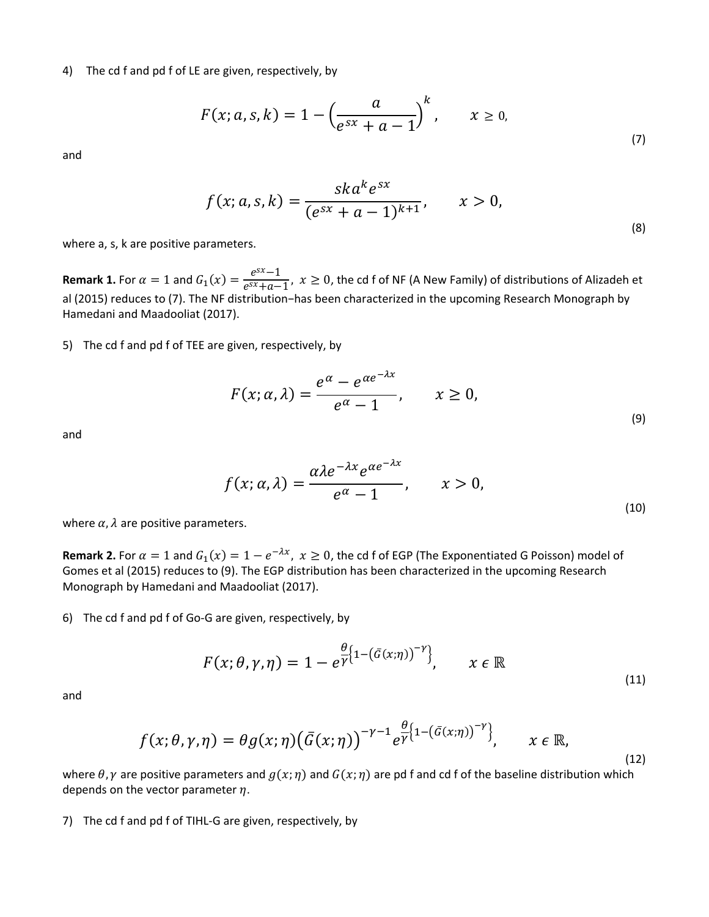4) The cd f and pd f of LE are given, respectively, by

$$F(x;a,s,k) = 1 - \left(\frac{a}{e^{sx} + a - 1}\right)^k, \qquad x \geq 0, \tag{7}$$

and

$$f(x;a,s,k) = \frac{ska^k e^{sx}}{(e^{sx} + a - 1)^{k+1}}, \qquad x > 0, \tag{8}$$

where a, s, k are positive parameters.

**Remark 1.** For $\alpha = 1$ and $G_1(x) = \frac{e^{sx}-1}{e^{sx}+a-1}$, $x \geq 0$, the cd f of NF (A New Family) of distributions of Alizadeh et al (2015) reduces to (7). The NF distribution−has been characterized in the upcoming Research Monograph by Hamedani and Maadooliat (2017).

5) The cd f and pd f of TEE are given, respectively, by

$$F(x;\alpha,\lambda) = \frac{e^{\alpha} - e^{\alpha e^{-\lambda x}}}{e^{\alpha} - 1}, \qquad x \geq 0, \tag{9}$$

and

$$f(x;\alpha,\lambda) = \frac{\alpha\lambda e^{-\lambda x} e^{\alpha e^{-\lambda x}}}{e^{\alpha} - 1}, \qquad x > 0, \tag{10}$$

where $\alpha, \lambda$ are positive parameters.

**Remark 2.** For $\alpha = 1$ and $G_1(x) = 1 - e^{-\lambda x}$, $x \geq 0$, the cd f of EGP (The Exponentiated G Poisson) model of Gomes et al (2015) reduces to (9). The EGP distribution has been characterized in the upcoming Research Monograph by Hamedani and Maadooliat (2017).

6) The cd f and pd f of Go-G are given, respectively, by

$$F(x;\theta,\gamma,\eta) = 1 - e^{\frac{\theta}{\gamma}\left\{1-\left(\bar{G}(x;\eta)\right)^{-\gamma}\right\}}, \qquad x \in \mathbb{R} \tag{11}$$

and

$$f(x;\theta,\gamma,\eta) = \theta g(x;\eta)\left(\bar{G}(x;\eta)\right)^{-\gamma-1} e^{\frac{\theta}{\gamma}\left\{1-\left(\bar{G}(x;\eta)\right)^{-\gamma}\right\}}, \qquad x \in \mathbb{R}, \tag{12}$$

where $\theta, \gamma$ are positive parameters and $g(x;\eta)$ and $G(x;\eta)$ are pd f and cd f of the baseline distribution which depends on the vector parameter $\eta$.

7) The cd f and pd f of TIHL-G are given, respectively, by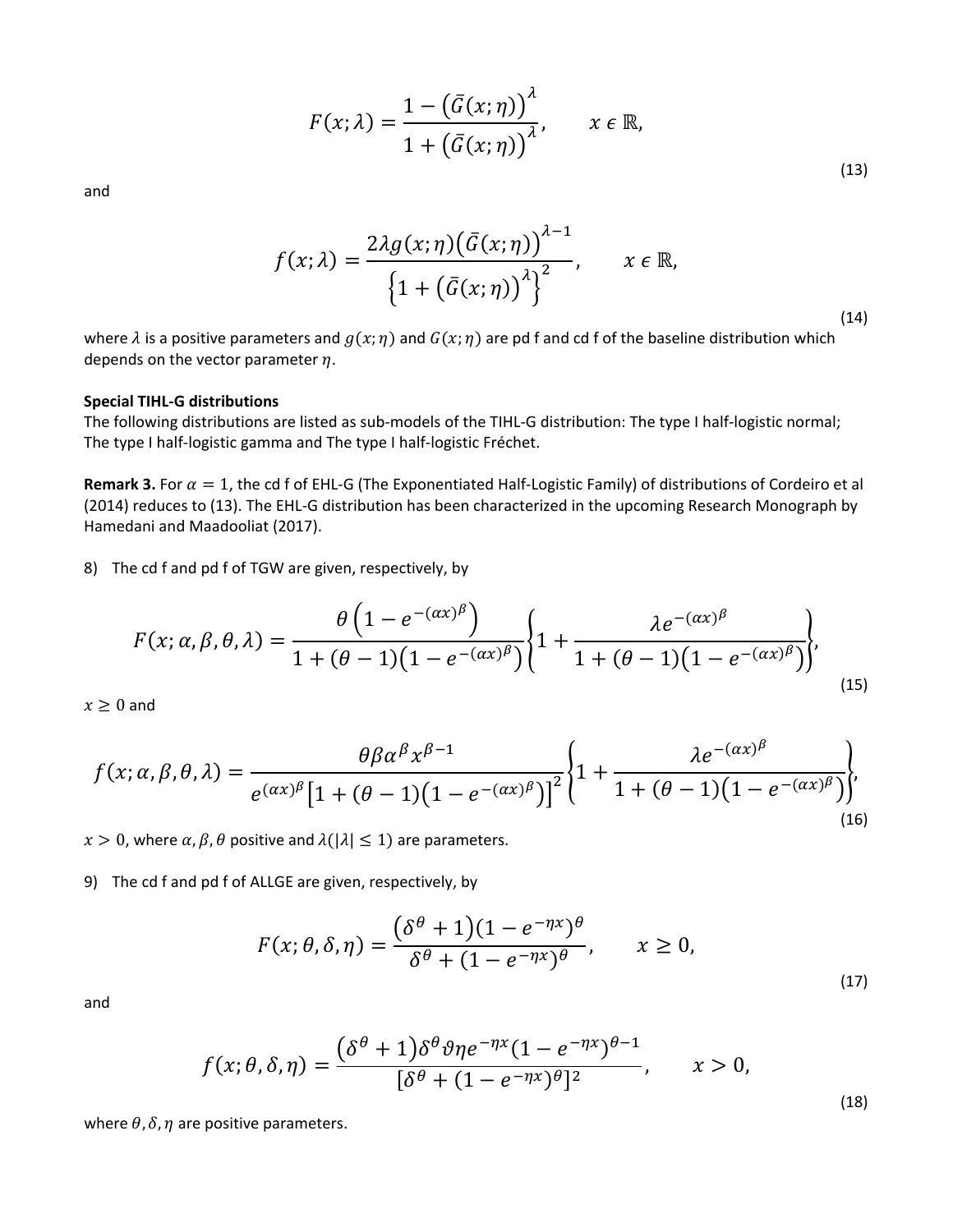$$F(x;\lambda)=\frac{1-\left(\bar{G}(x;\eta)\right)^{\lambda}}{1+\left(\bar{G}(x;\eta)\right)^{\lambda}},\qquad x\,\epsilon\,\mathbb{R}, \tag{13}$$

and

$$f(x;\lambda)=\frac{2\lambda g(x;\eta)\left(\bar{G}(x;\eta)\right)^{\lambda-1}}{\left\{1+\left(\bar{G}(x;\eta)\right)^{\lambda}\right\}^{2}},\qquad x\,\epsilon\,\mathbb{R}, \tag{14}$$

where $\lambda$ is a positive parameters and $g(x;\eta)$ and $G(x;\eta)$ are pd f and cd f of the baseline distribution which depends on the vector parameter $\eta$.

**Special TIHL-G distributions**

The following distributions are listed as sub-models of the TIHL-G distribution: The type I half-logistic normal; The type I half-logistic gamma and The type I half-logistic Fréchet.

**Remark 3.** For $\alpha=1$, the cd f of EHL-G (The Exponentiated Half-Logistic Family) of distributions of Cordeiro et al (2014) reduces to (13). The EHL-G distribution has been characterized in the upcoming Research Monograph by Hamedani and Maadooliat (2017).

8) The cd f and pd f of TGW are given, respectively, by

$$F(x;\alpha,\beta,\theta,\lambda)=\frac{\theta\left(1-e^{-(\alpha x)^{\beta}}\right)}{1+(\theta-1)\left(1-e^{-(\alpha x)^{\beta}}\right)}\left\{1+\frac{\lambda e^{-(\alpha x)^{\beta}}}{1+(\theta-1)\left(1-e^{-(\alpha x)^{\beta}}\right)}\right\}, \tag{15}$$

$x\geq 0$ and

$$f(x;\alpha,\beta,\theta,\lambda)=\frac{\theta\beta\alpha^{\beta}x^{\beta-1}}{e^{(\alpha x)^{\beta}}\left[1+(\theta-1)\left(1-e^{-(\alpha x)^{\beta}}\right)\right]^{2}}\left\{1+\frac{\lambda e^{-(\alpha x)^{\beta}}}{1+(\theta-1)\left(1-e^{-(\alpha x)^{\beta}}\right)}\right\}, \tag{16}$$

$x>0$, where $\alpha,\beta,\theta$ positive and $\lambda(|\lambda|\leq 1)$ are parameters.

9) The cd f and pd f of ALLGE are given, respectively, by

$$F(x;\theta,\delta,\eta)=\frac{\left(\delta^{\theta}+1\right)(1-e^{-\eta x})^{\theta}}{\delta^{\theta}+(1-e^{-\eta x})^{\theta}},\qquad x\geq 0, \tag{17}$$

and

$$f(x;\theta,\delta,\eta)=\frac{\left(\delta^{\theta}+1\right)\delta^{\theta}\vartheta\eta e^{-\eta x}(1-e^{-\eta x})^{\theta-1}}{[\delta^{\theta}+(1-e^{-\eta x})^{\theta}]^{2}},\qquad x>0, \tag{18}$$

where $\theta,\delta,\eta$ are positive parameters.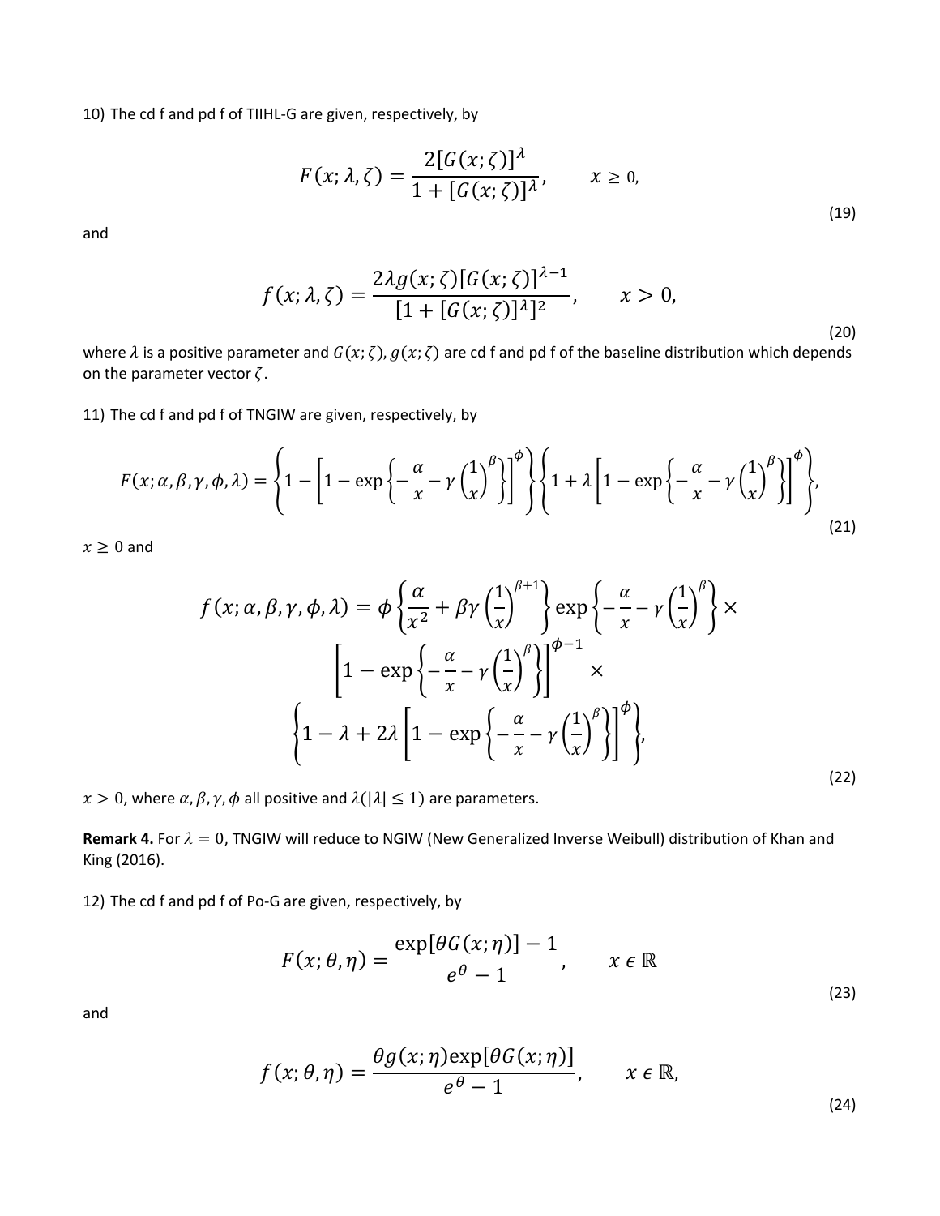10) The cd f and pd f of TIIHL-G are given, respectively, by

$$F(x;\lambda,\zeta)=\frac{2[G(x;\zeta)]^{\lambda}}{1+[G(x;\zeta)]^{\lambda}},\qquad x\geq 0, \tag{19}$$

and

$$f(x;\lambda,\zeta)=\frac{2\lambda g(x;\zeta)[G(x;\zeta)]^{\lambda-1}}{[1+[G(x;\zeta)]^{\lambda}]^{2}},\qquad x>0, \tag{20}$$

where $\lambda$ is a positive parameter and $G(x;\zeta)$, $g(x;\zeta)$ are cd f and pd f of the baseline distribution which depends on the parameter vector $\zeta$.

11) The cd f and pd f of TNGIW are given, respectively, by

$$F(x;\alpha,\beta,\gamma,\phi,\lambda)=\left\{1-\left[1-\exp\left\{-\frac{\alpha}{x}-\gamma\left(\frac{1}{x}\right)^{\beta}\right\}\right]^{\phi}\right\}\left\{1+\lambda\left[1-\exp\left\{-\frac{\alpha}{x}-\gamma\left(\frac{1}{x}\right)^{\beta}\right\}\right]^{\phi}\right\}, \tag{21}$$

$x\geq 0$ and

$$f(x;\alpha,\beta,\gamma,\phi,\lambda)=\phi\left\{\frac{\alpha}{x^{2}}+\beta\gamma\left(\frac{1}{x}\right)^{\beta+1}\right\}\exp\left\{-\frac{\alpha}{x}-\gamma\left(\frac{1}{x}\right)^{\beta}\right\}\times \left[1-\exp\left\{-\frac{\alpha}{x}-\gamma\left(\frac{1}{x}\right)^{\beta}\right\}\right]^{\phi-1}\times \left\{1-\lambda+2\lambda\left[1-\exp\left\{-\frac{\alpha}{x}-\gamma\left(\frac{1}{x}\right)^{\beta}\right\}\right]^{\phi}\right\}, \tag{22}$$

$x>0$, where $\alpha,\beta,\gamma,\phi$ all positive and $\lambda(|\lambda|\leq 1)$ are parameters.

**Remark 4.** For $\lambda=0$, TNGIW will reduce to NGIW (New Generalized Inverse Weibull) distribution of Khan and King (2016).

12) The cd f and pd f of Po-G are given, respectively, by

$$F(x;\theta,\eta)=\frac{\exp[\theta G(x;\eta)]-1}{e^{\theta}-1},\qquad x\in\mathbb{R} \tag{23}$$

and

$$f(x;\theta,\eta)=\frac{\theta g(x;\eta)\exp[\theta G(x;\eta)]}{e^{\theta}-1},\qquad x\in\mathbb{R}, \tag{24}$$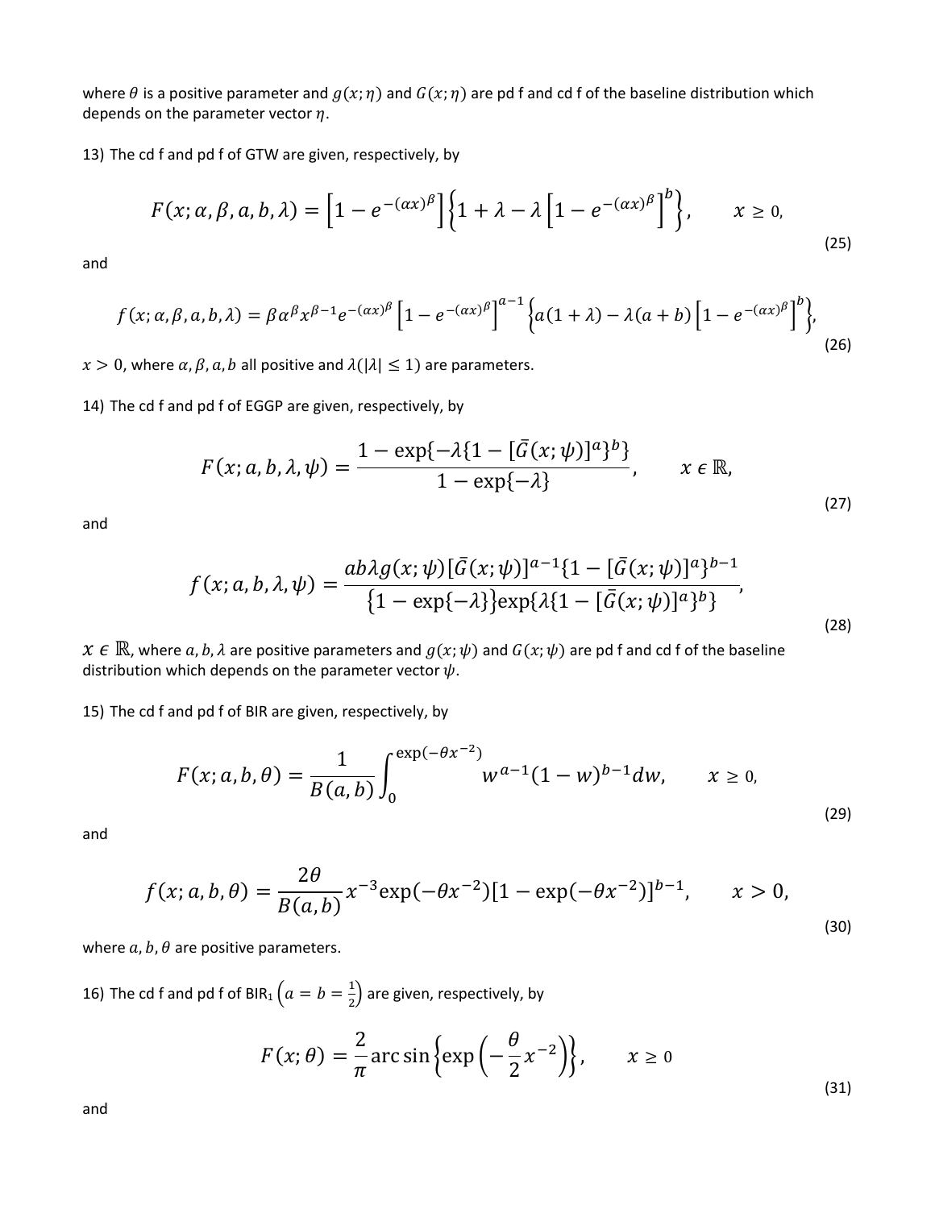where $\theta$ is a positive parameter and $g(x;\eta)$ and $G(x;\eta)$ are pd f and cd f of the baseline distribution which depends on the parameter vector $\eta$.

13) The cd f and pd f of GTW are given, respectively, by

$$F(x;\alpha,\beta,a,b,\lambda) = \left[1 - e^{-(\alpha x)^{\beta}}\right]\left\{1 + \lambda - \lambda\left[1 - e^{-(\alpha x)^{\beta}}\right]^{b}\right\}, \qquad x \geq 0, \tag{25}$$

and

$$f(x;\alpha,\beta,a,b,\lambda) = \beta\alpha^{\beta}x^{\beta-1}e^{-(\alpha x)^{\beta}}\left[1 - e^{-(\alpha x)^{\beta}}\right]^{a-1}\left\{a(1+\lambda) - \lambda(a+b)\left[1 - e^{-(\alpha x)^{\beta}}\right]^{b}\right\}, \tag{26}$$

$x > 0$, where $\alpha, \beta, a, b$ all positive and $\lambda(|\lambda| \leq 1)$ are parameters.

14) The cd f and pd f of EGGP are given, respectively, by

$$F(x;a,b,\lambda,\psi) = \frac{1 - \exp\{-\lambda\{1 - [\bar{G}(x;\psi)]^{a}\}^{b}\}}{1 - \exp\{-\lambda\}}, \qquad x \in \mathbb{R}, \tag{27}$$

and

$$f(x;a,b,\lambda,\psi) = \frac{ab\lambda g(x;\psi)[\bar{G}(x;\psi)]^{a-1}\{1 - [\bar{G}(x;\psi)]^{a}\}^{b-1}}{\{1 - \exp\{-\lambda\}\}\exp\{\lambda\{1 - [\bar{G}(x;\psi)]^{a}\}^{b}\}}, \tag{28}$$

$x \in \mathbb{R}$, where $a, b, \lambda$ are positive parameters and $g(x;\psi)$ and $G(x;\psi)$ are pd f and cd f of the baseline distribution which depends on the parameter vector $\psi$.

15) The cd f and pd f of BIR are given, respectively, by

$$F(x;a,b,\theta) = \frac{1}{B(a,b)}\int_{0}^{\exp(-\theta x^{-2})} w^{a-1}(1-w)^{b-1}dw, \qquad x \geq 0, \tag{29}$$

and

$$f(x;a,b,\theta) = \frac{2\theta}{B(a,b)}x^{-3}\exp(-\theta x^{-2})[1 - \exp(-\theta x^{-2})]^{b-1}, \qquad x > 0, \tag{30}$$

where $a, b, \theta$ are positive parameters.

16) The cd f and pd f of $\text{BIR}_1$ $\left(a = b = \frac{1}{2}\right)$ are given, respectively, by

$$F(x;\theta) = \frac{2}{\pi}\arcsin\left\{\exp\left(-\frac{\theta}{2}x^{-2}\right)\right\}, \qquad x \geq 0 \tag{31}$$

and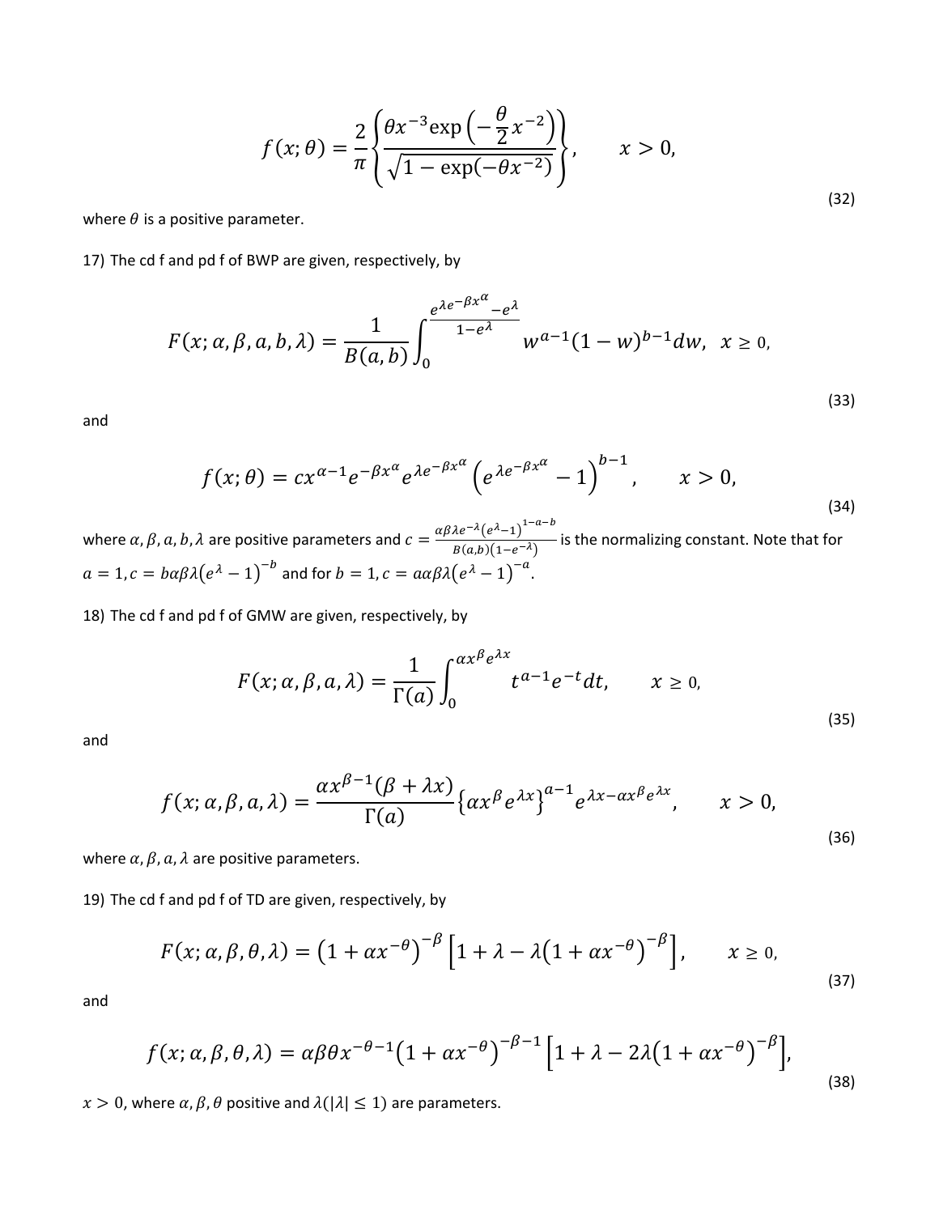$$f(x;\theta) = \frac{2}{\pi}\left\{\frac{\theta x^{-3}\exp\left(-\frac{\theta}{2}x^{-2}\right)}{\sqrt{1-\exp(-\theta x^{-2})}}\right\}, \qquad x > 0, \tag{32}$$

where $\theta$ is a positive parameter.

17) The cd f and pd f of BWP are given, respectively, by

$$F(x;\alpha,\beta,a,b,\lambda) = \frac{1}{B(a,b)}\int_0^{\frac{e^{\lambda e^{-\beta x^{\alpha}}}-e^{\lambda}}{1-e^{\lambda}}} w^{a-1}(1-w)^{b-1}dw, \;\; x \geq 0, \tag{33}$$

and

$$f(x;\theta) = cx^{\alpha-1}e^{-\beta x^{\alpha}}e^{\lambda e^{-\beta x^{\alpha}}}\left(e^{\lambda e^{-\beta x^{\alpha}}}-1\right)^{b-1}, \qquad x > 0, \tag{34}$$

where $\alpha, \beta, a, b, \lambda$ are positive parameters and $c = \frac{\alpha\beta\lambda e^{-\lambda}\left(e^{\lambda}-1\right)^{1-a-b}}{B(a,b)\left(1-e^{-\lambda}\right)}$ is the normalizing constant. Note that for $a = 1, c = b\alpha\beta\lambda\left(e^{\lambda}-1\right)^{-b}$ and for $b = 1, c = a\alpha\beta\lambda\left(e^{\lambda}-1\right)^{-a}$.

18) The cd f and pd f of GMW are given, respectively, by

$$F(x;\alpha,\beta,a,\lambda) = \frac{1}{\Gamma(a)}\int_0^{\alpha x^{\beta}e^{\lambda x}} t^{a-1}e^{-t}dt, \qquad x \geq 0, \tag{35}$$

and

$$f(x;\alpha,\beta,a,\lambda) = \frac{\alpha x^{\beta-1}(\beta+\lambda x)}{\Gamma(a)}\left\{\alpha x^{\beta}e^{\lambda x}\right\}^{a-1}e^{\lambda x-\alpha x^{\beta}e^{\lambda x}}, \qquad x > 0, \tag{36}$$

where $\alpha, \beta, a, \lambda$ are positive parameters.

19) The cd f and pd f of TD are given, respectively, by

$$F(x;\alpha,\beta,\theta,\lambda) = \left(1+\alpha x^{-\theta}\right)^{-\beta}\left[1+\lambda-\lambda\left(1+\alpha x^{-\theta}\right)^{-\beta}\right], \qquad x \geq 0, \tag{37}$$

and

$$f(x;\alpha,\beta,\theta,\lambda) = \alpha\beta\theta x^{-\theta-1}\left(1+\alpha x^{-\theta}\right)^{-\beta-1}\left[1+\lambda-2\lambda\left(1+\alpha x^{-\theta}\right)^{-\beta}\right], \tag{38}$$

$x > 0$, where $\alpha, \beta, \theta$ positive and $\lambda(|\lambda| \leq 1)$ are parameters.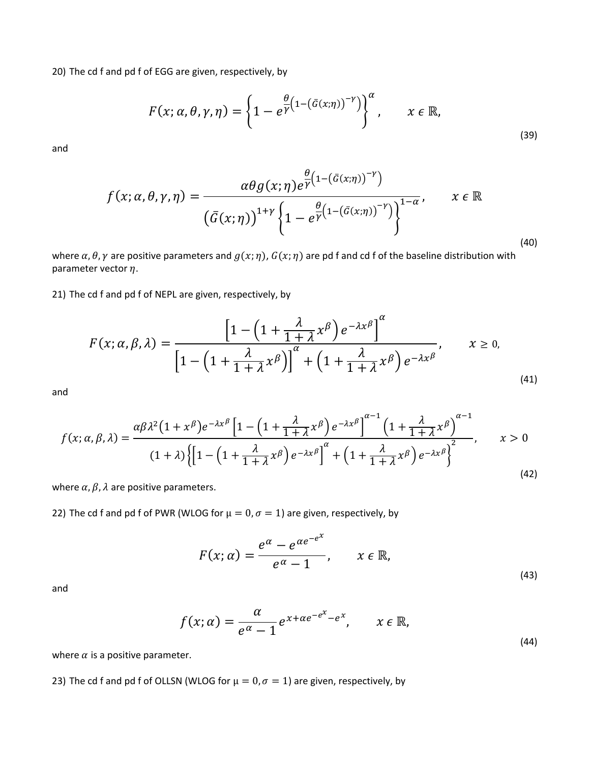20) The cd f and pd f of EGG are given, respectively, by

$$F(x;\alpha,\theta,\gamma,\eta) = \left\{1 - e^{\frac{\theta}{\gamma}\left(1-\left(\bar{G}(x;\eta)\right)^{-\gamma}\right)}\right\}^{\alpha}, \qquad x \in \mathbb{R}, \tag{39}$$

and

$$f(x;\alpha,\theta,\gamma,\eta) = \frac{\alpha\theta g(x;\eta) e^{\frac{\theta}{\gamma}\left(1-\left(\bar{G}(x;\eta)\right)^{-\gamma}\right)}}{\left(\bar{G}(x;\eta)\right)^{1+\gamma}\left\{1 - e^{\frac{\theta}{\gamma}\left(1-\left(\bar{G}(x;\eta)\right)^{-\gamma}\right)}\right\}^{1-\alpha}}, \qquad x \in \mathbb{R} \tag{40}$$

where $\alpha, \theta, \gamma$ are positive parameters and $g(x;\eta)$, $G(x;\eta)$ are pd f and cd f of the baseline distribution with parameter vector $\eta$.

21) The cd f and pd f of NEPL are given, respectively, by

$$F(x;\alpha,\beta,\lambda) = \frac{\left[1 - \left(1 + \frac{\lambda}{1+\lambda}x^{\beta}\right)e^{-\lambda x^{\beta}}\right]^{\alpha}}{\left[1 - \left(1 + \frac{\lambda}{1+\lambda}x^{\beta}\right)\right]^{\alpha} + \left(1 + \frac{\lambda}{1+\lambda}x^{\beta}\right)e^{-\lambda x^{\beta}}}, \qquad x \geq 0, \tag{41}$$

and

$$f(x;\alpha,\beta,\lambda) = \frac{\alpha\beta\lambda^{2}\left(1+x^{\beta}\right)e^{-\lambda x^{\beta}}\left[1 - \left(1 + \frac{\lambda}{1+\lambda}x^{\beta}\right)e^{-\lambda x^{\beta}}\right]^{\alpha-1}\left(1 + \frac{\lambda}{1+\lambda}x^{\beta}\right)^{\alpha-1}}{(1+\lambda)\left\{\left[1 - \left(1 + \frac{\lambda}{1+\lambda}x^{\beta}\right)e^{-\lambda x^{\beta}}\right]^{\alpha} + \left(1 + \frac{\lambda}{1+\lambda}x^{\beta}\right)e^{-\lambda x^{\beta}}\right\}^{2}}, \qquad x > 0 \tag{42}$$

where $\alpha, \beta, \lambda$ are positive parameters.

22) The cd f and pd f of PWR (WLOG for $\mu = 0, \sigma = 1$) are given, respectively, by

$$F(x;\alpha) = \frac{e^{\alpha} - e^{\alpha e^{-e^{x}}}}{e^{\alpha} - 1}, \qquad x \in \mathbb{R}, \tag{43}$$

and

$$f(x;\alpha) = \frac{\alpha}{e^{\alpha} - 1} e^{x + \alpha e^{-e^{x}} - e^{x}}, \qquad x \in \mathbb{R}, \tag{44}$$

where $\alpha$ is a positive parameter.

23) The cd f and pd f of OLLSN (WLOG for $\mu = 0, \sigma = 1$) are given, respectively, by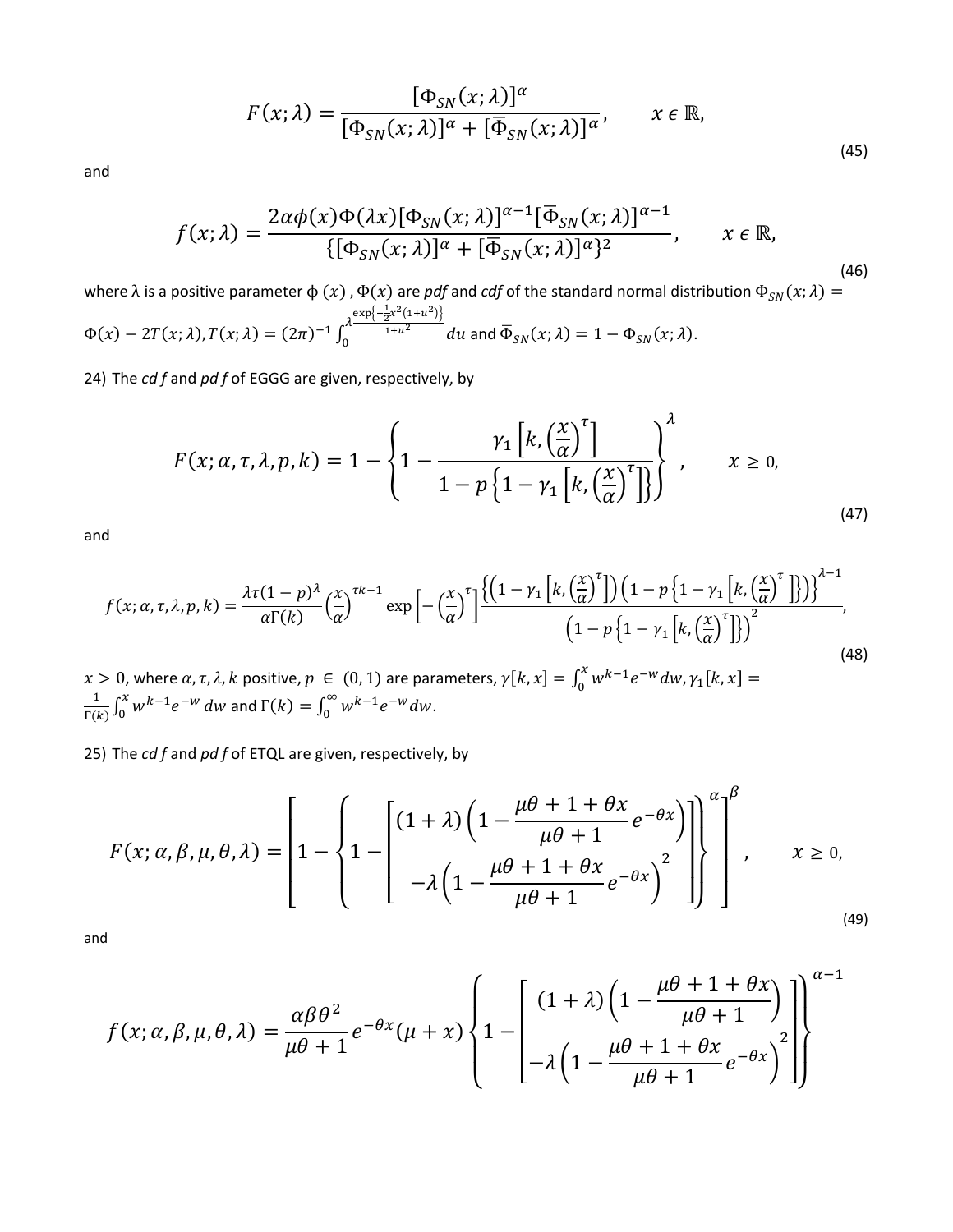$$F(x;\lambda) = \frac{[\Phi_{SN}(x;\lambda)]^{\alpha}}{[\Phi_{SN}(x;\lambda)]^{\alpha} + [\bar{\Phi}_{SN}(x;\lambda)]^{\alpha}}, \qquad x \in \mathbb{R}, \tag{45}$$

and

$$f(x;\lambda) = \frac{2\alpha\phi(x)\Phi(\lambda x)[\Phi_{SN}(x;\lambda)]^{\alpha-1}[\bar{\Phi}_{SN}(x;\lambda)]^{\alpha-1}}{\{[\Phi_{SN}(x;\lambda)]^{\alpha} + [\bar{\Phi}_{SN}(x;\lambda)]^{\alpha}\}^2}, \qquad x \in \mathbb{R}, \tag{46}$$

where $\lambda$ is a positive parameter $\phi(x)$, $\Phi(x)$ are *pdf* and *cdf* of the standard normal distribution $\Phi_{SN}(x;\lambda) = \Phi(x) - 2T(x;\lambda)$, $T(x;\lambda) = (2\pi)^{-1}\int_0^{\lambda} \frac{\exp\left\{-\frac{1}{2}x^2(1+u^2)\right\}}{1+u^2}\, du$ and $\bar{\Phi}_{SN}(x;\lambda) = 1 - \Phi_{SN}(x;\lambda)$.

24) The *cd f* and *pd f* of EGGG are given, respectively, by

$$F(x;\alpha,\tau,\lambda,p,k) = 1 - \left\{1 - \frac{\gamma_1\left[k,\left(\frac{x}{\alpha}\right)^{\tau}\right]}{1 - p\left\{1 - \gamma_1\left[k,\left(\frac{x}{\alpha}\right)^{\tau}\right]\right\}}\right\}^{\lambda}, \qquad x \geq 0, \tag{47}$$

and

$$f(x;\alpha,\tau,\lambda,p,k) = \frac{\lambda\tau(1-p)^{\lambda}}{\alpha\Gamma(k)}\left(\frac{x}{\alpha}\right)^{\tau k-1}\exp\left[-\left(\frac{x}{\alpha}\right)^{\tau}\right]\frac{\left\{\left(1-\gamma_1\left[k,\left(\frac{x}{\alpha}\right)^{\tau}\right]\right)\left(1-p\left\{1-\gamma_1\left[k,\left(\frac{x}{\alpha}\right)^{\tau}\right]\right\}\right)\right\}^{\lambda-1}}{\left(1-p\left\{1-\gamma_1\left[k,\left(\frac{x}{\alpha}\right)^{\tau}\right]\right\}\right)^2}, \tag{48}$$

$x > 0$, where $\alpha, \tau, \lambda, k$ positive, $p \in (0,1)$ are parameters, $\gamma[k,x] = \int_0^x w^{k-1}e^{-w}dw$, $\gamma_1[k,x] = \frac{1}{\Gamma(k)}\int_0^x w^{k-1}e^{-w}\,dw$ and $\Gamma(k) = \int_0^{\infty} w^{k-1}e^{-w}dw$.

25) The *cd f* and *pd f* of ETQL are given, respectively, by

$$F(x;\alpha,\beta,\mu,\theta,\lambda) = \left[1 - \left\{1 - \left[\begin{matrix}(1+\lambda)\left(1 - \frac{\mu\theta+1+\theta x}{\mu\theta+1}e^{-\theta x}\right) \\ -\lambda\left(1 - \frac{\mu\theta+1+\theta x}{\mu\theta+1}e^{-\theta x}\right)^2\end{matrix}\right]\right\}^{\alpha}\right]^{\beta}, \qquad x \geq 0, \tag{49}$$

and

$$f(x;\alpha,\beta,\mu,\theta,\lambda) = \frac{\alpha\beta\theta^2}{\mu\theta+1}e^{-\theta x}(\mu+x)\left\{1 - \left[\begin{matrix}(1+\lambda)\left(1 - \frac{\mu\theta+1+\theta x}{\mu\theta+1}\right) \\ -\lambda\left(1 - \frac{\mu\theta+1+\theta x}{\mu\theta+1}e^{-\theta x}\right)^2\end{matrix}\right]\right\}^{\alpha-1}$$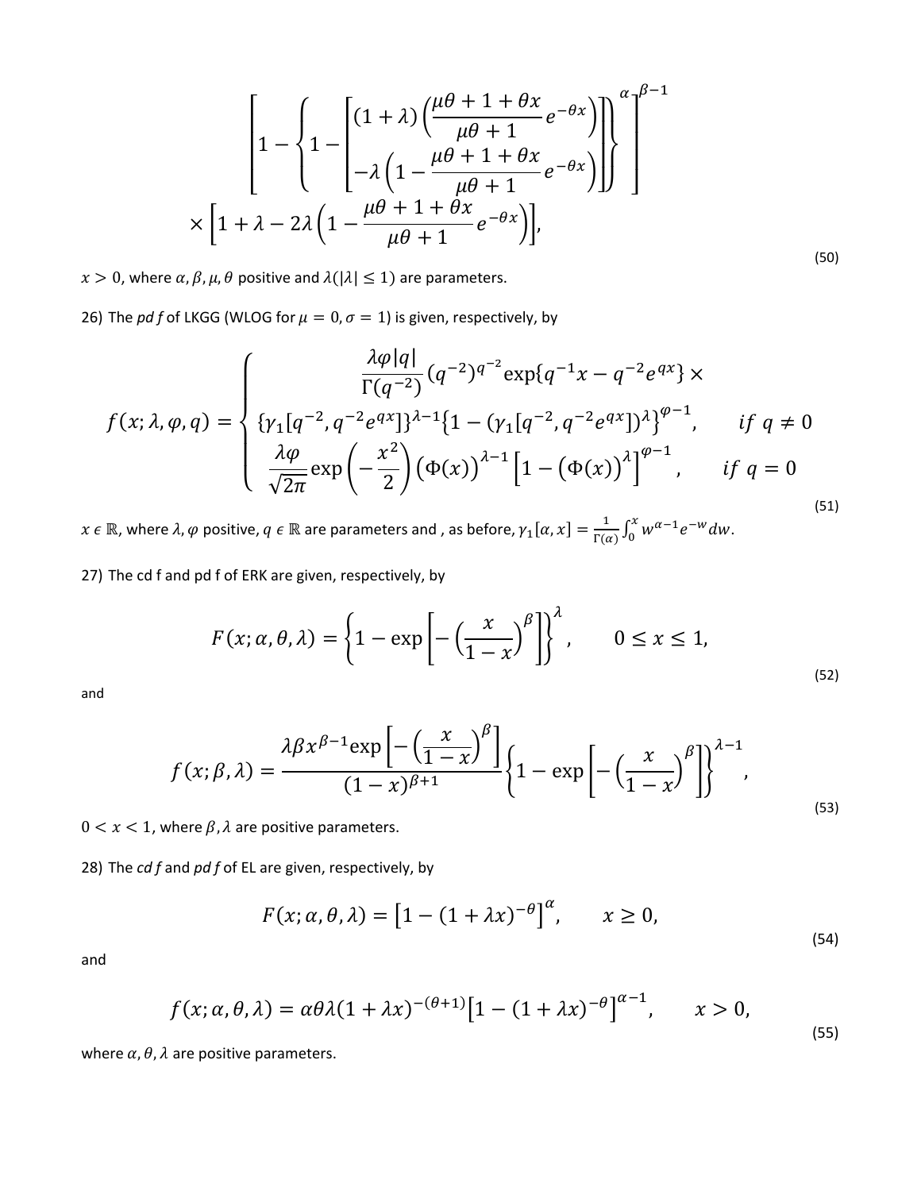$$\left[1-\left\{1-\left[\begin{matrix}(1+\lambda)\left(\dfrac{\mu\theta+1+\theta x}{\mu\theta+1}e^{-\theta x}\right)\\ -\lambda\left(1-\dfrac{\mu\theta+1+\theta x}{\mu\theta+1}e^{-\theta x}\right)\end{matrix}\right]\right\}^{\alpha}\right]^{\beta-1}$$

$$\times\left[1+\lambda-2\lambda\left(1-\frac{\mu\theta+1+\theta x}{\mu\theta+1}e^{-\theta x}\right)\right], \tag{50}$$

$x > 0$, where $\alpha, \beta, \mu, \theta$ positive and $\lambda(|\lambda| \leq 1)$ are parameters.

26) The *pd f* of LKGG (WLOG for $\mu = 0, \sigma = 1$) is given, respectively, by

$$f(x;\lambda,\varphi,q)=\begin{cases}\dfrac{\lambda\varphi|q|}{\Gamma(q^{-2})}(q^{-2})^{q^{-2}}\exp\{q^{-1}x-q^{-2}e^{qx}\}\times \\ \{\gamma_1[q^{-2},q^{-2}e^{qx}]\}^{\lambda-1}\{1-(\gamma_1[q^{-2},q^{-2}e^{qx}])^{\lambda}\}^{\varphi-1}, & if\ q\neq 0\\ \dfrac{\lambda\varphi}{\sqrt{2\pi}}\exp\left(-\dfrac{x^2}{2}\right)\left(\Phi(x)\right)^{\lambda-1}\left[1-\left(\Phi(x)\right)^{\lambda}\right]^{\varphi-1}, & if\ q=0\end{cases} \tag{51}$$

$x \in \mathbb{R}$, where $\lambda, \varphi$ positive, $q \in \mathbb{R}$ are parameters and , as before, $\gamma_1[\alpha, x] = \frac{1}{\Gamma(\alpha)}\int_0^x w^{\alpha-1}e^{-w}dw$.

27) The cd f and pd f of ERK are given, respectively, by

$$F(x;\alpha,\theta,\lambda)=\left\{1-\exp\left[-\left(\frac{x}{1-x}\right)^{\beta}\right]\right\}^{\lambda}, \qquad 0\leq x\leq 1, \tag{52}$$

and

$$f(x;\beta,\lambda)=\frac{\lambda\beta x^{\beta-1}\exp\left[-\left(\frac{x}{1-x}\right)^{\beta}\right]}{(1-x)^{\beta+1}}\left\{1-\exp\left[-\left(\frac{x}{1-x}\right)^{\beta}\right]\right\}^{\lambda-1}, \tag{53}$$

$0 < x < 1$, where $\beta, \lambda$ are positive parameters.

28) The *cd f* and *pd f* of EL are given, respectively, by

$$F(x;\alpha,\theta,\lambda)=\left[1-(1+\lambda x)^{-\theta}\right]^{\alpha}, \qquad x\geq 0, \tag{54}$$

and

$$f(x;\alpha,\theta,\lambda)=\alpha\theta\lambda(1+\lambda x)^{-(\theta+1)}\left[1-(1+\lambda x)^{-\theta}\right]^{\alpha-1}, \qquad x>0, \tag{55}$$

where $\alpha, \theta, \lambda$ are positive parameters.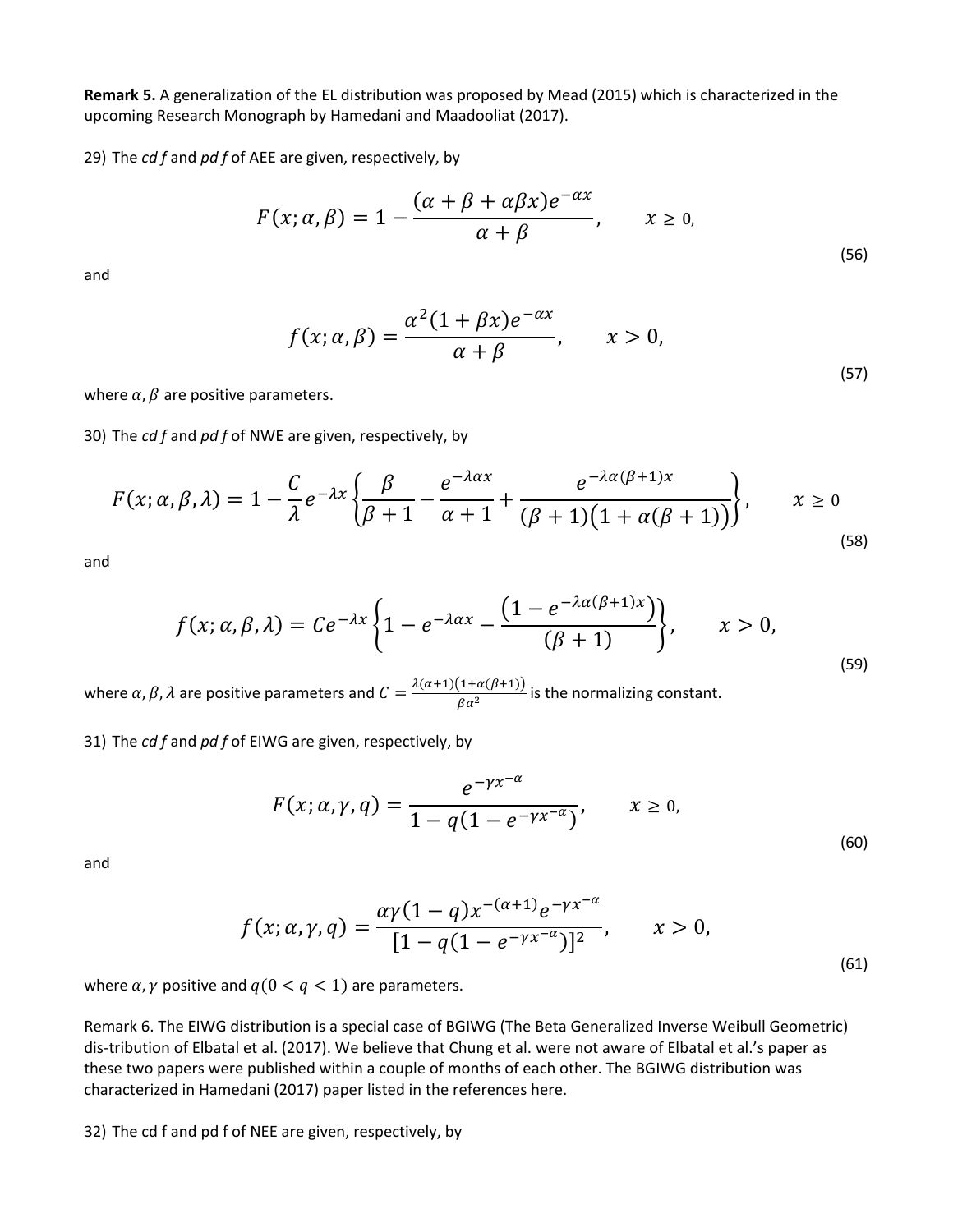**Remark 5.** A generalization of the EL distribution was proposed by Mead (2015) which is characterized in the upcoming Research Monograph by Hamedani and Maadooliat (2017).

29) The *cd f* and *pd f* of AEE are given, respectively, by

$$F(x;\alpha,\beta) = 1 - \frac{(\alpha+\beta+\alpha\beta x)e^{-\alpha x}}{\alpha+\beta}, \qquad x \geq 0, \tag{56}$$

and

$$f(x;\alpha,\beta) = \frac{\alpha^2(1+\beta x)e^{-\alpha x}}{\alpha+\beta}, \qquad x > 0, \tag{57}$$

where $\alpha, \beta$ are positive parameters.

30) The *cd f* and *pd f* of NWE are given, respectively, by

$$F(x;\alpha,\beta,\lambda) = 1 - \frac{C}{\lambda}e^{-\lambda x}\left\{\frac{\beta}{\beta+1} - \frac{e^{-\lambda\alpha x}}{\alpha+1} + \frac{e^{-\lambda\alpha(\beta+1)x}}{(\beta+1)\big(1+\alpha(\beta+1)\big)}\right\}, \qquad x \geq 0 \tag{58}$$

and

$$f(x;\alpha,\beta,\lambda) = Ce^{-\lambda x}\left\{1 - e^{-\lambda\alpha x} - \frac{\left(1-e^{-\lambda\alpha(\beta+1)x}\right)}{(\beta+1)}\right\}, \qquad x > 0, \tag{59}$$

where $\alpha, \beta, \lambda$ are positive parameters and $C = \frac{\lambda(\alpha+1)\left(1+\alpha(\beta+1)\right)}{\beta\alpha^2}$ is the normalizing constant.

31) The *cd f* and *pd f* of EIWG are given, respectively, by

$$F(x;\alpha,\gamma,q) = \frac{e^{-\gamma x^{-\alpha}}}{1-q(1-e^{-\gamma x^{-\alpha}})}, \qquad x \geq 0, \tag{60}$$

and

$$f(x;\alpha,\gamma,q) = \frac{\alpha\gamma(1-q)x^{-(\alpha+1)}e^{-\gamma x^{-\alpha}}}{[1-q(1-e^{-\gamma x^{-\alpha}})]^2}, \qquad x > 0, \tag{61}$$

where $\alpha, \gamma$ positive and $q (0 < q < 1)$ are parameters.

Remark 6. The EIWG distribution is a special case of BGIWG (The Beta Generalized Inverse Weibull Geometric) dis-tribution of Elbatal et al. (2017). We believe that Chung et al. were not aware of Elbatal et al.'s paper as these two papers were published within a couple of months of each other. The BGIWG distribution was characterized in Hamedani (2017) paper listed in the references here.

32) The cd f and pd f of NEE are given, respectively, by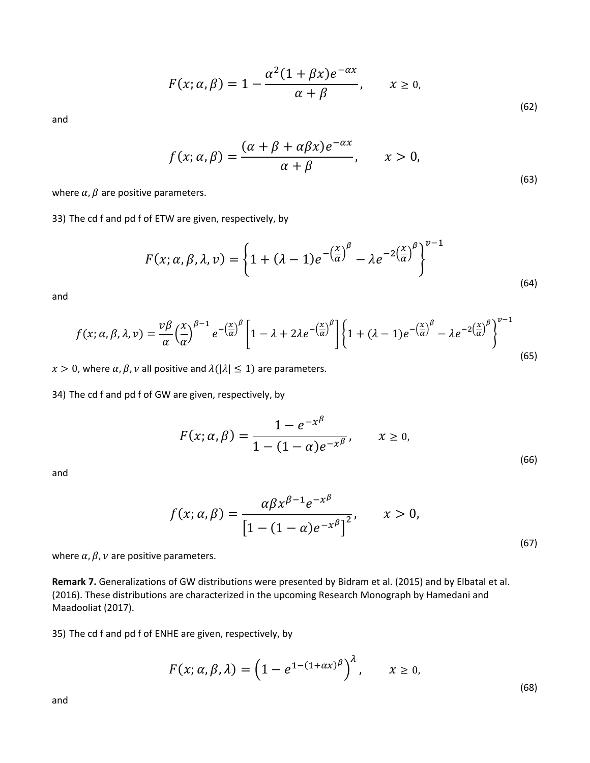$$F(x;\alpha,\beta)=1-\frac{\alpha^2(1+\beta x)e^{-\alpha x}}{\alpha+\beta},\qquad x\geq 0, \tag{62}$$

and

$$f(x;\alpha,\beta)=\frac{(\alpha+\beta+\alpha\beta x)e^{-\alpha x}}{\alpha+\beta},\qquad x>0, \tag{63}$$

where $\alpha,\beta$ are positive parameters.

33) The cd f and pd f of ETW are given, respectively, by

$$F(x;\alpha,\beta,\lambda,v)=\left\{1+(\lambda-1)e^{-\left(\frac{x}{\alpha}\right)^{\beta}}-\lambda e^{-2\left(\frac{x}{\alpha}\right)^{\beta}}\right\}^{v-1} \tag{64}$$

and

$$f(x;\alpha,\beta,\lambda,v)=\frac{v\beta}{\alpha}\left(\frac{x}{\alpha}\right)^{\beta-1}e^{-\left(\frac{x}{\alpha}\right)^{\beta}}\left[1-\lambda+2\lambda e^{-\left(\frac{x}{\alpha}\right)^{\beta}}\right]\left\{1+(\lambda-1)e^{-\left(\frac{x}{\alpha}\right)^{\beta}}-\lambda e^{-2\left(\frac{x}{\alpha}\right)^{\beta}}\right\}^{v-1} \tag{65}$$

$x>0$, where $\alpha,\beta,v$ all positive and $\lambda(|\lambda|\leq 1)$ are parameters.

34) The cd f and pd f of GW are given, respectively, by

$$F(x;\alpha,\beta)=\frac{1-e^{-x^{\beta}}}{1-(1-\alpha)e^{-x^{\beta}}},\qquad x\geq 0, \tag{66}$$

and

$$f(x;\alpha,\beta)=\frac{\alpha\beta x^{\beta-1}e^{-x^{\beta}}}{\left[1-(1-\alpha)e^{-x^{\beta}}\right]^{2}},\qquad x>0, \tag{67}$$

where $\alpha,\beta,v$ are positive parameters.

**Remark 7.** Generalizations of GW distributions were presented by Bidram et al. (2015) and by Elbatal et al. (2016). These distributions are characterized in the upcoming Research Monograph by Hamedani and Maadooliat (2017).

35) The cd f and pd f of ENHE are given, respectively, by

$$F(x;\alpha,\beta,\lambda)=\left(1-e^{1-(1+\alpha x)^{\beta}}\right)^{\lambda},\qquad x\geq 0, \tag{68}$$

and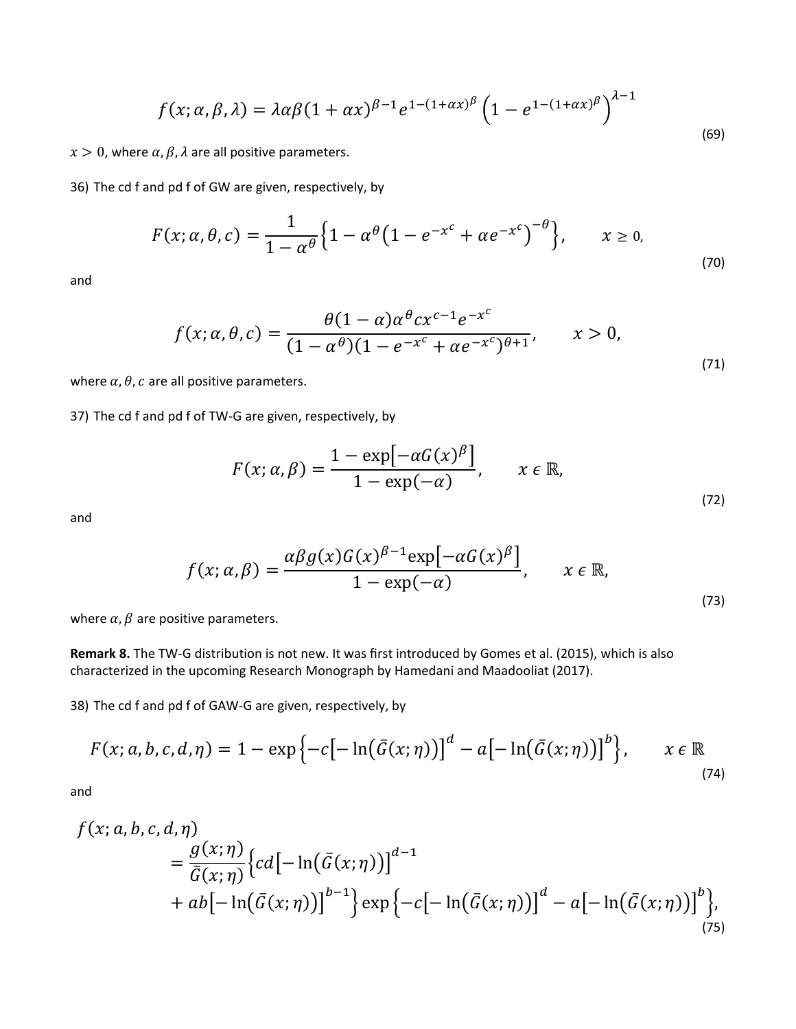$$f(x;\alpha,\beta,\lambda)=\lambda\alpha\beta(1+\alpha x)^{\beta-1}e^{1-(1+\alpha x)^{\beta}}\left(1-e^{1-(1+\alpha x)^{\beta}}\right)^{\lambda-1} \tag{69}$$

$x>0$, where $\alpha,\beta,\lambda$ are all positive parameters.

36) The cd f and pd f of GW are given, respectively, by

$$F(x;\alpha,\theta,c)=\frac{1}{1-\alpha^{\theta}}\left\{1-\alpha^{\theta}\left(1-e^{-x^{c}}+\alpha e^{-x^{c}}\right)^{-\theta}\right\},\qquad x\geq 0, \tag{70}$$

and

$$f(x;\alpha,\theta,c)=\frac{\theta(1-\alpha)\alpha^{\theta}cx^{c-1}e^{-x^{c}}}{(1-\alpha^{\theta})(1-e^{-x^{c}}+\alpha e^{-x^{c}})^{\theta+1}},\qquad x>0, \tag{71}$$

where $\alpha,\theta,c$ are all positive parameters.

37) The cd f and pd f of TW-G are given, respectively, by

$$F(x;\alpha,\beta)=\frac{1-\exp\left[-\alpha G(x)^{\beta}\right]}{1-\exp(-\alpha)},\qquad x\,\epsilon\,\mathbb{R}, \tag{72}$$

and

$$f(x;\alpha,\beta)=\frac{\alpha\beta g(x)G(x)^{\beta-1}\exp\left[-\alpha G(x)^{\beta}\right]}{1-\exp(-\alpha)},\qquad x\,\epsilon\,\mathbb{R}, \tag{73}$$

where $\alpha,\beta$ are positive parameters.

**Remark 8.** The TW-G distribution is not new. It was first introduced by Gomes et al. (2015), which is also characterized in the upcoming Research Monograph by Hamedani and Maadooliat (2017).

38) The cd f and pd f of GAW-G are given, respectively, by

$$F(x;a,b,c,d,\eta)=1-\exp\left\{-c\left[-\ln\left(\bar{G}(x;\eta)\right)\right]^{d}-a\left[-\ln\left(\bar{G}(x;\eta)\right)\right]^{b}\right\},\qquad x\,\epsilon\,\mathbb{R} \tag{74}$$

and

$$\begin{aligned}f(x;a,b,c,d,\eta)&\\&=\frac{g(x;\eta)}{\bar{G}(x;\eta)}\left\{cd\left[-\ln\left(\bar{G}(x;\eta)\right)\right]^{d-1}\right.\\&\left.\quad+ab\left[-\ln\left(\bar{G}(x;\eta)\right)\right]^{b-1}\right\}\exp\left\{-c\left[-\ln\left(\bar{G}(x;\eta)\right)\right]^{d}-a\left[-\ln\left(\bar{G}(x;\eta)\right)\right]^{b}\right\},\end{aligned} \tag{75}$$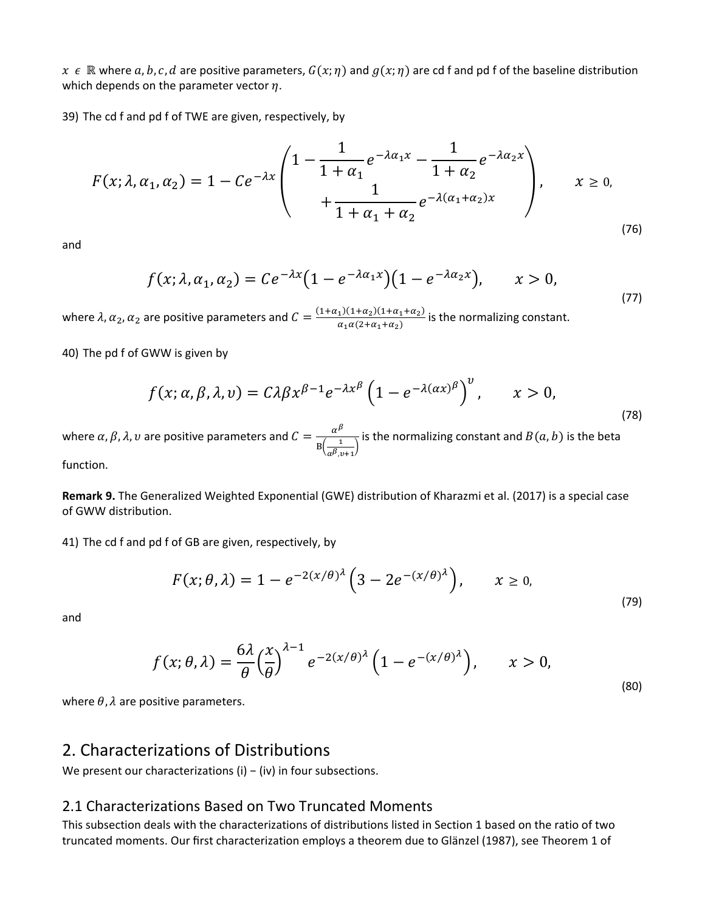$x \in \mathbb{R}$ where $a, b, c, d$ are positive parameters, $G(x;\eta)$ and $g(x;\eta)$ are cd f and pd f of the baseline distribution which depends on the parameter vector $\eta$.

39) The cd f and pd f of TWE are given, respectively, by

$$F(x;\lambda,\alpha_1,\alpha_2) = 1 - Ce^{-\lambda x}\begin{pmatrix} 1 - \dfrac{1}{1+\alpha_1}e^{-\lambda\alpha_1 x} - \dfrac{1}{1+\alpha_2}e^{-\lambda\alpha_2 x} \\ + \dfrac{1}{1+\alpha_1+\alpha_2}e^{-\lambda(\alpha_1+\alpha_2)x} \end{pmatrix}, \qquad x \geq 0, \tag{76}$$

and

$$f(x;\lambda,\alpha_1,\alpha_2) = Ce^{-\lambda x}\left(1-e^{-\lambda\alpha_1 x}\right)\left(1-e^{-\lambda\alpha_2 x}\right), \qquad x > 0, \tag{77}$$

where $\lambda, \alpha_2, \alpha_2$ are positive parameters and $C = \frac{(1+\alpha_1)(1+\alpha_2)(1+\alpha_1+\alpha_2)}{\alpha_1\alpha(2+\alpha_1+\alpha_2)}$ is the normalizing constant.

40) The pd f of GWW is given by

$$f(x;\alpha,\beta,\lambda,\upsilon) = C\lambda\beta x^{\beta-1}e^{-\lambda x^{\beta}}\left(1-e^{-\lambda(\alpha x)^{\beta}}\right)^{\upsilon}, \qquad x > 0, \tag{78}$$

where $\alpha, \beta, \lambda, \upsilon$ are positive parameters and $C = \frac{\alpha^{\beta}}{\mathrm{B}\left(\frac{1}{\alpha^{\beta}},\upsilon+1\right)}$ is the normalizing constant and $B(a,b)$ is the beta function.

**Remark 9.** The Generalized Weighted Exponential (GWE) distribution of Kharazmi et al. (2017) is a special case of GWW distribution.

41) The cd f and pd f of GB are given, respectively, by

$$F(x;\theta,\lambda) = 1 - e^{-2(x/\theta)^{\lambda}}\left(3-2e^{-(x/\theta)^{\lambda}}\right), \qquad x \geq 0, \tag{79}$$

and

$$f(x;\theta,\lambda) = \frac{6\lambda}{\theta}\left(\frac{x}{\theta}\right)^{\lambda-1}e^{-2(x/\theta)^{\lambda}}\left(1-e^{-(x/\theta)^{\lambda}}\right), \qquad x > 0, \tag{80}$$

where $\theta, \lambda$ are positive parameters.

# 2. Characterizations of Distributions

We present our characterizations (i) − (iv) in four subsections.

## 2.1 Characterizations Based on Two Truncated Moments

This subsection deals with the characterizations of distributions listed in Section 1 based on the ratio of two truncated moments. Our first characterization employs a theorem due to Glänzel (1987), see Theorem 1 of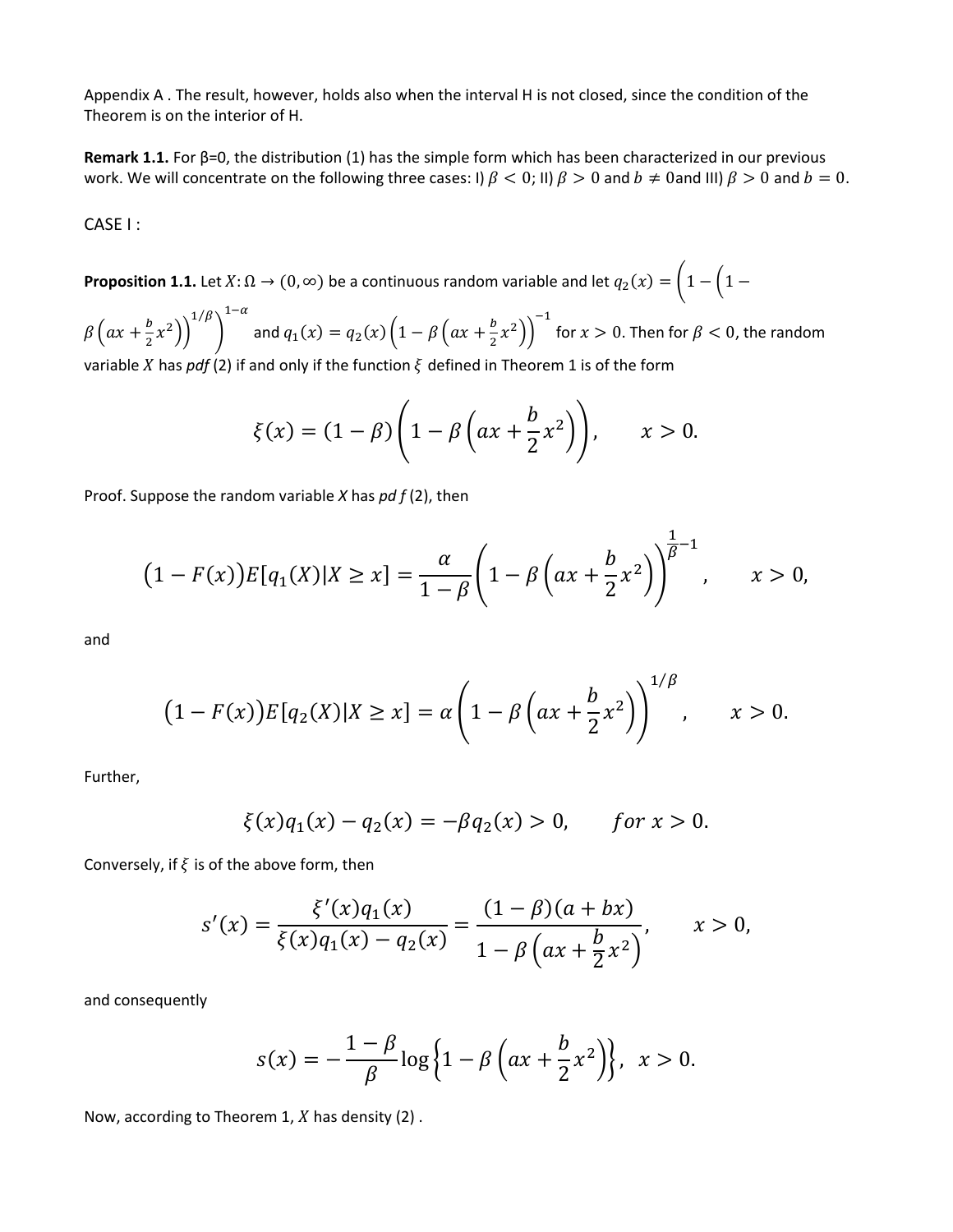Appendix A . The result, however, holds also when the interval H is not closed, since the condition of the Theorem is on the interior of H.

**Remark 1.1.** For β=0, the distribution (1) has the simple form which has been characterized in our previous work. We will concentrate on the following three cases: I) $\beta < 0$; II) $\beta > 0$ and $b \neq 0$and III) $\beta > 0$ and $b = 0$.

CASE I :

**Proposition 1.1.** Let $X\colon \Omega \to (0, \infty)$ be a continuous random variable and let $q_2(x) = \left(1 - \left(1 - \beta\left(ax + \frac{b}{2}x^2\right)\right)^{1/\beta}\right)^{1-\alpha}$ and $q_1(x) = q_2(x)\left(1 - \beta\left(ax + \frac{b}{2}x^2\right)\right)^{-1}$ for $x > 0$. Then for $\beta < 0$, the random variable $X$ has *pdf* (2) if and only if the function $\xi$ defined in Theorem 1 is of the form

$$\xi(x) = (1-\beta)\left(1 - \beta\left(ax + \frac{b}{2}x^2\right)\right), \qquad x > 0.$$

Proof. Suppose the random variable *X* has *pd f* (2), then

$$\left(1 - F(x)\right)E[q_1(X)|X \geq x] = \frac{\alpha}{1-\beta}\left(1 - \beta\left(ax + \frac{b}{2}x^2\right)\right)^{\frac{1}{\beta}-1}, \qquad x > 0,$$

and

$$\left(1 - F(x)\right)E[q_2(X)|X \geq x] = \alpha\left(1 - \beta\left(ax + \frac{b}{2}x^2\right)\right)^{1/\beta}, \qquad x > 0.$$

Further,

$$\xi(x)q_1(x) - q_2(x) = -\beta q_2(x) > 0, \qquad for\ x > 0.$$

Conversely, if $\xi$ is of the above form, then

$$s'(x) = \frac{\xi'(x)q_1(x)}{\xi(x)q_1(x) - q_2(x)} = \frac{(1-\beta)(a+bx)}{1 - \beta\left(ax + \frac{b}{2}x^2\right)}, \qquad x > 0,$$

and consequently

$$s(x) = -\frac{1-\beta}{\beta}\log\left\{1 - \beta\left(ax + \frac{b}{2}x^2\right)\right\}, \ x > 0.$$

Now, according to Theorem 1, $X$ has density (2) .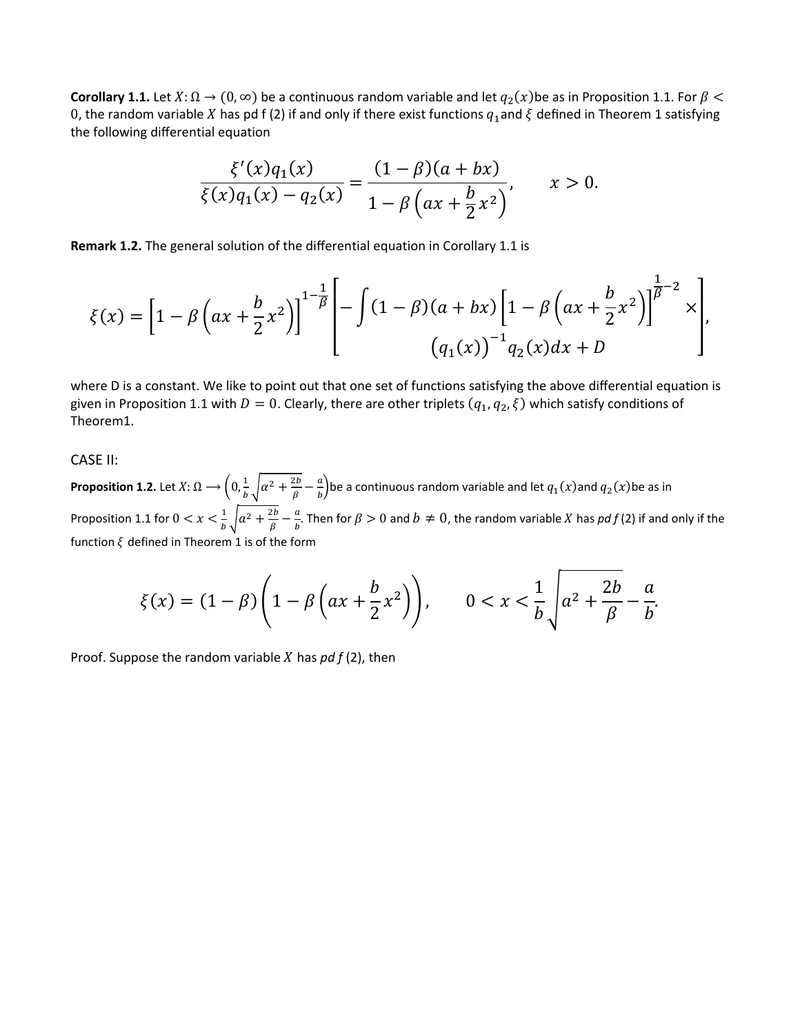**Corollary 1.1.** Let $X: \Omega \to (0, \infty)$ be a continuous random variable and let $q_2(x)$be as in Proposition 1.1. For $\beta < 0$, the random variable $X$ has pd f (2) if and only if there exist functions $q_1$and $\xi$ defined in Theorem 1 satisfying the following differential equation

$$\frac{\xi'(x)q_1(x)}{\xi(x)q_1(x) - q_2(x)} = \frac{(1-\beta)(a+bx)}{1-\beta\left(ax+\frac{b}{2}x^2\right)}, \qquad x > 0.$$

**Remark 1.2.** The general solution of the differential equation in Corollary 1.1 is

$$\xi(x) = \left[1-\beta\left(ax+\frac{b}{2}x^2\right)\right]^{1-\frac{1}{\beta}} \left[ \begin{array}{c} -\int (1-\beta)(a+bx)\left[1-\beta\left(ax+\frac{b}{2}x^2\right)\right]^{\frac{1}{\beta}-2} \times \\ \left(q_1(x)\right)^{-1} q_2(x)dx + D \end{array} \right],$$

where D is a constant. We like to point out that one set of functions satisfying the above differential equation is given in Proposition 1.1 with $D = 0$. Clearly, there are other triplets $(q_1, q_2, \xi)$ which satisfy conditions of Theorem1.

CASE II:

**Proposition 1.2.** Let $X: \Omega \longrightarrow \left(0, \frac{1}{b}\sqrt{a^2+\frac{2b}{\beta}} - \frac{a}{b}\right)$be a continuous random variable and let $q_1(x)$and $q_2(x)$be as in Proposition 1.1 for $0 < x < \frac{1}{b}\sqrt{a^2+\frac{2b}{\beta}} - \frac{a}{b}$. Then for $\beta > 0$ and $b \neq 0$, the random variable $X$ has $pd\,f$ (2) if and only if the function $\xi$ defined in Theorem 1 is of the form

$$\xi(x) = (1-\beta)\left(1-\beta\left(ax+\frac{b}{2}x^2\right)\right), \qquad 0 < x < \frac{1}{b}\sqrt{a^2+\frac{2b}{\beta}} - \frac{a}{b}.$$

Proof. Suppose the random variable $X$ has $pd\,f$ (2), then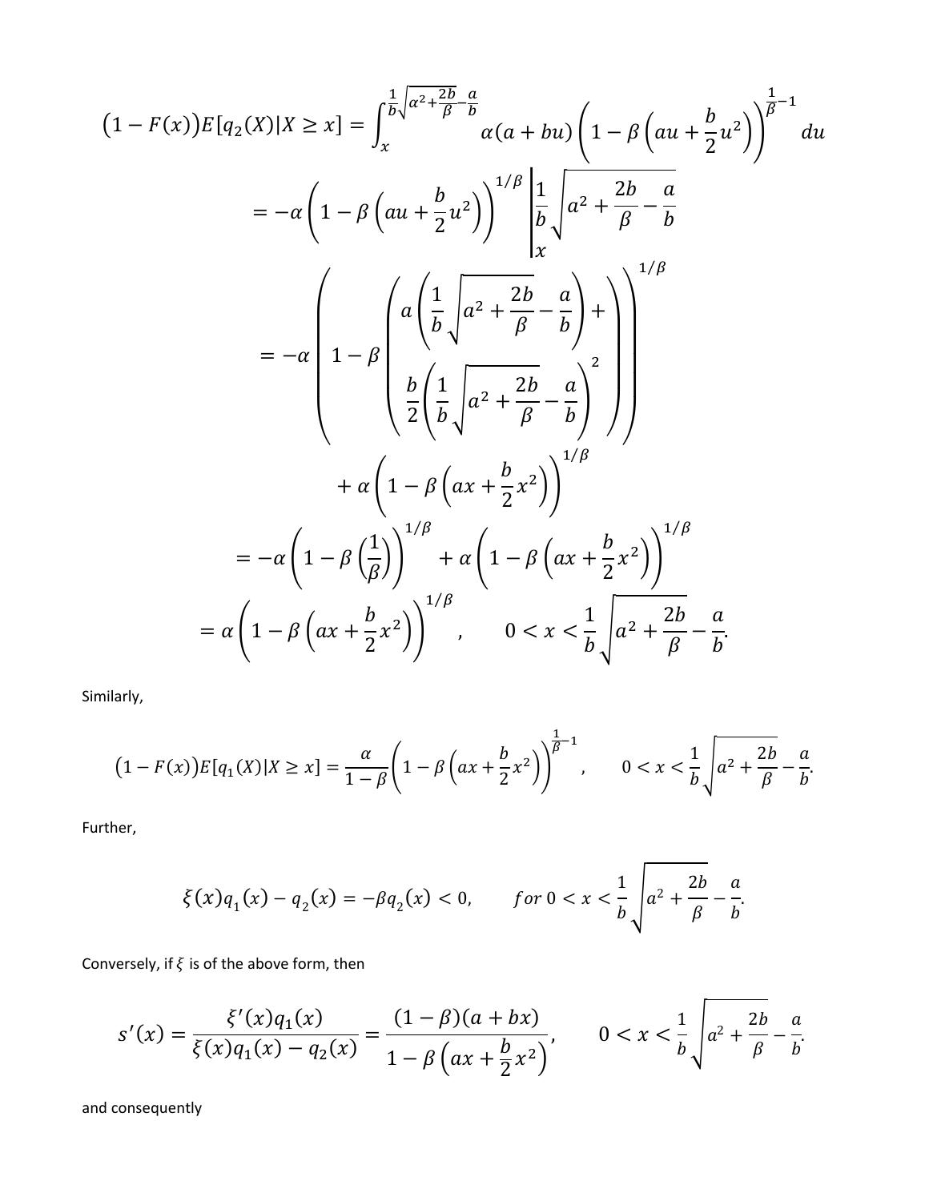$$
\begin{aligned}
\left(1-F(x)\right)E[q_2(X)|X \geq x] &= \int_x^{\frac{1}{b}\sqrt{\alpha^2+\frac{2b}{\beta}}-\frac{a}{b}} \alpha(a+bu)\left(1-\beta\left(au+\frac{b}{2}u^2\right)\right)^{\frac{1}{\beta}-1} du \\
&= -\alpha\left(1-\beta\left(au+\frac{b}{2}u^2\right)\right)^{1/\beta} \Bigg|_x^{\frac{1}{b}\sqrt{a^2+\frac{2b}{\beta}}-\frac{a}{b}} \\
&= -\alpha\left(1-\beta\left(\begin{array}{c} a\left(\frac{1}{b}\sqrt{a^2+\frac{2b}{\beta}}-\frac{a}{b}\right)+ \\ \frac{b}{2}\left(\frac{1}{b}\sqrt{a^2+\frac{2b}{\beta}}-\frac{a}{b}\right)^2 \end{array}\right)\right)^{1/\beta} \\
&\quad + \alpha\left(1-\beta\left(ax+\frac{b}{2}x^2\right)\right)^{1/\beta} \\
&= -\alpha\left(1-\beta\left(\frac{1}{\beta}\right)\right)^{1/\beta} + \alpha\left(1-\beta\left(ax+\frac{b}{2}x^2\right)\right)^{1/\beta} \\
&= \alpha\left(1-\beta\left(ax+\frac{b}{2}x^2\right)\right)^{1/\beta}, \qquad 0 < x < \frac{1}{b}\sqrt{a^2+\frac{2b}{\beta}}-\frac{a}{b}.
\end{aligned}
$$

Similarly,

$$
\left(1-F(x)\right)E[q_1(X)|X \geq x] = \frac{\alpha}{1-\beta}\left(1-\beta\left(ax+\frac{b}{2}x^2\right)\right)^{\frac{1}{\beta}-1}, \qquad 0 < x < \frac{1}{b}\sqrt{a^2+\frac{2b}{\beta}}-\frac{a}{b}.
$$

Further,

$$
\xi(x)q_1(x) - q_2(x) = -\beta q_2(x) < 0, \qquad for\ 0 < x < \frac{1}{b}\sqrt{a^2+\frac{2b}{\beta}}-\frac{a}{b}.
$$

Conversely, if $\xi$ is of the above form, then

$$
s'(x) = \frac{\xi'(x)q_1(x)}{\xi(x)q_1(x)-q_2(x)} = \frac{(1-\beta)(a+bx)}{1-\beta\left(ax+\frac{b}{2}x^2\right)}, \qquad 0 < x < \frac{1}{b}\sqrt{a^2+\frac{2b}{\beta}}-\frac{a}{b}.
$$

and consequently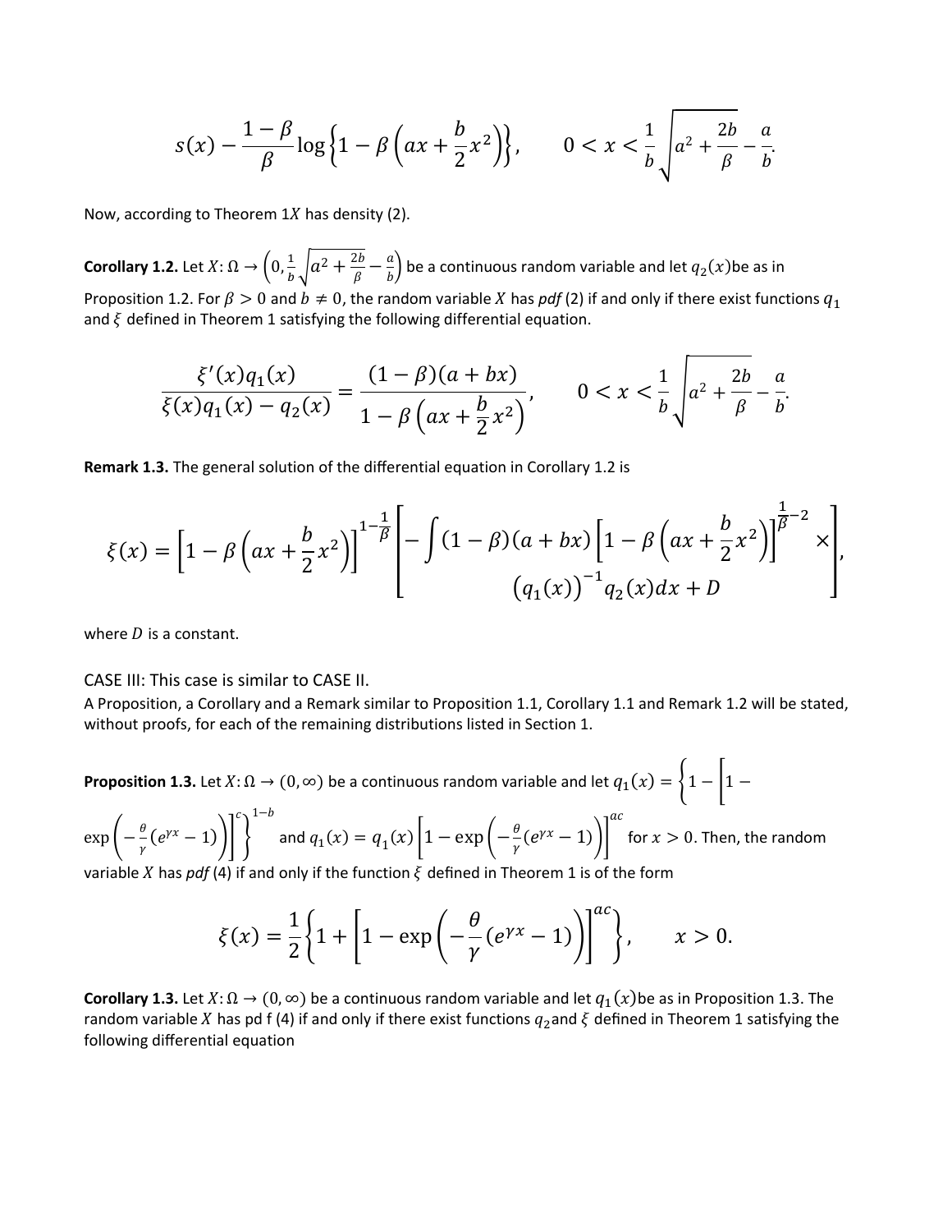$$s(x) - \frac{1-\beta}{\beta}\log\left\{1-\beta\left(ax+\frac{b}{2}x^2\right)\right\}, \qquad 0 < x < \frac{1}{b}\sqrt{a^2+\frac{2b}{\beta}} - \frac{a}{b}.$$

Now, according to Theorem 1$X$ has density (2).

**Corollary 1.2.** Let $X: \Omega \to \left(0, \frac{1}{b}\sqrt{a^2+\frac{2b}{\beta}}-\frac{a}{b}\right)$ be a continuous random variable and let $q_2(x)$be as in Proposition 1.2. For $\beta > 0$ and $b \neq 0$, the random variable $X$ has *pdf* (2) if and only if there exist functions $q_1$ and $\xi$ defined in Theorem 1 satisfying the following differential equation.

$$\frac{\xi'(x)q_1(x)}{\xi(x)q_1(x)-q_2(x)} = \frac{(1-\beta)(a+bx)}{1-\beta\left(ax+\frac{b}{2}x^2\right)}, \qquad 0 < x < \frac{1}{b}\sqrt{a^2+\frac{2b}{\beta}} - \frac{a}{b}.$$

**Remark 1.3.** The general solution of the differential equation in Corollary 1.2 is

$$\xi(x) = \left[1-\beta\left(ax+\frac{b}{2}x^2\right)\right]^{1-\frac{1}{\beta}} \left[ \begin{array}{c} -\int (1-\beta)(a+bx)\left[1-\beta\left(ax+\frac{b}{2}x^2\right)\right]^{\frac{1}{\beta}-2} \times \\ \left(q_1(x)\right)^{-1} q_2(x)dx + D \end{array} \right],$$

where $D$ is a constant.

CASE III: This case is similar to CASE II.

A Proposition, a Corollary and a Remark similar to Proposition 1.1, Corollary 1.1 and Remark 1.2 will be stated, without proofs, for each of the remaining distributions listed in Section 1.

**Proposition 1.3.** Let $X: \Omega \to (0, \infty)$ be a continuous random variable and let $q_1(x) = \left\{1-\left[1-\exp\left(-\frac{\theta}{\gamma}(e^{\gamma x}-1)\right)\right]^c\right\}^{1-b}$ and $q_1(x) = q_1(x)\left[1-\exp\left(-\frac{\theta}{\gamma}(e^{\gamma x}-1)\right)\right]^{ac}$ for $x > 0$. Then, the random variable $X$ has *pdf* (4) if and only if the function $\xi$ defined in Theorem 1 is of the form

$$\xi(x) = \frac{1}{2}\left\{1+\left[1-\exp\left(-\frac{\theta}{\gamma}(e^{\gamma x}-1)\right)\right]^{ac}\right\}, \qquad x > 0.$$

**Corollary 1.3.** Let $X: \Omega \to (0, \infty)$ be a continuous random variable and let $q_1(x)$be as in Proposition 1.3. The random variable $X$ has pd f (4) if and only if there exist functions $q_2$and $\xi$ defined in Theorem 1 satisfying the following differential equation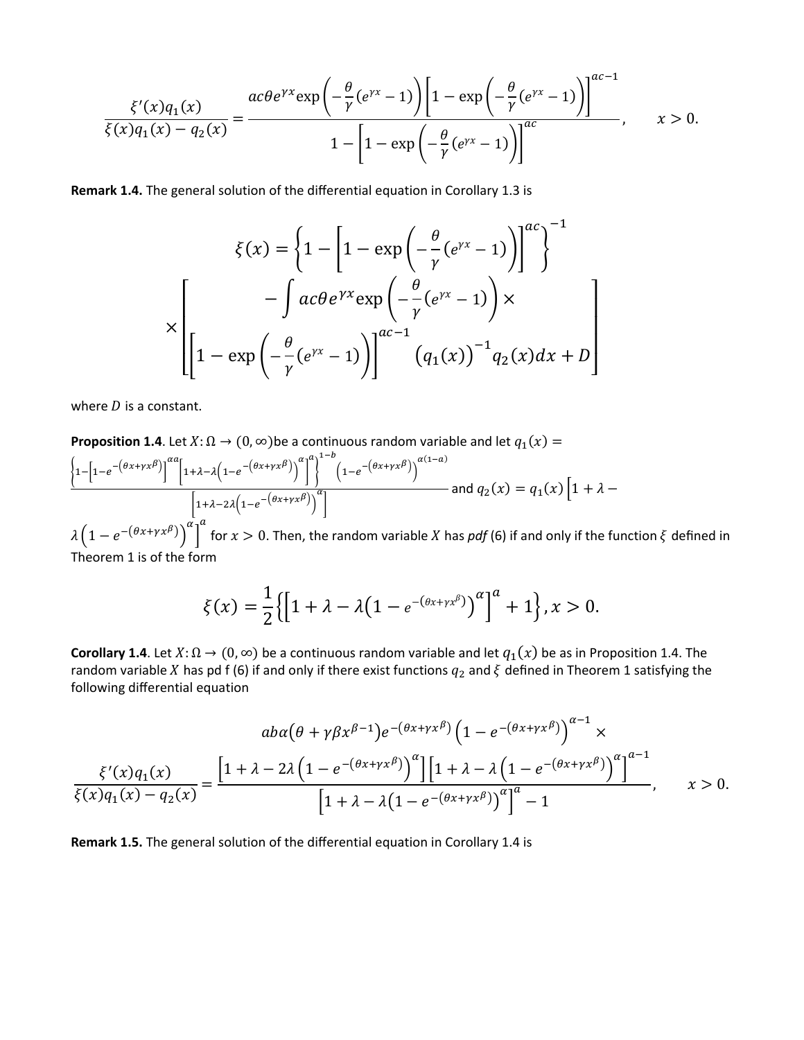$$\frac{\xi'(x)q_1(x)}{\xi(x)q_1(x)-q_2(x)}=\frac{ac\theta e^{\gamma x}\exp\left(-\frac{\theta}{\gamma}(e^{\gamma x}-1)\right)\left[1-\exp\left(-\frac{\theta}{\gamma}(e^{\gamma x}-1)\right)\right]^{ac-1}}{1-\left[1-\exp\left(-\frac{\theta}{\gamma}(e^{\gamma x}-1)\right)\right]^{ac}},\qquad x>0.$$

**Remark 1.4.** The general solution of the differential equation in Corollary 1.3 is

$$\xi(x)=\left\{1-\left[1-\exp\left(-\frac{\theta}{\gamma}(e^{\gamma x}-1)\right)\right]^{ac}\right\}^{-1}$$

$$\times\left[\begin{array}{c}-\int ac\theta e^{\gamma x}\exp\left(-\frac{\theta}{\gamma}(e^{\gamma x}-1)\right)\times\\ \left[1-\exp\left(-\frac{\theta}{\gamma}(e^{\gamma x}-1)\right)\right]^{ac-1}\left(q_1(x)\right)^{-1}q_2(x)dx+D\end{array}\right]$$

where $D$ is a constant.

**Proposition 1.4**. Let $X:\Omega\to(0,\infty)$ be a continuous random variable and let $q_1(x)=\frac{\left\{1-\left[1-e^{-(\theta x+\gamma x^{\beta})}\right]^{\alpha a}\left[1+\lambda-\lambda\left(1-e^{-(\theta x+\gamma x^{\beta})}\right)^{\alpha}\right]^{a}\right\}^{1-b}\left(1-e^{-(\theta x+\gamma x^{\beta})}\right)^{\alpha(1-a)}}{\left[1+\lambda-2\lambda\left(1-e^{-(\theta x+\gamma x^{\beta})}\right)^{\alpha}\right]}$ and $q_2(x)=q_1(x)\left[1+\lambda-\lambda\left(1-e^{-(\theta x+\gamma x^{\beta})}\right)^{\alpha}\right]^{a}$ for $x>0$. Then, the random variable $X$ has *pdf* (6) if and only if the function $\xi$ defined in Theorem 1 is of the form

$$\xi(x)=\frac{1}{2}\left\{\left[1+\lambda-\lambda\left(1-e^{-(\theta x+\gamma x^{\beta})}\right)^{\alpha}\right]^{a}+1\right\},x>0.$$

**Corollary 1.4**. Let $X:\Omega\to(0,\infty)$ be a continuous random variable and let $q_1(x)$ be as in Proposition 1.4. The random variable $X$ has pd f (6) if and only if there exist functions $q_2$ and $\xi$ defined in Theorem 1 satisfying the following differential equation

$$\frac{\xi'(x)q_1(x)}{\xi(x)q_1(x)-q_2(x)}=\frac{\begin{array}{c}ab\alpha\left(\theta+\gamma\beta x^{\beta-1}\right)e^{-(\theta x+\gamma x^{\beta})}\left(1-e^{-(\theta x+\gamma x^{\beta})}\right)^{\alpha-1}\times\\ \left[1+\lambda-2\lambda\left(1-e^{-(\theta x+\gamma x^{\beta})}\right)^{\alpha}\right]\left[1+\lambda-\lambda\left(1-e^{-(\theta x+\gamma x^{\beta})}\right)^{\alpha}\right]^{a-1}\end{array}}{\left[1+\lambda-\lambda\left(1-e^{-(\theta x+\gamma x^{\beta})}\right)^{\alpha}\right]^{a}-1},\qquad x>0.$$

**Remark 1.5.** The general solution of the differential equation in Corollary 1.4 is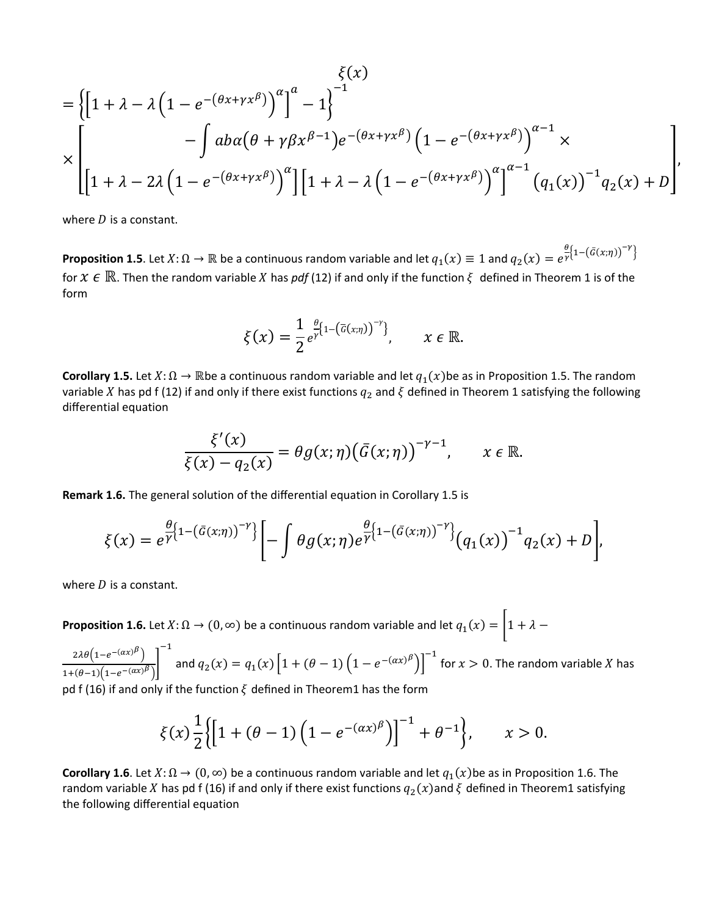$$\xi(x) = \left\{\left[1+\lambda-\lambda\left(1-e^{-(\theta x+\gamma x^{\beta})}\right)^{\alpha}\right]^{a}-1\right\}^{-1} \times \left[\begin{array}{c} -\int ab\alpha(\theta+\gamma\beta x^{\beta-1})e^{-(\theta x+\gamma x^{\beta})}\left(1-e^{-(\theta x+\gamma x^{\beta})}\right)^{\alpha-1}\times \\ \left[1+\lambda-2\lambda\left(1-e^{-(\theta x+\gamma x^{\beta})}\right)^{\alpha}\right]\left[1+\lambda-\lambda\left(1-e^{-(\theta x+\gamma x^{\beta})}\right)^{\alpha}\right]^{\alpha-1}(q_1(x))^{-1}q_2(x)+D \end{array}\right],$$

where $D$ is a constant.

**Proposition 1.5**. Let $X:\Omega \to \mathbb{R}$ be a continuous random variable and let $q_1(x) \equiv 1$ and $q_2(x) = e^{\frac{\theta}{\gamma}\left\{1-\left(\bar{G}(x;\eta)\right)^{-\gamma}\right\}}$ for $x \in \mathbb{R}$. Then the random variable $X$ has *pdf* (12) if and only if the function $\xi$ defined in Theorem 1 is of the form

$$\xi(x) = \frac{1}{2}e^{\frac{\theta}{\gamma}\left\{1-\left(\bar{G}(x;\eta)\right)^{-\gamma}\right\}}, \qquad x \in \mathbb{R}.$$

**Corollary 1.5.** Let $X:\Omega \to \mathbb{R}$be a continuous random variable and let $q_1(x)$be as in Proposition 1.5. The random variable $X$ has pd f (12) if and only if there exist functions $q_2$ and $\xi$ defined in Theorem 1 satisfying the following differential equation

$$\frac{\xi'(x)}{\xi(x)-q_2(x)} = \theta g(x;\eta)\left(\bar{G}(x;\eta)\right)^{-\gamma-1}, \qquad x \in \mathbb{R}.$$

**Remark 1.6.** The general solution of the differential equation in Corollary 1.5 is

$$\xi(x) = e^{\frac{\theta}{\gamma}\left\{1-\left(\bar{G}(x;\eta)\right)^{-\gamma}\right\}}\left[-\int \theta g(x;\eta)e^{\frac{\theta}{\gamma}\left\{1-\left(\bar{G}(x;\eta)\right)^{-\gamma}\right\}}(q_1(x))^{-1}q_2(x)+D\right],$$

where $D$ is a constant.

**Proposition 1.6.** Let $X:\Omega \to (0,\infty)$ be a continuous random variable and let $q_1(x) = \left[1+\lambda-\frac{2\lambda\theta\left(1-e^{-(\alpha x)^{\beta}}\right)}{1+(\theta-1)\left(1-e^{-(\alpha x)^{\beta}}\right)}\right]^{-1}$ and $q_2(x) = q_1(x)\left[1+(\theta-1)\left(1-e^{-(\alpha x)^{\beta}}\right)\right]^{-1}$ for $x>0$. The random variable $X$ has pd f (16) if and only if the function $\xi$ defined in Theorem1 has the form

$$\xi(x)\frac{1}{2}\left\{\left[1+(\theta-1)\left(1-e^{-(\alpha x)^{\beta}}\right)\right]^{-1}+\theta^{-1}\right\}, \qquad x>0.$$

**Corollary 1.6**. Let $X:\Omega \to (0,\infty)$ be a continuous random variable and let $q_1(x)$be as in Proposition 1.6. The random variable $X$ has pd f (16) if and only if there exist functions $q_2(x)$and $\xi$ defined in Theorem1 satisfying the following differential equation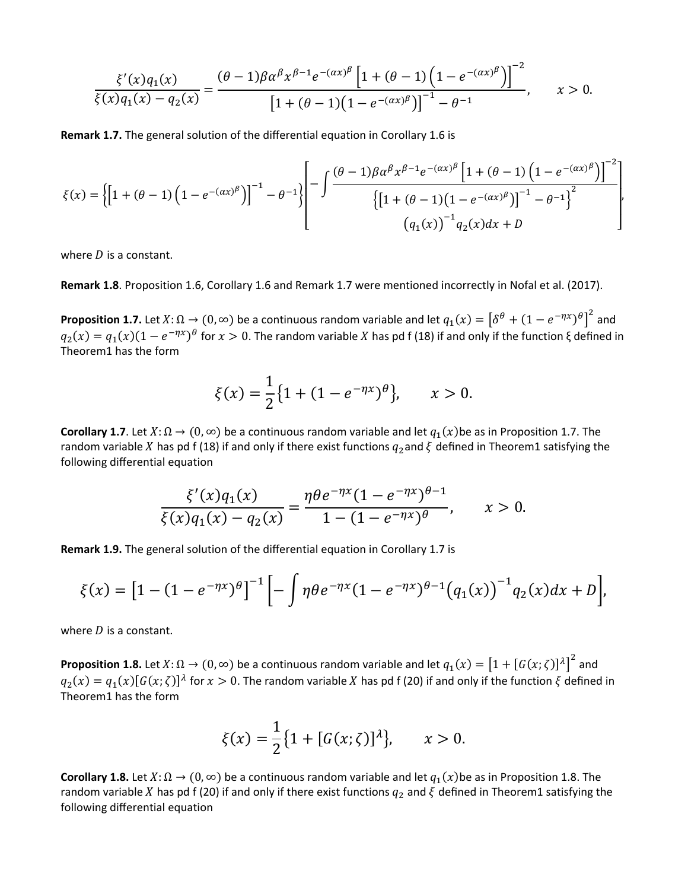$$\frac{\xi'(x)q_1(x)}{\xi(x)q_1(x)-q_2(x)}=\frac{(\theta-1)\beta\alpha^\beta x^{\beta-1}e^{-(\alpha x)^\beta}\left[1+(\theta-1)\left(1-e^{-(\alpha x)^\beta}\right)\right]^{-2}}{\left[1+(\theta-1)\left(1-e^{-(\alpha x)^\beta}\right)\right]^{-1}-\theta^{-1}},\qquad x>0.$$

**Remark 1.7.** The general solution of the differential equation in Corollary 1.6 is

$$\xi(x)=\left\{\left[1+(\theta-1)\left(1-e^{-(\alpha x)^\beta}\right)\right]^{-1}-\theta^{-1}\right\}\left[-\int\frac{(\theta-1)\beta\alpha^\beta x^{\beta-1}e^{-(\alpha x)^\beta}\left[1+(\theta-1)\left(1-e^{-(\alpha x)^\beta}\right)\right]^{-2}}{\left\{\left[1+(\theta-1)\left(1-e^{-(\alpha x)^\beta}\right)\right]^{-1}-\theta^{-1}\right\}^2}\left(q_1(x)\right)^{-1}q_2(x)dx+D\right],$$

where $D$ is a constant.

**Remark 1.8**. Proposition 1.6, Corollary 1.6 and Remark 1.7 were mentioned incorrectly in Nofal et al. (2017).

**Proposition 1.7.** Let $X:\Omega\to(0,\infty)$ be a continuous random variable and let $q_1(x)=\left[\delta^\theta+(1-e^{-\eta x})^\theta\right]^2$ and $q_2(x)=q_1(x)(1-e^{-\eta x})^\theta$ for $x>0$. The random variable $X$ has pd f (18) if and only if the function ξ defined in Theorem1 has the form

$$\xi(x)=\frac{1}{2}\{1+(1-e^{-\eta x})^\theta\},\qquad x>0.$$

**Corollary 1.7**. Let $X:\Omega\to(0,\infty)$ be a continuous random variable and let $q_1(x)$ be as in Proposition 1.7. The random variable $X$ has pd f (18) if and only if there exist functions $q_2$ and $\xi$ defined in Theorem1 satisfying the following differential equation

$$\frac{\xi'(x)q_1(x)}{\xi(x)q_1(x)-q_2(x)}=\frac{\eta\theta e^{-\eta x}(1-e^{-\eta x})^{\theta-1}}{1-(1-e^{-\eta x})^\theta},\qquad x>0.$$

**Remark 1.9.** The general solution of the differential equation in Corollary 1.7 is

$$\xi(x)=\left[1-(1-e^{-\eta x})^\theta\right]^{-1}\left[-\int\eta\theta e^{-\eta x}(1-e^{-\eta x})^{\theta-1}\left(q_1(x)\right)^{-1}q_2(x)dx+D\right],$$

where $D$ is a constant.

**Proposition 1.8.** Let $X:\Omega\to(0,\infty)$ be a continuous random variable and let $q_1(x)=\left[1+[G(x;\zeta)]^\lambda\right]^2$ and $q_2(x)=q_1(x)[G(x;\zeta)]^\lambda$ for $x>0$. The random variable $X$ has pd f (20) if and only if the function $\xi$ defined in Theorem1 has the form

$$\xi(x)=\frac{1}{2}\{1+[G(x;\zeta)]^\lambda\},\qquad x>0.$$

**Corollary 1.8.** Let $X:\Omega\to(0,\infty)$ be a continuous random variable and let $q_1(x)$ be as in Proposition 1.8. The random variable $X$ has pd f (20) if and only if there exist functions $q_2$ and $\xi$ defined in Theorem1 satisfying the following differential equation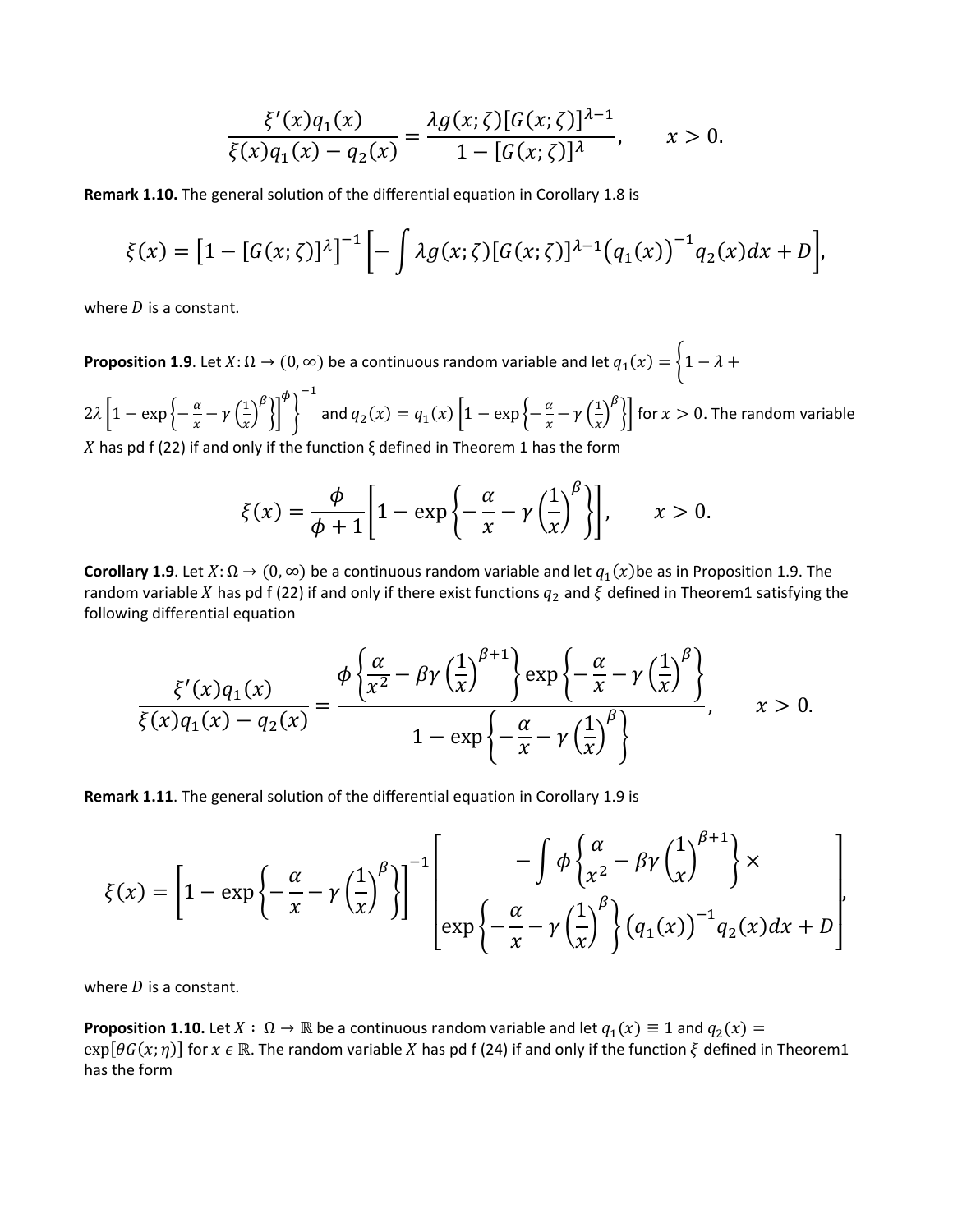$$\frac{\xi'(x)q_1(x)}{\xi(x)q_1(x)-q_2(x)}=\frac{\lambda g(x;\zeta)[G(x;\zeta)]^{\lambda-1}}{1-[G(x;\zeta)]^{\lambda}}, \qquad x>0.$$

**Remark 1.10.** The general solution of the differential equation in Corollary 1.8 is

$$\xi(x)=\left[1-[G(x;\zeta)]^{\lambda}\right]^{-1}\left[-\int \lambda g(x;\zeta)[G(x;\zeta)]^{\lambda-1}\left(q_1(x)\right)^{-1}q_2(x)dx+D\right],$$

where $D$ is a constant.

**Proposition 1.9**. Let $X:\Omega\to(0,\infty)$ be a continuous random variable and let $q_1(x)=\left\{1-\lambda+2\lambda\left[1-\exp\left\{-\frac{\alpha}{x}-\gamma\left(\frac{1}{x}\right)^{\beta}\right\}\right]^{\phi}\right\}^{-1}$ and $q_2(x)=q_1(x)\left[1-\exp\left\{-\frac{\alpha}{x}-\gamma\left(\frac{1}{x}\right)^{\beta}\right\}\right]$ for $x>0$. The random variable $X$ has pd f (22) if and only if the function ξ defined in Theorem 1 has the form

$$\xi(x)=\frac{\phi}{\phi+1}\left[1-\exp\left\{-\frac{\alpha}{x}-\gamma\left(\frac{1}{x}\right)^{\beta}\right\}\right], \qquad x>0.$$

**Corollary 1.9**. Let $X:\Omega\to(0,\infty)$ be a continuous random variable and let $q_1(x)$be as in Proposition 1.9. The random variable $X$ has pd f (22) if and only if there exist functions $q_2$ and $\xi$ defined in Theorem1 satisfying the following differential equation

$$\frac{\xi'(x)q_1(x)}{\xi(x)q_1(x)-q_2(x)}=\frac{\phi\left\{\frac{\alpha}{x^2}-\beta\gamma\left(\frac{1}{x}\right)^{\beta+1}\right\}\exp\left\{-\frac{\alpha}{x}-\gamma\left(\frac{1}{x}\right)^{\beta}\right\}}{1-\exp\left\{-\frac{\alpha}{x}-\gamma\left(\frac{1}{x}\right)^{\beta}\right\}}, \qquad x>0.$$

**Remark 1.11**. The general solution of the differential equation in Corollary 1.9 is

$$\xi(x)=\left[1-\exp\left\{-\frac{\alpha}{x}-\gamma\left(\frac{1}{x}\right)^{\beta}\right\}\right]^{-1}\left[\begin{array}{c}-\int\phi\left\{\frac{\alpha}{x^2}-\beta\gamma\left(\frac{1}{x}\right)^{\beta+1}\right\}\times\\ \exp\left\{-\frac{\alpha}{x}-\gamma\left(\frac{1}{x}\right)^{\beta}\right\}\left(q_1(x)\right)^{-1}q_2(x)dx+D\end{array}\right],$$

where $D$ is a constant.

**Proposition 1.10.** Let $X:\Omega\to\mathbb{R}$ be a continuous random variable and let $q_1(x)\equiv1$ and $q_2(x)=\exp[\theta G(x;\eta)]$ for $x\in\mathbb{R}$. The random variable $X$ has pd f (24) if and only if the function $\xi$ defined in Theorem1 has the form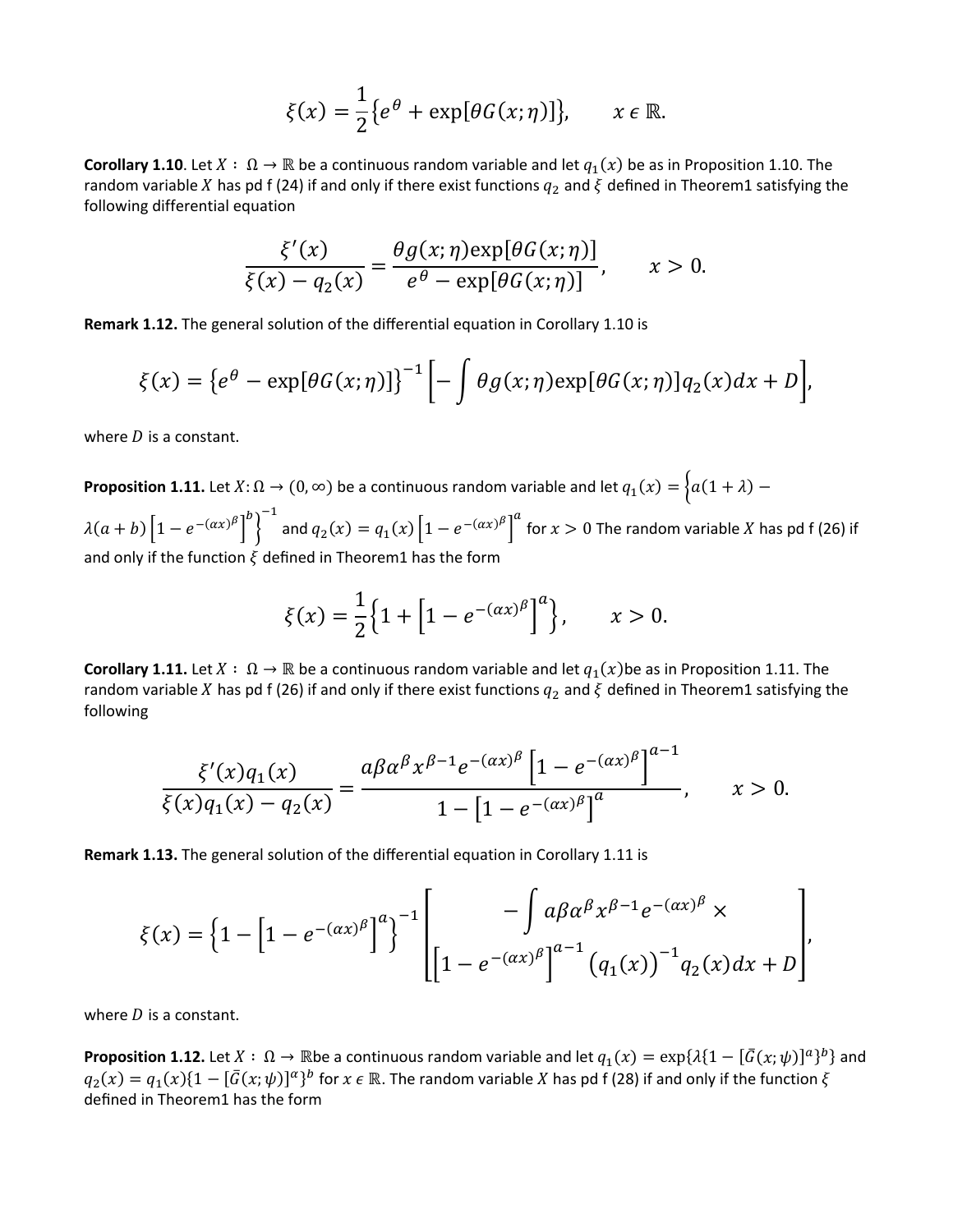$$\xi(x) = \frac{1}{2}\{e^{\theta} + \exp[\theta G(x;\eta)]\}, \qquad x \in \mathbb{R}.$$

**Corollary 1.10**. Let $X : \Omega \to \mathbb{R}$ be a continuous random variable and let $q_1(x)$ be as in Proposition 1.10. The random variable $X$ has pd f (24) if and only if there exist functions $q_2$ and $\xi$ defined in Theorem1 satisfying the following differential equation

$$\frac{\xi'(x)}{\xi(x) - q_2(x)} = \frac{\theta g(x;\eta)\exp[\theta G(x;\eta)]}{e^{\theta} - \exp[\theta G(x;\eta)]}, \qquad x > 0.$$

**Remark 1.12.** The general solution of the differential equation in Corollary 1.10 is

$$\xi(x) = \{e^{\theta} - \exp[\theta G(x;\eta)]\}^{-1}\left[-\int \theta g(x;\eta)\exp[\theta G(x;\eta)] q_2(x)dx + D\right],$$

where $D$ is a constant.

**Proposition 1.11.** Let $X: \Omega \to (0, \infty)$ be a continuous random variable and let $q_1(x) = \left\{a(1+\lambda) - \lambda(a+b)\left[1 - e^{-(\alpha x)^{\beta}}\right]^{b}\right\}^{-1}$ and $q_2(x) = q_1(x)\left[1 - e^{-(\alpha x)^{\beta}}\right]^{a}$ for $x > 0$ The random variable $X$ has pd f (26) if and only if the function $\xi$ defined in Theorem1 has the form

$$\xi(x) = \frac{1}{2}\left\{1 + \left[1 - e^{-(\alpha x)^{\beta}}\right]^{a}\right\}, \qquad x > 0.$$

**Corollary 1.11.** Let $X : \Omega \to \mathbb{R}$ be a continuous random variable and let $q_1(x)$be as in Proposition 1.11. The random variable $X$ has pd f (26) if and only if there exist functions $q_2$ and $\xi$ defined in Theorem1 satisfying the following

$$\frac{\xi'(x)q_1(x)}{\xi(x)q_1(x) - q_2(x)} = \frac{a\beta\alpha^{\beta}x^{\beta-1}e^{-(\alpha x)^{\beta}}\left[1 - e^{-(\alpha x)^{\beta}}\right]^{a-1}}{1 - \left[1 - e^{-(\alpha x)^{\beta}}\right]^{a}}, \qquad x > 0.$$

**Remark 1.13.** The general solution of the differential equation in Corollary 1.11 is

$$\xi(x) = \left\{1 - \left[1 - e^{-(\alpha x)^{\beta}}\right]^{a}\right\}^{-1}\left[\begin{array}{c} -\int a\beta\alpha^{\beta}x^{\beta-1}e^{-(\alpha x)^{\beta}} \times \\ \left[1 - e^{-(\alpha x)^{\beta}}\right]^{a-1}(q_1(x))^{-1}q_2(x)dx + D \end{array}\right],$$

where $D$ is a constant.

**Proposition 1.12.** Let $X : \Omega \to \mathbb{R}$be a continuous random variable and let $q_1(x) = \exp\{\lambda\{1 - [\bar{G}(x;\psi)]^{a}\}^{b}\}$ and $q_2(x) = q_1(x)\{1 - [\bar{G}(x;\psi)]^{\alpha}\}^{b}$ for $x \in \mathbb{R}$. The random variable $X$ has pd f (28) if and only if the function $\xi$ defined in Theorem1 has the form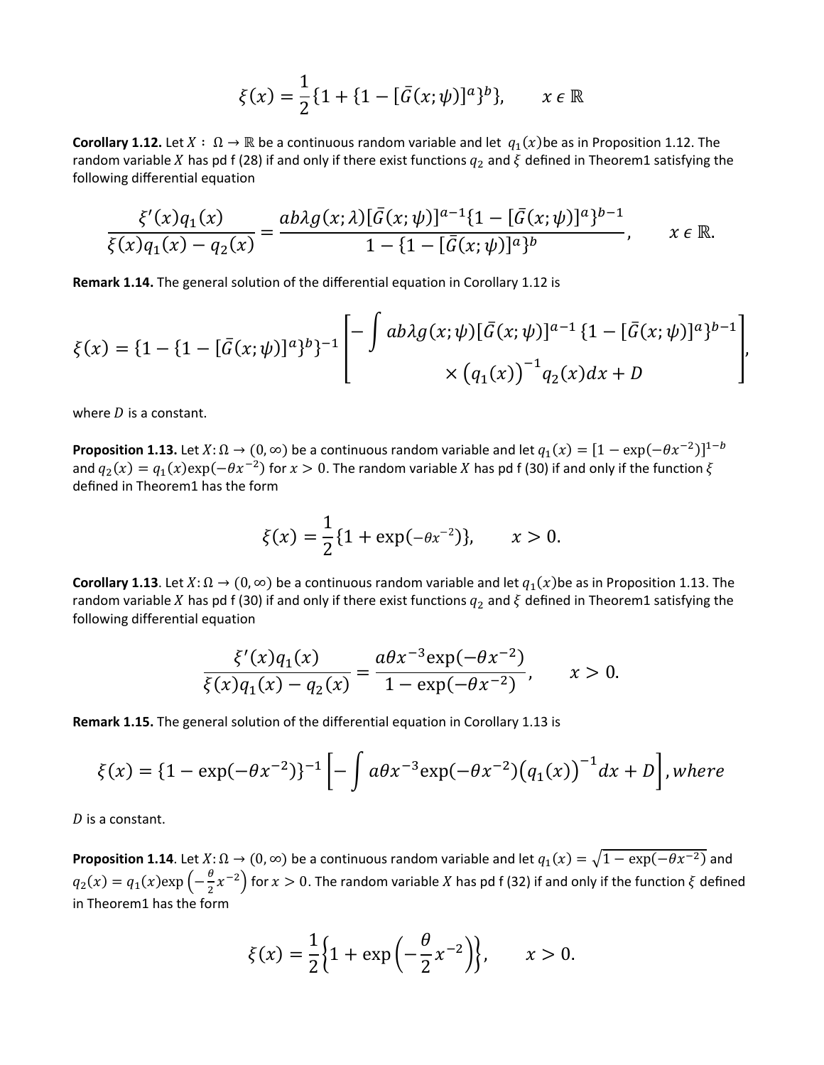$$\xi(x) = \frac{1}{2}\{1 + \{1 - [\bar{G}(x;\psi)]^a\}^b\}, \qquad x \in \mathbb{R}$$

**Corollary 1.12.** Let $X : \Omega \to \mathbb{R}$ be a continuous random variable and let $q_1(x)$be as in Proposition 1.12. The random variable $X$ has pd f (28) if and only if there exist functions $q_2$ and $\xi$ defined in Theorem1 satisfying the following differential equation

$$\frac{\xi'(x)q_1(x)}{\xi(x)q_1(x) - q_2(x)} = \frac{ab\lambda g(x;\lambda)[\bar{G}(x;\psi)]^{a-1}\{1 - [\bar{G}(x;\psi)]^a\}^{b-1}}{1 - \{1 - [\bar{G}(x;\psi)]^a\}^b}, \qquad x \in \mathbb{R}.$$

**Remark 1.14.** The general solution of the differential equation in Corollary 1.12 is

$$\xi(x) = \{1 - \{1 - [\bar{G}(x;\psi)]^a\}^b\}^{-1}\left[\begin{array}{c} -\int ab\lambda g(x;\psi)[\bar{G}(x;\psi)]^{a-1}\{1 - [\bar{G}(x;\psi)]^a\}^{b-1} \\ \times \left(q_1(x)\right)^{-1}q_2(x)dx + D \end{array}\right],$$

where $D$ is a constant.

**Proposition 1.13.** Let $X: \Omega \to (0,\infty)$ be a continuous random variable and let $q_1(x) = [1 - \exp(-\theta x^{-2})]^{1-b}$ and $q_2(x) = q_1(x)\exp(-\theta x^{-2})$ for $x > 0$. The random variable $X$ has pd f (30) if and only if the function $\xi$ defined in Theorem1 has the form

$$\xi(x) = \frac{1}{2}\{1 + \exp(-\theta x^{-2})\}, \qquad x > 0.$$

**Corollary 1.13**. Let $X: \Omega \to (0,\infty)$ be a continuous random variable and let $q_1(x)$be as in Proposition 1.13. The random variable $X$ has pd f (30) if and only if there exist functions $q_2$ and $\xi$ defined in Theorem1 satisfying the following differential equation

$$\frac{\xi'(x)q_1(x)}{\xi(x)q_1(x) - q_2(x)} = \frac{a\theta x^{-3}\exp(-\theta x^{-2})}{1 - \exp(-\theta x^{-2})}, \qquad x > 0.$$

**Remark 1.15.** The general solution of the differential equation in Corollary 1.13 is

$$\xi(x) = \{1 - \exp(-\theta x^{-2})\}^{-1}\left[-\int a\theta x^{-3}\exp(-\theta x^{-2})\left(q_1(x)\right)^{-1}dx + D\right], where$$

$D$ is a constant.

**Proposition 1.14.** Let $X: \Omega \to (0,\infty)$ be a continuous random variable and let $q_1(x) = \sqrt{1 - \exp(-\theta x^{-2})}$ and $q_2(x) = q_1(x)\exp\left(-\frac{\theta}{2}x^{-2}\right)$ for $x > 0$. The random variable $X$ has pd f (32) if and only if the function $\xi$ defined in Theorem1 has the form

$$\xi(x) = \frac{1}{2}\left\{1 + \exp\left(-\frac{\theta}{2}x^{-2}\right)\right\}, \qquad x > 0.$$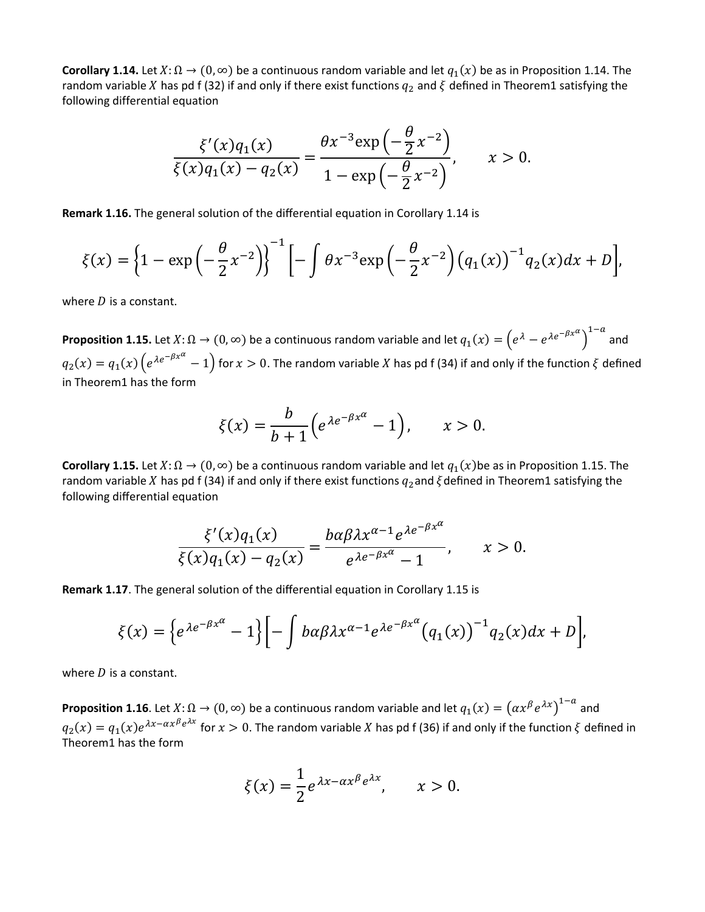**Corollary 1.14.** Let $X: \Omega \to (0, \infty)$ be a continuous random variable and let $q_1(x)$ be as in Proposition 1.14. The random variable $X$ has pd f (32) if and only if there exist functions $q_2$ and $\xi$ defined in Theorem1 satisfying the following differential equation

$$\frac{\xi'(x)q_1(x)}{\xi(x)q_1(x) - q_2(x)} = \frac{\theta x^{-3}\exp\left(-\frac{\theta}{2}x^{-2}\right)}{1 - \exp\left(-\frac{\theta}{2}x^{-2}\right)}, \qquad x > 0.$$

**Remark 1.16.** The general solution of the differential equation in Corollary 1.14 is

$$\xi(x) = \left\{1 - \exp\left(-\frac{\theta}{2}x^{-2}\right)\right\}^{-1}\left[-\int \theta x^{-3}\exp\left(-\frac{\theta}{2}x^{-2}\right)\left(q_1(x)\right)^{-1}q_2(x)dx + D\right],$$

where $D$ is a constant.

**Proposition 1.15.** Let $X: \Omega \to (0, \infty)$ be a continuous random variable and let $q_1(x) = \left(e^{\lambda} - e^{\lambda e^{-\beta x^{\alpha}}}\right)^{1-a}$ and $q_2(x) = q_1(x)\left(e^{\lambda e^{-\beta x^{\alpha}}} - 1\right)$ for $x > 0$. The random variable $X$ has pd f (34) if and only if the function $\xi$ defined in Theorem1 has the form

$$\xi(x) = \frac{b}{b+1}\left(e^{\lambda e^{-\beta x^{\alpha}}} - 1\right), \qquad x > 0.$$

**Corollary 1.15.** Let $X: \Omega \to (0, \infty)$ be a continuous random variable and let $q_1(x)$be as in Proposition 1.15. The random variable $X$ has pd f (34) if and only if there exist functions $q_2$and $\xi$defined in Theorem1 satisfying the following differential equation

$$\frac{\xi'(x)q_1(x)}{\xi(x)q_1(x) - q_2(x)} = \frac{b\alpha\beta\lambda x^{\alpha-1}e^{\lambda e^{-\beta x^{\alpha}}}}{e^{\lambda e^{-\beta x^{\alpha}}} - 1}, \qquad x > 0.$$

**Remark 1.17**. The general solution of the differential equation in Corollary 1.15 is

$$\xi(x) = \left\{e^{\lambda e^{-\beta x^{\alpha}}} - 1\right\}\left[-\int b\alpha\beta\lambda x^{\alpha-1}e^{\lambda e^{-\beta x^{\alpha}}}\left(q_1(x)\right)^{-1}q_2(x)dx + D\right],$$

where $D$ is a constant.

**Proposition 1.16**. Let $X: \Omega \to (0, \infty)$ be a continuous random variable and let $q_1(x) = \left(\alpha x^{\beta}e^{\lambda x}\right)^{1-a}$ and $q_2(x) = q_1(x)e^{\lambda x - \alpha x^{\beta}e^{\lambda x}}$ for $x > 0$. The random variable $X$ has pd f (36) if and only if the function $\xi$ defined in Theorem1 has the form

$$\xi(x) = \frac{1}{2}e^{\lambda x - \alpha x^{\beta}e^{\lambda x}}, \qquad x > 0.$$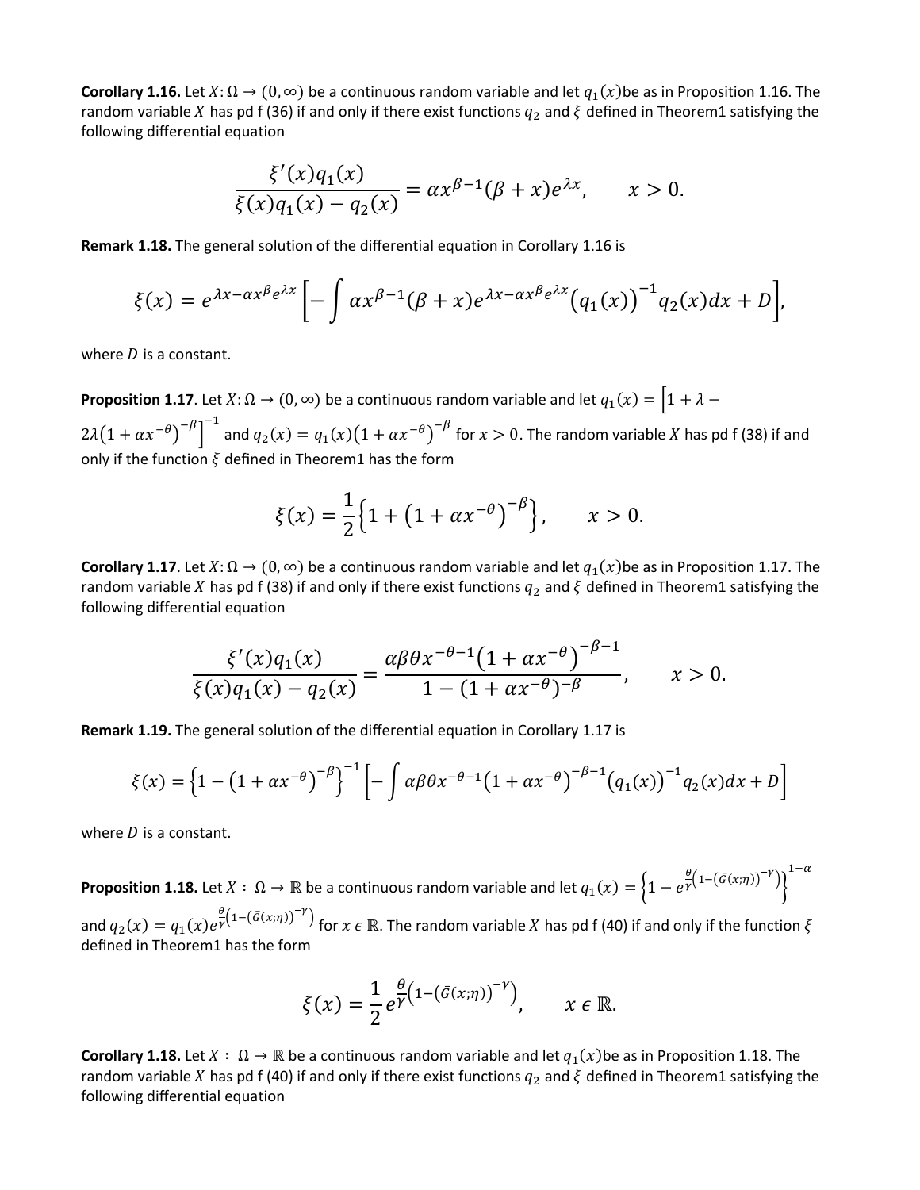**Corollary 1.16.** Let $X: \Omega \rightarrow (0, \infty)$ be a continuous random variable and let $q_1(x)$be as in Proposition 1.16. The random variable $X$ has pd f (36) if and only if there exist functions $q_2$ and $\xi$ defined in Theorem1 satisfying the following differential equation

$$\frac{\xi'(x) q_1(x)}{\xi(x) q_1(x) - q_2(x)} = \alpha x^{\beta - 1} (\beta + x) e^{\lambda x}, \qquad x > 0.$$

**Remark 1.18.** The general solution of the differential equation in Corollary 1.16 is

$$\xi(x) = e^{\lambda x - \alpha x^{\beta} e^{\lambda x}} \left[ - \int \alpha x^{\beta - 1} (\beta + x) e^{\lambda x - \alpha x^{\beta} e^{\lambda x}} \left( q_1(x) \right)^{-1} q_2(x) dx + D \right],$$

where $D$ is a constant.

**Proposition 1.17**. Let $X: \Omega \rightarrow (0, \infty)$ be a continuous random variable and let $q_1(x) = \left[1 + \lambda - 2\lambda \left(1 + \alpha x^{-\theta}\right)^{-\beta}\right]^{-1}$ and $q_2(x) = q_1(x) \left(1 + \alpha x^{-\theta}\right)^{-\beta}$ for $x > 0$. The random variable $X$ has pd f (38) if and only if the function $\xi$ defined in Theorem1 has the form

$$\xi(x) = \frac{1}{2} \left\{ 1 + \left(1 + \alpha x^{-\theta}\right)^{-\beta} \right\}, \qquad x > 0.$$

**Corollary 1.17**. Let $X: \Omega \rightarrow (0, \infty)$ be a continuous random variable and let $q_1(x)$be as in Proposition 1.17. The random variable $X$ has pd f (38) if and only if there exist functions $q_2$ and $\xi$ defined in Theorem1 satisfying the following differential equation

$$\frac{\xi'(x) q_1(x)}{\xi(x) q_1(x) - q_2(x)} = \frac{\alpha \beta \theta x^{-\theta - 1} \left(1 + \alpha x^{-\theta}\right)^{-\beta - 1}}{1 - (1 + \alpha x^{-\theta})^{-\beta}}, \qquad x > 0.$$

**Remark 1.19.** The general solution of the differential equation in Corollary 1.17 is

$$\xi(x) = \left\{1 - \left(1 + \alpha x^{-\theta}\right)^{-\beta}\right\}^{-1} \left[ - \int \alpha \beta \theta x^{-\theta - 1} \left(1 + \alpha x^{-\theta}\right)^{-\beta - 1} \left(q_1(x)\right)^{-1} q_2(x) dx + D \right]$$

where $D$ is a constant.

**Proposition 1.18.** Let $X: \Omega \rightarrow \mathbb{R}$ be a continuous random variable and let $q_1(x) = \left\{1 - e^{\frac{\theta}{\gamma}\left(1 - \left(\bar{G}(x;\eta)\right)^{-\gamma}\right)}\right\}^{1-\alpha}$ and $q_2(x) = q_1(x) e^{\frac{\theta}{\gamma}\left(1 - \left(\bar{G}(x;\eta)\right)^{-\gamma}\right)}$ for $x \in \mathbb{R}$. The random variable $X$ has pd f (40) if and only if the function $\xi$ defined in Theorem1 has the form

$$\xi(x) = \frac{1}{2} e^{\frac{\theta}{\gamma}\left(1 - \left(\bar{G}(x;\eta)\right)^{-\gamma}\right)}, \qquad x \in \mathbb{R}.$$

**Corollary 1.18.** Let $X: \Omega \rightarrow \mathbb{R}$ be a continuous random variable and let $q_1(x)$be as in Proposition 1.18. The random variable $X$ has pd f (40) if and only if there exist functions $q_2$ and $\xi$ defined in Theorem1 satisfying the following differential equation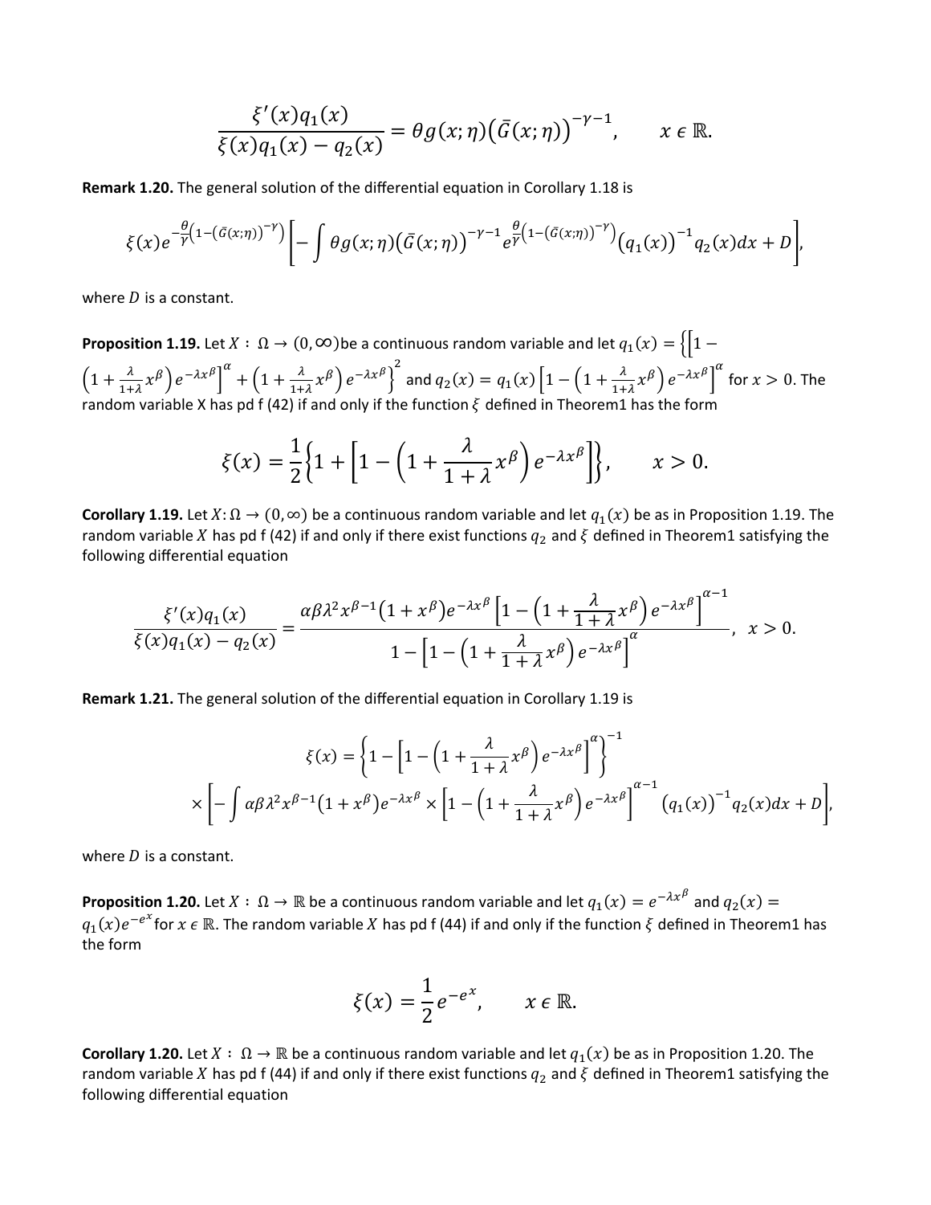$$\frac{\xi'(x)q_1(x)}{\xi(x)q_1(x)-q_2(x)} = \theta g(x;\eta)\big(\bar{G}(x;\eta)\big)^{-\gamma-1}, \qquad x \in \mathbb{R}.$$

**Remark 1.20.** The general solution of the differential equation in Corollary 1.18 is

$$\xi(x)e^{-\frac{\theta}{\gamma}\left(1-\left(\bar{G}(x;\eta)\right)^{-\gamma}\right)}\left[-\int \theta g(x;\eta)\big(\bar{G}(x;\eta)\big)^{-\gamma-1} e^{\frac{\theta}{\gamma}\left(1-\left(\bar{G}(x;\eta)\right)^{-\gamma}\right)}\big(q_1(x)\big)^{-1}q_2(x)dx + D\right],$$

where $D$ is a constant.

**Proposition 1.19.** Let $X : \Omega \to (0,\infty)$ be a continuous random variable and let $q_1(x) = \left\{\left[1-\left(1+\frac{\lambda}{1+\lambda}x^\beta\right)e^{-\lambda x^\beta}\right]^\alpha + \left(1+\frac{\lambda}{1+\lambda}x^\beta\right)e^{-\lambda x^\beta}\right\}^2$ and $q_2(x) = q_1(x)\left[1-\left(1+\frac{\lambda}{1+\lambda}x^\beta\right)e^{-\lambda x^\beta}\right]^\alpha$ for $x > 0$. The random variable X has pd f (42) if and only if the function $\xi$ defined in Theorem1 has the form

$$\xi(x) = \frac{1}{2}\left\{1+\left[1-\left(1+\frac{\lambda}{1+\lambda}x^\beta\right)e^{-\lambda x^\beta}\right]\right\}, \qquad x > 0.$$

**Corollary 1.19.** Let $X:\Omega \to (0,\infty)$ be a continuous random variable and let $q_1(x)$ be as in Proposition 1.19. The random variable $X$ has pd f (42) if and only if there exist functions $q_2$ and $\xi$ defined in Theorem1 satisfying the following differential equation

$$\frac{\xi'(x)q_1(x)}{\xi(x)q_1(x)-q_2(x)} = \frac{\alpha\beta\lambda^2 x^{\beta-1}(1+x^\beta)e^{-\lambda x^\beta}\left[1-\left(1+\frac{\lambda}{1+\lambda}x^\beta\right)e^{-\lambda x^\beta}\right]^{\alpha-1}}{1-\left[1-\left(1+\frac{\lambda}{1+\lambda}x^\beta\right)e^{-\lambda x^\beta}\right]^\alpha}, \ \ x > 0.$$

**Remark 1.21.** The general solution of the differential equation in Corollary 1.19 is

$$\xi(x) = \left\{1-\left[1-\left(1+\frac{\lambda}{1+\lambda}x^\beta\right)e^{-\lambda x^\beta}\right]^\alpha\right\}^{-1}$$
$$\times\left[-\int \alpha\beta\lambda^2 x^{\beta-1}(1+x^\beta)e^{-\lambda x^\beta} \times \left[1-\left(1+\frac{\lambda}{1+\lambda}x^\beta\right)e^{-\lambda x^\beta}\right]^{\alpha-1}\big(q_1(x)\big)^{-1}q_2(x)dx + D\right],$$

where $D$ is a constant.

**Proposition 1.20.** Let $X : \Omega \to \mathbb{R}$ be a continuous random variable and let $q_1(x) = e^{-\lambda x^\beta}$ and $q_2(x) = q_1(x)e^{-e^x}$ for $x \in \mathbb{R}$. The random variable $X$ has pd f (44) if and only if the function $\xi$ defined in Theorem1 has the form

$$\xi(x) = \frac{1}{2}e^{-e^x}, \qquad x \in \mathbb{R}.$$

**Corollary 1.20.** Let $X : \Omega \to \mathbb{R}$ be a continuous random variable and let $q_1(x)$ be as in Proposition 1.20. The random variable $X$ has pd f (44) if and only if there exist functions $q_2$ and $\xi$ defined in Theorem1 satisfying the following differential equation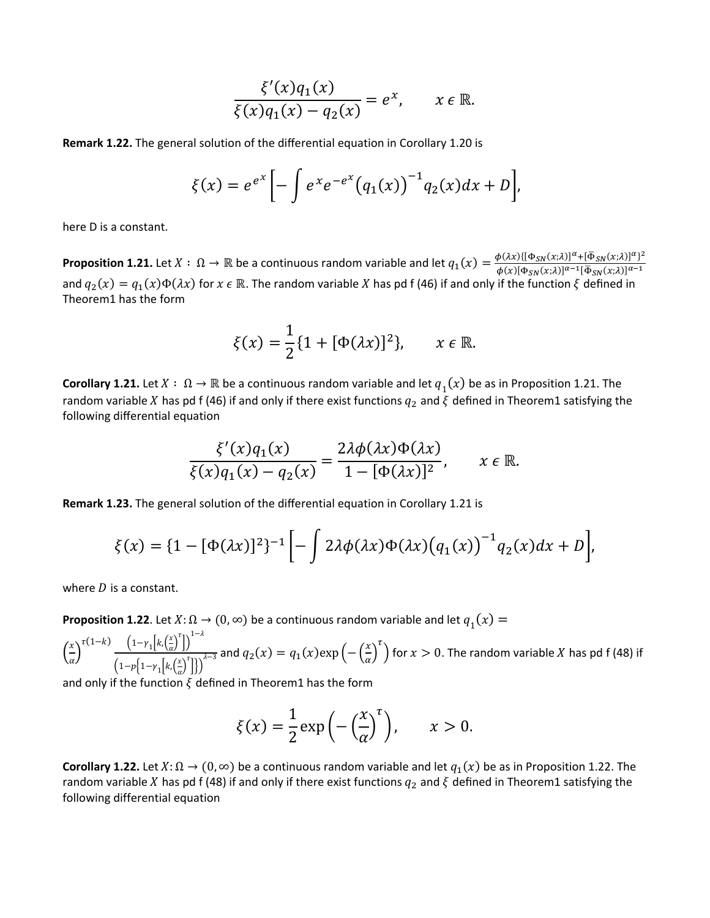$$\frac{\xi'(x)q_1(x)}{\xi(x)q_1(x) - q_2(x)} = e^x, \qquad x \in \mathbb{R}.$$

**Remark 1.22.** The general solution of the differential equation in Corollary 1.20 is

$$\xi(x) = e^{e^x}\left[-\int e^x e^{-e^x}\left(q_1(x)\right)^{-1} q_2(x)dx + D\right],$$

here D is a constant.

**Proposition 1.21.** Let $X : \Omega \to \mathbb{R}$ be a continuous random variable and let $q_1(x) = \frac{\phi(\lambda x)\{[\Phi_{SN}(x;\lambda)]^\alpha + [\bar{\Phi}_{SN}(x;\lambda)]^\alpha\}^2}{\phi(x)[\Phi_{SN}(x;\lambda)]^{\alpha-1}[\bar{\Phi}_{SN}(x;\lambda)]^{\alpha-1}}$ and $q_2(x) = q_1(x)\Phi(\lambda x)$ for $x \in \mathbb{R}$. The random variable $X$ has pd f (46) if and only if the function $\xi$ defined in Theorem1 has the form

$$\xi(x) = \frac{1}{2}\{1 + [\Phi(\lambda x)]^2\}, \qquad x \in \mathbb{R}.$$

**Corollary 1.21.** Let $X : \Omega \to \mathbb{R}$ be a continuous random variable and let $q_1(x)$ be as in Proposition 1.21. The random variable $X$ has pd f (46) if and only if there exist functions $q_2$ and $\xi$ defined in Theorem1 satisfying the following differential equation

$$\frac{\xi'(x)q_1(x)}{\xi(x)q_1(x) - q_2(x)} = \frac{2\lambda\phi(\lambda x)\Phi(\lambda x)}{1 - [\Phi(\lambda x)]^2}, \qquad x \in \mathbb{R}.$$

**Remark 1.23.** The general solution of the differential equation in Corollary 1.21 is

$$\xi(x) = \{1 - [\Phi(\lambda x)]^2\}^{-1}\left[-\int 2\lambda\phi(\lambda x)\Phi(\lambda x)\left(q_1(x)\right)^{-1} q_2(x)dx + D\right],$$

where $D$ is a constant.

**Proposition 1.22**. Let $X: \Omega \to (0, \infty)$ be a continuous random variable and let $q_1(x) = \left(\frac{x}{\alpha}\right)^{\tau(1-k)} \frac{\left(1-\gamma_1\left[k,\left(\frac{x}{\alpha}\right)^\tau\right]\right)^{1-\lambda}}{\left(1-p\left\{1-\gamma_1\left[k,\left(\frac{x}{\alpha}\right)^\tau\right]\right\}\right)^{\lambda-3}}$ and $q_2(x) = q_1(x)\exp\left(-\left(\frac{x}{\alpha}\right)^\tau\right)$ for $x > 0$. The random variable $X$ has pd f (48) if and only if the function $\xi$ defined in Theorem1 has the form

$$\xi(x) = \frac{1}{2}\exp\left(-\left(\frac{x}{\alpha}\right)^\tau\right), \qquad x > 0.$$

**Corollary 1.22.** Let $X: \Omega \to (0, \infty)$ be a continuous random variable and let $q_1(x)$ be as in Proposition 1.22. The random variable $X$ has pd f (48) if and only if there exist functions $q_2$ and $\xi$ defined in Theorem1 satisfying the following differential equation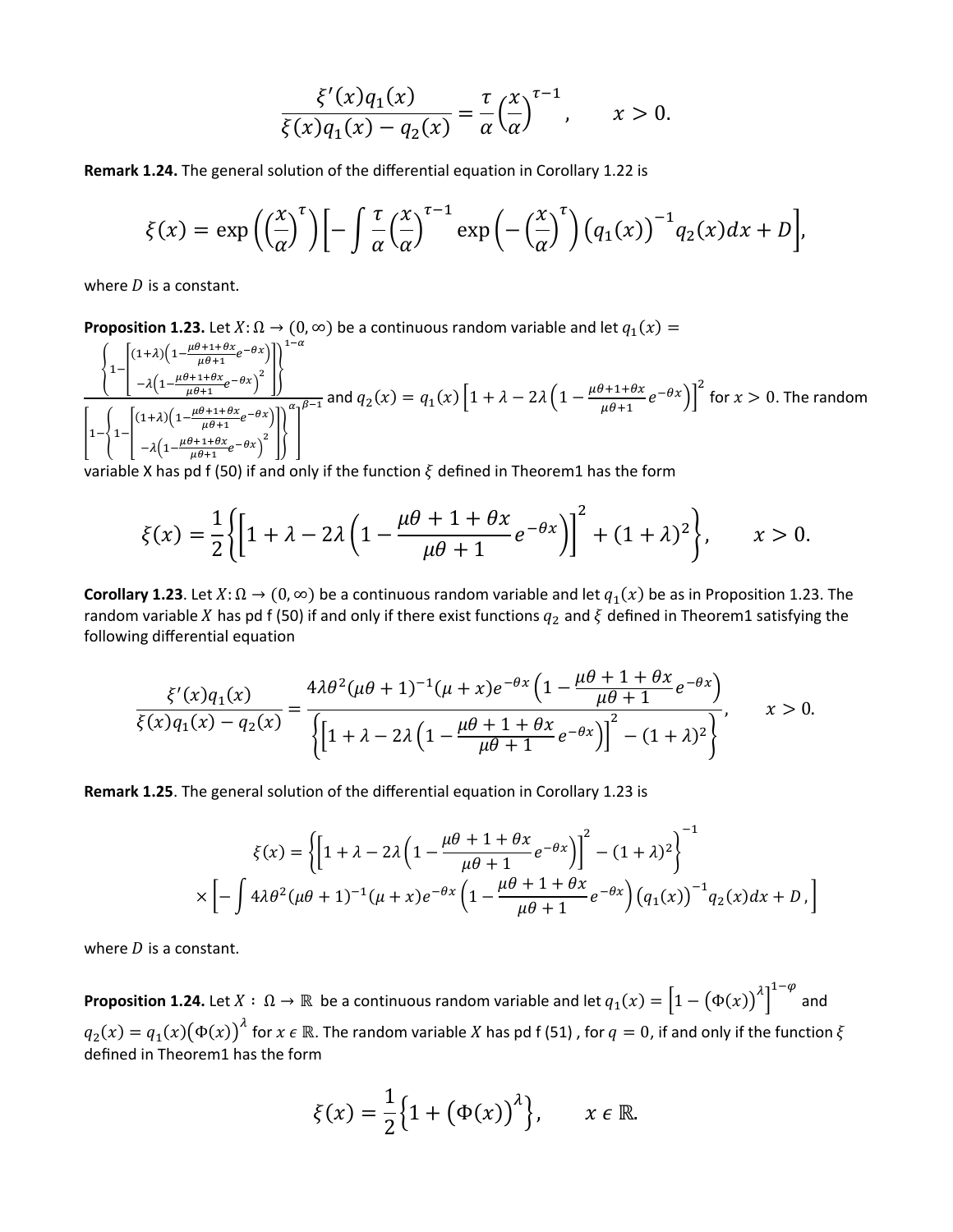$$\frac{\xi'(x)q_1(x)}{\xi(x)q_1(x)-q_2(x)}=\frac{\tau}{\alpha}\left(\frac{x}{\alpha}\right)^{\tau-1}, \qquad x>0.$$

**Remark 1.24.** The general solution of the differential equation in Corollary 1.22 is

$$\xi(x)=\exp\left(\left(\frac{x}{\alpha}\right)^{\tau}\right)\left[-\int\frac{\tau}{\alpha}\left(\frac{x}{\alpha}\right)^{\tau-1}\exp\left(-\left(\frac{x}{\alpha}\right)^{\tau}\right)\left(q_1(x)\right)^{-1}q_2(x)dx+D\right],$$

where $D$ is a constant.

**Proposition 1.23.** Let $X:\Omega\rightarrow(0,\infty)$ be a continuous random variable and let $q_1(x)=\dfrac{\left\{1-\left[\begin{array}{c}(1+\lambda)\left(1-\frac{\mu\theta+1+\theta x}{\mu\theta+1}e^{-\theta x}\right)\\-\lambda\left(1-\frac{\mu\theta+1+\theta x}{\mu\theta+1}e^{-\theta x}\right)^2\end{array}\right]\right\}^{1-\alpha}}{\left[1-\left\{1-\left[\begin{array}{c}(1+\lambda)\left(1-\frac{\mu\theta+1+\theta x}{\mu\theta+1}e^{-\theta x}\right)\\-\lambda\left(1-\frac{\mu\theta+1+\theta x}{\mu\theta+1}e^{-\theta x}\right)^2\end{array}\right]\right\}^{\alpha}\right]^{\beta-1}}$ and $q_2(x)=q_1(x)\left[1+\lambda-2\lambda\left(1-\frac{\mu\theta+1+\theta x}{\mu\theta+1}e^{-\theta x}\right)\right]^2$ for $x>0$. The random variable X has pd f (50) if and only if the function $\xi$ defined in Theorem1 has the form

$$\xi(x)=\frac{1}{2}\left\{\left[1+\lambda-2\lambda\left(1-\frac{\mu\theta+1+\theta x}{\mu\theta+1}e^{-\theta x}\right)\right]^2+(1+\lambda)^2\right\}, \qquad x>0.$$

**Corollary 1.23**. Let $X:\Omega\rightarrow(0,\infty)$ be a continuous random variable and let $q_1(x)$ be as in Proposition 1.23. The random variable $X$ has pd f (50) if and only if there exist functions $q_2$ and $\xi$ defined in Theorem1 satisfying the following differential equation

$$\frac{\xi'(x)q_1(x)}{\xi(x)q_1(x)-q_2(x)}=\frac{4\lambda\theta^2(\mu\theta+1)^{-1}(\mu+x)e^{-\theta x}\left(1-\frac{\mu\theta+1+\theta x}{\mu\theta+1}e^{-\theta x}\right)}{\left\{\left[1+\lambda-2\lambda\left(1-\frac{\mu\theta+1+\theta x}{\mu\theta+1}e^{-\theta x}\right)\right]^2-(1+\lambda)^2\right\}}, \qquad x>0.$$

**Remark 1.25**. The general solution of the differential equation in Corollary 1.23 is

$$\xi(x)=\left\{\left[1+\lambda-2\lambda\left(1-\frac{\mu\theta+1+\theta x}{\mu\theta+1}e^{-\theta x}\right)\right]^2-(1+\lambda)^2\right\}^{-1}$$
$$\times\left[-\int 4\lambda\theta^2(\mu\theta+1)^{-1}(\mu+x)e^{-\theta x}\left(1-\frac{\mu\theta+1+\theta x}{\mu\theta+1}e^{-\theta x}\right)\left(q_1(x)\right)^{-1}q_2(x)dx+D,\right]$$

where $D$ is a constant.

**Proposition 1.24.** Let $X:\Omega\rightarrow\mathbb{R}$ be a continuous random variable and let $q_1(x)=\left[1-\left(\Phi(x)\right)^{\lambda}\right]^{1-\varphi}$ and $q_2(x)=q_1(x)\left(\Phi(x)\right)^{\lambda}$ for $x\in\mathbb{R}$. The random variable $X$ has pd f (51) , for $q=0$, if and only if the function $\xi$ defined in Theorem1 has the form

$$\xi(x)=\frac{1}{2}\left\{1+\left(\Phi(x)\right)^{\lambda}\right\}, \qquad x\in\mathbb{R}.$$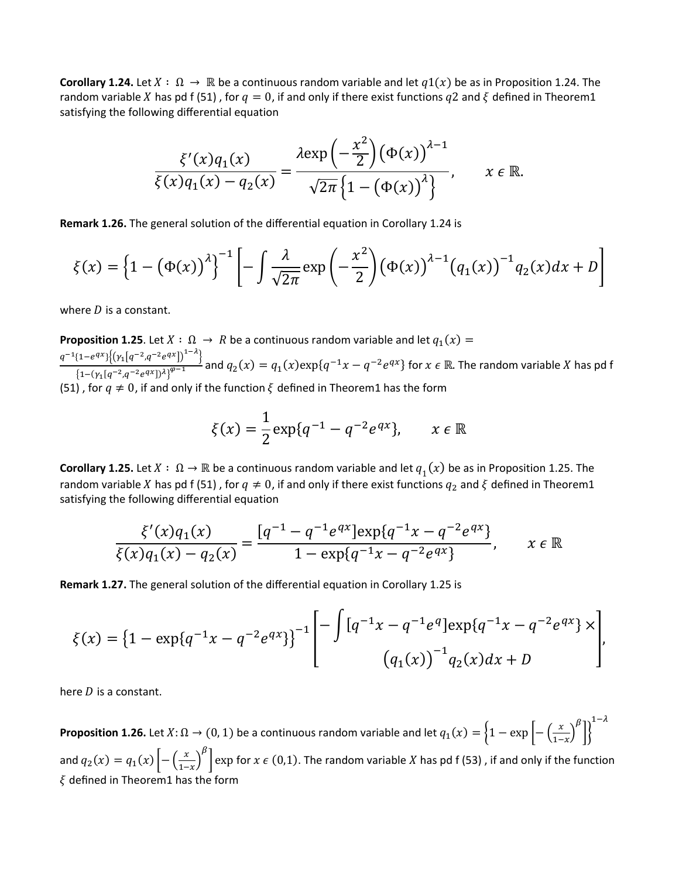**Corollary 1.24.** Let $X : \Omega \rightarrow \mathbb{R}$ be a continuous random variable and let $q1(x)$ be as in Proposition 1.24. The random variable $X$ has pd f (51) , for $q = 0$, if and only if there exist functions $q2$ and $\xi$ defined in Theorem1 satisfying the following differential equation

$$\frac{\xi'(x)q_1(x)}{\xi(x)q_1(x) - q_2(x)} = \frac{\lambda \exp\left(-\frac{x^2}{2}\right)\left(\Phi(x)\right)^{\lambda-1}}{\sqrt{2\pi}\left\{1 - \left(\Phi(x)\right)^{\lambda}\right\}}, \qquad x \in \mathbb{R}.$$

**Remark 1.26.** The general solution of the differential equation in Corollary 1.24 is

$$\xi(x) = \left\{1 - \left(\Phi(x)\right)^{\lambda}\right\}^{-1}\left[-\int \frac{\lambda}{\sqrt{2\pi}} \exp\left(-\frac{x^2}{2}\right)\left(\Phi(x)\right)^{\lambda-1}\left(q_1(x)\right)^{-1} q_2(x)dx + D\right]$$

where $D$ is a constant.

**Proposition 1.25**. Let $X : \Omega \rightarrow R$ be a continuous random variable and let $q_1(x) = \frac{q^{-1}\{1-e^{qx}\}\left\{\left(\gamma_1[q^{-2}, q^{-2}e^{qx}]\right)^{1-\lambda}\right\}}{\{1-(\gamma_1[q^{-2}, q^{-2}e^{qx}])\lambda\}^{\varphi-1}}$ and $q_2(x) = q_1(x)\exp\{q^{-1}x - q^{-2}e^{qx}\}$ for $x \in \mathbb{R}$. The random variable $X$ has pd f (51) , for $q \neq 0$, if and only if the function $\xi$ defined in Theorem1 has the form

$$\xi(x) = \frac{1}{2}\exp\{q^{-1} - q^{-2}e^{qx}\}, \qquad x \in \mathbb{R}$$

**Corollary 1.25.** Let $X : \Omega \rightarrow \mathbb{R}$ be a continuous random variable and let $q_1(x)$ be as in Proposition 1.25. The random variable $X$ has pd f (51) , for $q \neq 0$, if and only if there exist functions $q_2$ and $\xi$ defined in Theorem1 satisfying the following differential equation

$$\frac{\xi'(x)q_1(x)}{\xi(x)q_1(x) - q_2(x)} = \frac{[q^{-1} - q^{-1}e^{qx}]\exp\{q^{-1}x - q^{-2}e^{qx}\}}{1 - \exp\{q^{-1}x - q^{-2}e^{qx}\}}, \qquad x \in \mathbb{R}$$

**Remark 1.27.** The general solution of the differential equation in Corollary 1.25 is

$$\xi(x) = \left\{1 - \exp\{q^{-1}x - q^{-2}e^{qx}\}\right\}^{-1}\left[\begin{array}{c}-\int [q^{-1}x - q^{-1}e^{q}]\exp\{q^{-1}x - q^{-2}e^{qx}\} \times \\ \left(q_1(x)\right)^{-1} q_2(x)dx + D\end{array}\right],$$

here $D$ is a constant.

**Proposition 1.26.** Let $X: \Omega \rightarrow (0,1)$ be a continuous random variable and let $q_1(x) = \left\{1 - \exp\left[-\left(\frac{x}{1-x}\right)^{\beta}\right]\right\}^{1-\lambda}$ and $q_2(x) = q_1(x)\left[-\left(\frac{x}{1-x}\right)^{\beta}\right]\exp$ for $x \in (0,1)$. The random variable $X$ has pd f (53) , if and only if the function $\xi$ defined in Theorem1 has the form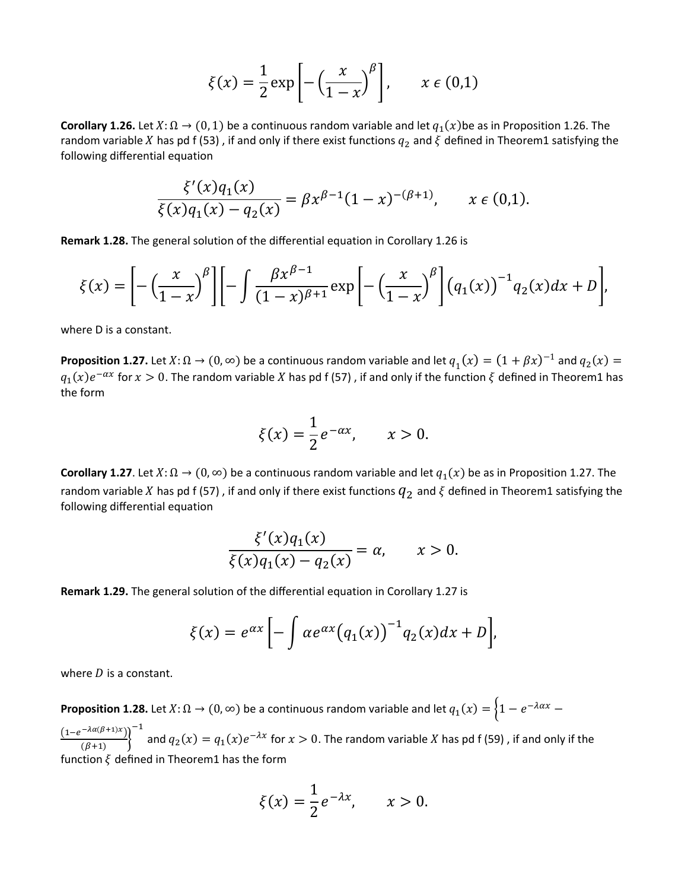$$\xi(x) = \frac{1}{2}\exp\left[-\left(\frac{x}{1-x}\right)^{\beta}\right], \qquad x \in (0,1)$$

**Corollary 1.26.** Let $X: \Omega \to (0,1)$ be a continuous random variable and let $q_1(x)$be as in Proposition 1.26. The random variable $X$ has pd f (53) , if and only if there exist functions $q_2$ and $\xi$ defined in Theorem1 satisfying the following differential equation

$$\frac{\xi'(x)q_1(x)}{\xi(x)q_1(x) - q_2(x)} = \beta x^{\beta-1}(1-x)^{-(\beta+1)}, \qquad x \in (0,1).$$

**Remark 1.28.** The general solution of the differential equation in Corollary 1.26 is

$$\xi(x) = \left[-\left(\frac{x}{1-x}\right)^{\beta}\right]\left[-\int \frac{\beta x^{\beta-1}}{(1-x)^{\beta+1}}\exp\left[-\left(\frac{x}{1-x}\right)^{\beta}\right]\left(q_1(x)\right)^{-1}q_2(x)dx + D\right],$$

where D is a constant.

**Proposition 1.27.** Let $X: \Omega \to (0,\infty)$ be a continuous random variable and let $q_1(x) = (1+\beta x)^{-1}$ and $q_2(x) = q_1(x)e^{-\alpha x}$ for $x > 0$. The random variable $X$ has pd f (57) , if and only if the function $\xi$ defined in Theorem1 has the form

$$\xi(x) = \frac{1}{2}e^{-\alpha x}, \qquad x > 0.$$

**Corollary 1.27**. Let $X: \Omega \to (0,\infty)$ be a continuous random variable and let $q_1(x)$ be as in Proposition 1.27. The random variable $X$ has pd f (57) , if and only if there exist functions $q_2$ and $\xi$ defined in Theorem1 satisfying the following differential equation

$$\frac{\xi'(x)q_1(x)}{\xi(x)q_1(x) - q_2(x)} = \alpha, \qquad x > 0.$$

**Remark 1.29.** The general solution of the differential equation in Corollary 1.27 is

$$\xi(x) = e^{\alpha x}\left[-\int \alpha e^{\alpha x}\left(q_1(x)\right)^{-1}q_2(x)dx + D\right],$$

where $D$ is a constant.

**Proposition 1.28.** Let $X: \Omega \to (0,\infty)$ be a continuous random variable and let $q_1(x) = \left\{1 - e^{-\lambda\alpha x} - \frac{(1-e^{-\lambda\alpha(\beta+1)x})}{(\beta+1)}\right\}^{-1}$ and $q_2(x) = q_1(x)e^{-\lambda x}$ for $x > 0$. The random variable $X$ has pd f (59) , if and only if the function $\xi$ defined in Theorem1 has the form

$$\xi(x) = \frac{1}{2}e^{-\lambda x}, \qquad x > 0.$$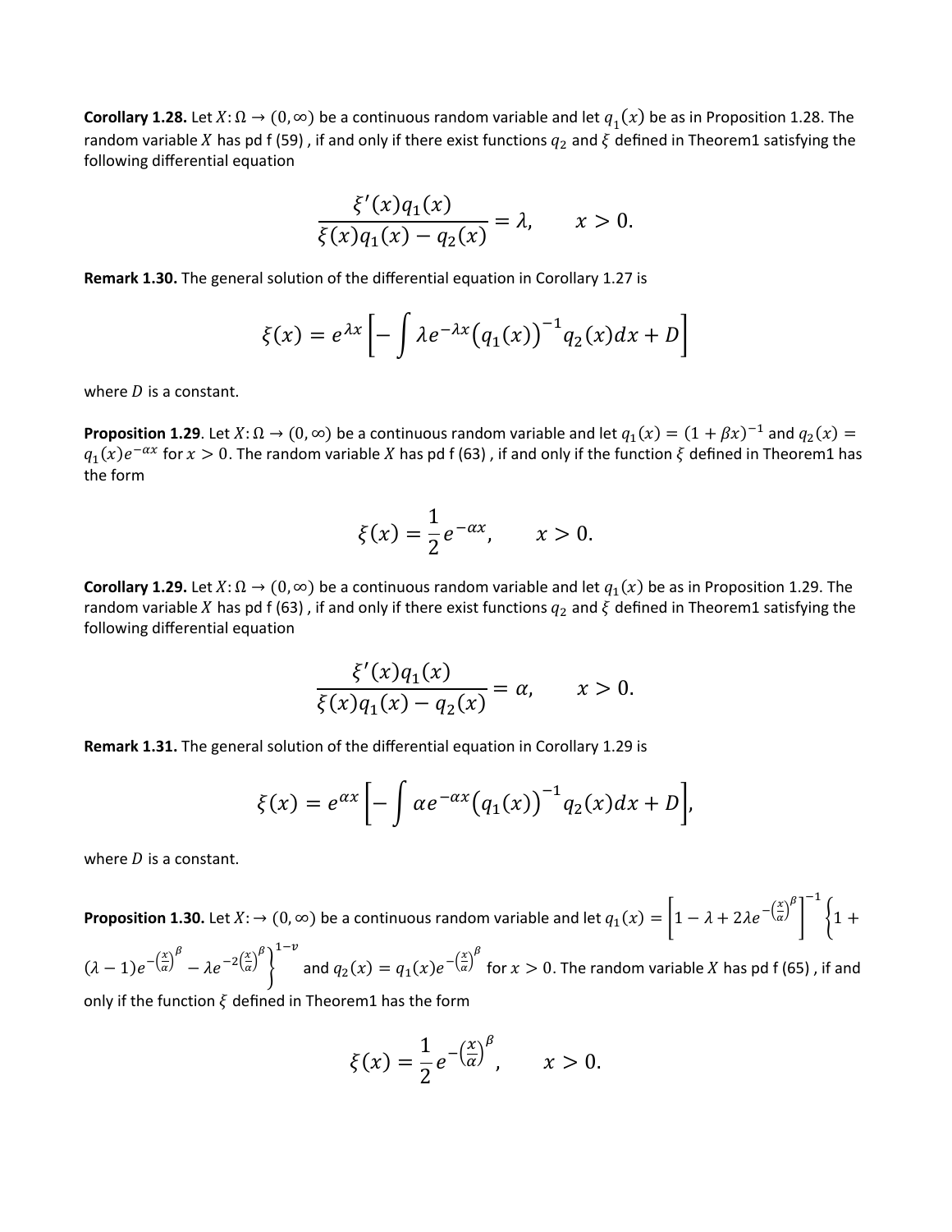**Corollary 1.28.** Let $X: \Omega \to (0, \infty)$ be a continuous random variable and let $q_1(x)$ be as in Proposition 1.28. The random variable $X$ has pd f (59) , if and only if there exist functions $q_2$ and $\xi$ defined in Theorem1 satisfying the following differential equation

$$\frac{\xi'(x)q_1(x)}{\xi(x)q_1(x) - q_2(x)} = \lambda, \qquad x > 0.$$

**Remark 1.30.** The general solution of the differential equation in Corollary 1.27 is

$$\xi(x) = e^{\lambda x}\left[-\int \lambda e^{-\lambda x}\left(q_1(x)\right)^{-1} q_2(x)dx + D\right]$$

where $D$ is a constant.

**Proposition 1.29**. Let $X: \Omega \to (0, \infty)$ be a continuous random variable and let $q_1(x) = (1 + \beta x)^{-1}$ and $q_2(x) = q_1(x)e^{-\alpha x}$ for $x > 0$. The random variable $X$ has pd f (63) , if and only if the function $\xi$ defined in Theorem1 has the form

$$\xi(x) = \frac{1}{2}e^{-\alpha x}, \qquad x > 0.$$

**Corollary 1.29.** Let $X: \Omega \to (0, \infty)$ be a continuous random variable and let $q_1(x)$ be as in Proposition 1.29. The random variable $X$ has pd f (63) , if and only if there exist functions $q_2$ and $\xi$ defined in Theorem1 satisfying the following differential equation

$$\frac{\xi'(x)q_1(x)}{\xi(x)q_1(x) - q_2(x)} = \alpha, \qquad x > 0.$$

**Remark 1.31.** The general solution of the differential equation in Corollary 1.29 is

$$\xi(x) = e^{\alpha x}\left[-\int \alpha e^{-\alpha x}\left(q_1(x)\right)^{-1} q_2(x)dx + D\right],$$

where $D$ is a constant.

**Proposition 1.30.** Let $X: \to (0, \infty)$ be a continuous random variable and let $q_1(x) = \left[1 - \lambda + 2\lambda e^{-\left(\frac{x}{\alpha}\right)^\beta}\right]^{-1}\left\{1 + (\lambda - 1)e^{-\left(\frac{x}{\alpha}\right)^\beta} - \lambda e^{-2\left(\frac{x}{\alpha}\right)^\beta}\right\}^{1-\nu}$ and $q_2(x) = q_1(x)e^{-\left(\frac{x}{\alpha}\right)^\beta}$ for $x > 0$. The random variable $X$ has pd f (65) , if and only if the function $\xi$ defined in Theorem1 has the form

$$\xi(x) = \frac{1}{2}e^{-\left(\frac{x}{\alpha}\right)^\beta}, \qquad x > 0.$$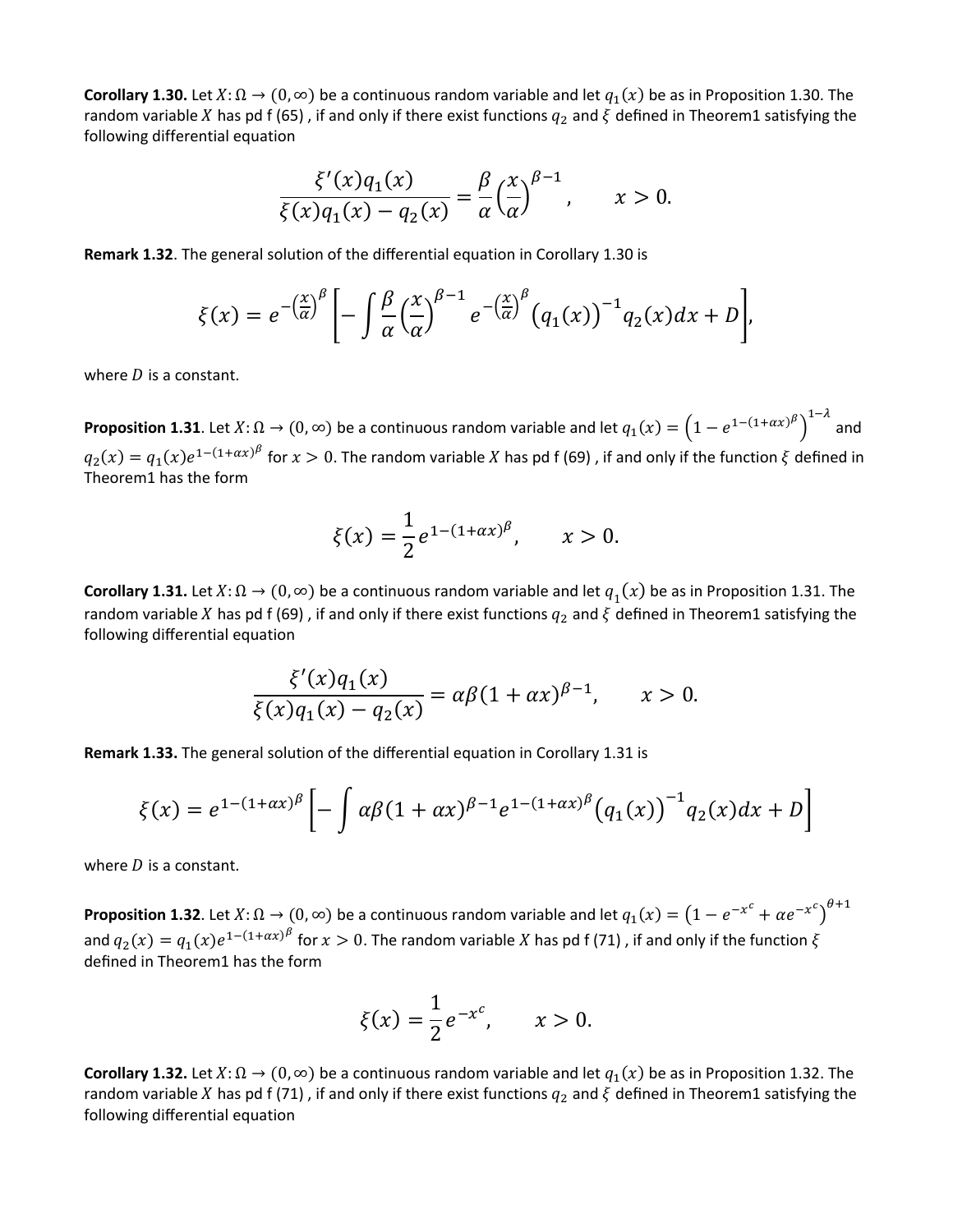**Corollary 1.30.** Let $X: \Omega \to (0, \infty)$ be a continuous random variable and let $q_1(x)$ be as in Proposition 1.30. The random variable $X$ has pd f (65) , if and only if there exist functions $q_2$ and $\xi$ defined in Theorem1 satisfying the following differential equation

$$\frac{\xi'(x) q_1(x)}{\xi(x) q_1(x) - q_2(x)} = \frac{\beta}{\alpha}\left(\frac{x}{\alpha}\right)^{\beta - 1}, \qquad x > 0.$$

**Remark 1.32**. The general solution of the differential equation in Corollary 1.30 is

$$\xi(x) = e^{-\left(\frac{x}{\alpha}\right)^{\beta}} \left[ -\int \frac{\beta}{\alpha}\left(\frac{x}{\alpha}\right)^{\beta - 1} e^{-\left(\frac{x}{\alpha}\right)^{\beta}} \left(q_1(x)\right)^{-1} q_2(x) dx + D \right],$$

where $D$ is a constant.

**Proposition 1.31**. Let $X: \Omega \to (0, \infty)$ be a continuous random variable and let $q_1(x) = \left(1 - e^{1-(1+\alpha x)^{\beta}}\right)^{1-\lambda}$ and $q_2(x) = q_1(x) e^{1-(1+\alpha x)^{\beta}}$ for $x > 0$. The random variable $X$ has pd f (69) , if and only if the function $\xi$ defined in Theorem1 has the form

$$\xi(x) = \frac{1}{2} e^{1-(1+\alpha x)^{\beta}}, \qquad x > 0.$$

**Corollary 1.31.** Let $X: \Omega \to (0, \infty)$ be a continuous random variable and let $q_1(x)$ be as in Proposition 1.31. The random variable $X$ has pd f (69) , if and only if there exist functions $q_2$ and $\xi$ defined in Theorem1 satisfying the following differential equation

$$\frac{\xi'(x) q_1(x)}{\xi(x) q_1(x) - q_2(x)} = \alpha\beta(1 + \alpha x)^{\beta - 1}, \qquad x > 0.$$

**Remark 1.33.** The general solution of the differential equation in Corollary 1.31 is

$$\xi(x) = e^{1-(1+\alpha x)^{\beta}} \left[ -\int \alpha\beta(1 + \alpha x)^{\beta - 1} e^{1-(1+\alpha x)^{\beta}} \left(q_1(x)\right)^{-1} q_2(x) dx + D \right]$$

where $D$ is a constant.

**Proposition 1.32**. Let $X: \Omega \to (0, \infty)$ be a continuous random variable and let $q_1(x) = \left(1 - e^{-x^c} + \alpha e^{-x^c}\right)^{\theta + 1}$ and $q_2(x) = q_1(x) e^{1-(1+\alpha x)^{\beta}}$ for $x > 0$. The random variable $X$ has pd f (71) , if and only if the function $\xi$ defined in Theorem1 has the form

$$\xi(x) = \frac{1}{2} e^{-x^c}, \qquad x > 0.$$

**Corollary 1.32.** Let $X: \Omega \to (0, \infty)$ be a continuous random variable and let $q_1(x)$ be as in Proposition 1.32. The random variable $X$ has pd f (71) , if and only if there exist functions $q_2$ and $\xi$ defined in Theorem1 satisfying the following differential equation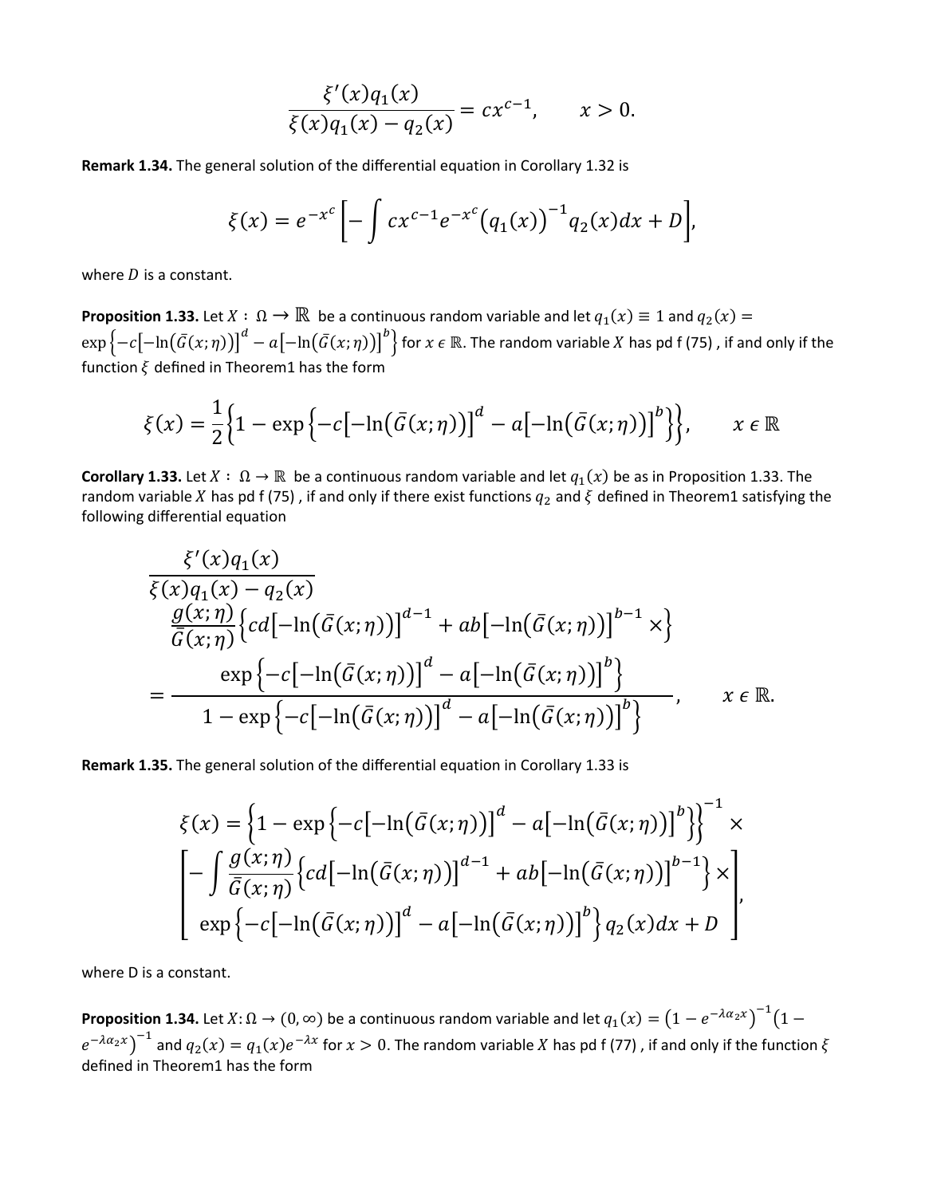$$\frac{\xi'(x)q_1(x)}{\xi(x)q_1(x) - q_2(x)} = cx^{c-1}, \qquad x > 0.$$

**Remark 1.34.** The general solution of the differential equation in Corollary 1.32 is

$$\xi(x) = e^{-x^c}\left[-\int cx^{c-1}e^{-x^c}\left(q_1(x)\right)^{-1}q_2(x)dx + D\right],$$

where $D$ is a constant.

**Proposition 1.33.** Let $X : \Omega \to \mathbb{R}$ be a continuous random variable and let $q_1(x) \equiv 1$ and $q_2(x) = \exp\left\{-c\left[-\ln\left(\bar{G}(x;\eta)\right)\right]^d - a\left[-\ln\left(\bar{G}(x;\eta)\right)\right]^b\right\}$ for $x \in \mathbb{R}$. The random variable $X$ has pd f (75) , if and only if the function $\xi$ defined in Theorem1 has the form

$$\xi(x) = \frac{1}{2}\left\{1 - \exp\left\{-c\left[-\ln\left(\bar{G}(x;\eta)\right)\right]^d - a\left[-\ln\left(\bar{G}(x;\eta)\right)\right]^b\right\}\right\}, \qquad x \in \mathbb{R}$$

**Corollary 1.33.** Let $X : \Omega \to \mathbb{R}$ be a continuous random variable and let $q_1(x)$ be as in Proposition 1.33. The random variable $X$ has pd f (75) , if and only if there exist functions $q_2$ and $\xi$ defined in Theorem1 satisfying the following differential equation

$$\frac{\xi'(x)q_1(x)}{\xi(x)q_1(x) - q_2(x)} = \frac{\dfrac{g(x;\eta)}{\bar{G}(x;\eta)}\left\{cd\left[-\ln\left(\bar{G}(x;\eta)\right)\right]^{d-1} + ab\left[-\ln\left(\bar{G}(x;\eta)\right)\right]^{b-1} \times\right\} \exp\left\{-c\left[-\ln\left(\bar{G}(x;\eta)\right)\right]^d - a\left[-\ln\left(\bar{G}(x;\eta)\right)\right]^b\right\}}{1 - \exp\left\{-c\left[-\ln\left(\bar{G}(x;\eta)\right)\right]^d - a\left[-\ln\left(\bar{G}(x;\eta)\right)\right]^b\right\}}, \qquad x \in \mathbb{R}.$$

**Remark 1.35.** The general solution of the differential equation in Corollary 1.33 is

$$\xi(x) = \left\{1 - \exp\left\{-c\left[-\ln\left(\bar{G}(x;\eta)\right)\right]^d - a\left[-\ln\left(\bar{G}(x;\eta)\right)\right]^b\right\}\right\}^{-1} \times \left[\begin{array}{l} -\displaystyle\int \frac{g(x;\eta)}{\bar{G}(x;\eta)}\left\{cd\left[-\ln\left(\bar{G}(x;\eta)\right)\right]^{d-1} + ab\left[-\ln\left(\bar{G}(x;\eta)\right)\right]^{b-1}\right\} \times \\ \exp\left\{-c\left[-\ln\left(\bar{G}(x;\eta)\right)\right]^d - a\left[-\ln\left(\bar{G}(x;\eta)\right)\right]^b\right\} q_2(x)dx + D \end{array}\right],$$

where D is a constant.

**Proposition 1.34.** Let $X: \Omega \to (0, \infty)$ be a continuous random variable and let $q_1(x) = \left(1 - e^{-\lambda\alpha_2 x}\right)^{-1}\left(1 - e^{-\lambda\alpha_2 x}\right)^{-1}$ and $q_2(x) = q_1(x)e^{-\lambda x}$ for $x > 0$. The random variable $X$ has pd f (77) , if and only if the function $\xi$ defined in Theorem1 has the form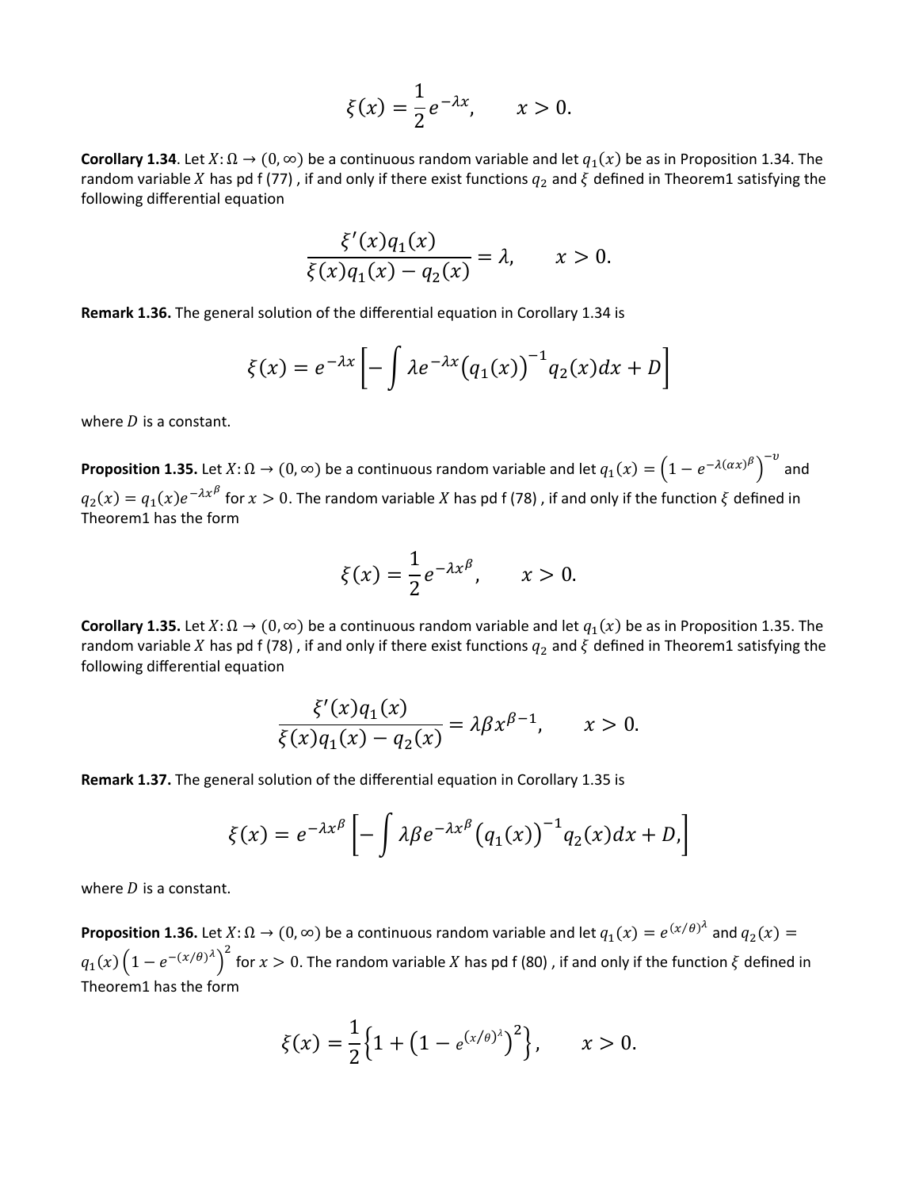$$\xi(x) = \frac{1}{2}e^{-\lambda x}, \qquad x > 0.$$

**Corollary 1.34**. Let $X: \Omega \to (0, \infty)$ be a continuous random variable and let $q_1(x)$ be as in Proposition 1.34. The random variable $X$ has pd f (77) , if and only if there exist functions $q_2$ and $\xi$ defined in Theorem1 satisfying the following differential equation

$$\frac{\xi'(x)q_1(x)}{\xi(x)q_1(x) - q_2(x)} = \lambda, \qquad x > 0.$$

**Remark 1.36.** The general solution of the differential equation in Corollary 1.34 is

$$\xi(x) = e^{-\lambda x}\left[-\int \lambda e^{-\lambda x}\left(q_1(x)\right)^{-1} q_2(x)dx + D\right]$$

where $D$ is a constant.

**Proposition 1.35.** Let $X: \Omega \to (0, \infty)$ be a continuous random variable and let $q_1(x) = \left(1 - e^{-\lambda(\alpha x)^{\beta}}\right)^{-\upsilon}$ and $q_2(x) = q_1(x)e^{-\lambda x^{\beta}}$ for $x > 0$. The random variable $X$ has pd f (78) , if and only if the function $\xi$ defined in Theorem1 has the form

$$\xi(x) = \frac{1}{2}e^{-\lambda x^{\beta}}, \qquad x > 0.$$

**Corollary 1.35.** Let $X: \Omega \to (0, \infty)$ be a continuous random variable and let $q_1(x)$ be as in Proposition 1.35. The random variable $X$ has pd f (78) , if and only if there exist functions $q_2$ and $\xi$ defined in Theorem1 satisfying the following differential equation

$$\frac{\xi'(x)q_1(x)}{\xi(x)q_1(x) - q_2(x)} = \lambda\beta x^{\beta-1}, \qquad x > 0.$$

**Remark 1.37.** The general solution of the differential equation in Corollary 1.35 is

$$\xi(x) = e^{-\lambda x^{\beta}}\left[-\int \lambda\beta e^{-\lambda x^{\beta}}\left(q_1(x)\right)^{-1} q_2(x)dx + D,\right]$$

where $D$ is a constant.

**Proposition 1.36.** Let $X: \Omega \to (0, \infty)$ be a continuous random variable and let $q_1(x) = e^{(x/\theta)^{\lambda}}$ and $q_2(x) = q_1(x)\left(1 - e^{-(x/\theta)^{\lambda}}\right)^2$ for $x > 0$. The random variable $X$ has pd f (80) , if and only if the function $\xi$ defined in Theorem1 has the form

$$\xi(x) = \frac{1}{2}\left\{1 + \left(1 - e^{(x/\theta)^{\lambda}}\right)^2\right\}, \qquad x > 0.$$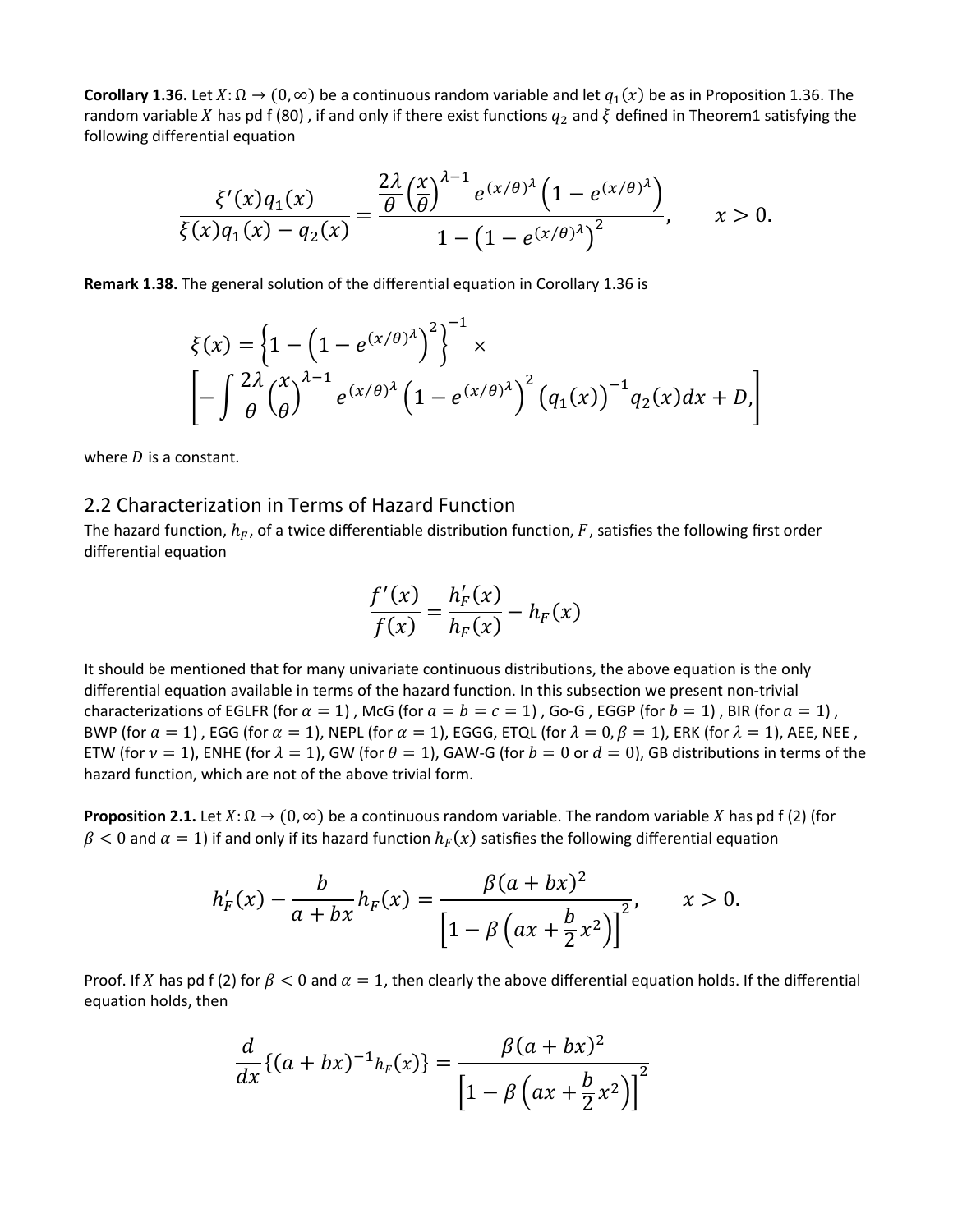**Corollary 1.36.** Let $X: \Omega \to (0, \infty)$ be a continuous random variable and let $q_1(x)$ be as in Proposition 1.36. The random variable $X$ has pd f (80) , if and only if there exist functions $q_2$ and $\xi$ defined in Theorem1 satisfying the following differential equation

$$\frac{\xi'(x) q_1(x)}{\xi(x) q_1(x) - q_2(x)} = \frac{\frac{2\lambda}{\theta}\left(\frac{x}{\theta}\right)^{\lambda-1} e^{(x/\theta)^{\lambda}}\left(1 - e^{(x/\theta)^{\lambda}}\right)}{1 - \left(1 - e^{(x/\theta)^{\lambda}}\right)^2}, \qquad x > 0.$$

**Remark 1.38.** The general solution of the differential equation in Corollary 1.36 is

$$\xi(x) = \left\{1 - \left(1 - e^{(x/\theta)^{\lambda}}\right)^2\right\}^{-1} \times \left[-\int \frac{2\lambda}{\theta}\left(\frac{x}{\theta}\right)^{\lambda-1} e^{(x/\theta)^{\lambda}}\left(1 - e^{(x/\theta)^{\lambda}}\right)^2 \left(q_1(x)\right)^{-1} q_2(x) dx + D,\right]$$

where $D$ is a constant.

## 2.2 Characterization in Terms of Hazard Function

The hazard function, $h_F$, of a twice differentiable distribution function, $F$, satisfies the following first order differential equation

$$\frac{f'(x)}{f(x)} = \frac{h_F'(x)}{h_F(x)} - h_F(x)$$

It should be mentioned that for many univariate continuous distributions, the above equation is the only differential equation available in terms of the hazard function. In this subsection we present non-trivial characterizations of EGLFR (for $\alpha = 1$) , McG (for $a = b = c = 1$) , Go-G , EGGP (for $b = 1$) , BIR (for $a = 1$) , BWP (for $a = 1$) , EGG (for $\alpha = 1$), NEPL (for $\alpha = 1$), EGGG, ETQL (for $\lambda = 0, \beta = 1$), ERK (for $\lambda = 1$), AEE, NEE , ETW (for $\nu = 1$), ENHE (for $\lambda = 1$), GW (for $\theta = 1$), GAW-G (for $b = 0$ or $d = 0$), GB distributions in terms of the hazard function, which are not of the above trivial form.

**Proposition 2.1.** Let $X: \Omega \to (0, \infty)$ be a continuous random variable. The random variable $X$ has pd f (2) (for $\beta < 0$ and $\alpha = 1$) if and only if its hazard function $h_F(x)$ satisfies the following differential equation

$$h_F'(x) - \frac{b}{a + bx} h_F(x) = \frac{\beta (a + bx)^2}{\left[1 - \beta\left(ax + \frac{b}{2}x^2\right)\right]^2}, \qquad x > 0.$$

Proof. If $X$ has pd f (2) for $\beta < 0$ and $\alpha = 1$, then clearly the above differential equation holds. If the differential equation holds, then

$$\frac{d}{dx}\left\{(a + bx)^{-1} h_F(x)\right\} = \frac{\beta (a + bx)^2}{\left[1 - \beta\left(ax + \frac{b}{2}x^2\right)\right]^2}$$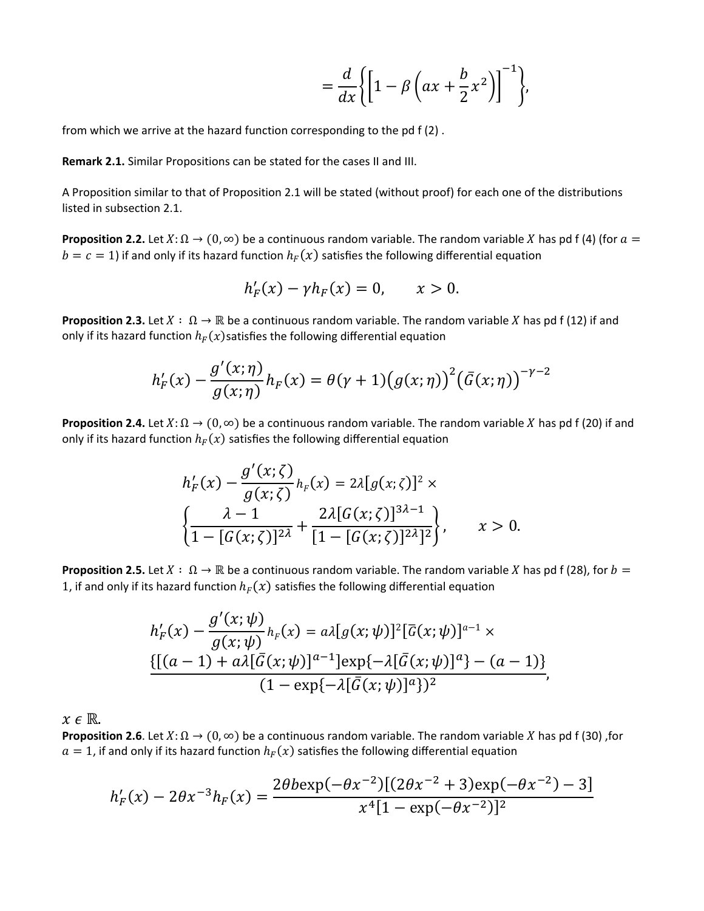$$= \frac{d}{dx}\left\{\left[1 - \beta\left(ax + \frac{b}{2}x^2\right)\right]^{-1}\right\},$$

from which we arrive at the hazard function corresponding to the pd f (2) .

**Remark 2.1.** Similar Propositions can be stated for the cases II and III.

A Proposition similar to that of Proposition 2.1 will be stated (without proof) for each one of the distributions listed in subsection 2.1.

**Proposition 2.2.** Let $X: \Omega \to (0, \infty)$ be a continuous random variable. The random variable $X$ has pd f (4) (for $a = b = c = 1$) if and only if its hazard function $h_F(x)$ satisfies the following differential equation

$$h'_F(x) - \gamma h_F(x) = 0, \qquad x > 0.$$

**Proposition 2.3.** Let $X : \Omega \to \mathbb{R}$ be a continuous random variable. The random variable $X$ has pd f (12) if and only if its hazard function $h_F(x)$ satisfies the following differential equation

$$h'_F(x) - \frac{g'(x;\eta)}{g(x;\eta)}h_F(x) = \theta(\gamma+1)\big(g(x;\eta)\big)^2\big(\bar{G}(x;\eta)\big)^{-\gamma-2}$$

**Proposition 2.4.** Let $X: \Omega \to (0, \infty)$ be a continuous random variable. The random variable $X$ has pd f (20) if and only if its hazard function $h_F(x)$ satisfies the following differential equation

$$h'_F(x) - \frac{g'(x;\zeta)}{g(x;\zeta)}h_F(x) = 2\lambda[g(x;\zeta)]^2 \times \left\{\frac{\lambda - 1}{1 - [G(x;\zeta)]^{2\lambda}} + \frac{2\lambda[G(x;\zeta)]^{3\lambda-1}}{[1 - [G(x;\zeta)]^{2\lambda}]^2}\right\}, \qquad x > 0.$$

**Proposition 2.5.** Let $X : \Omega \to \mathbb{R}$ be a continuous random variable. The random variable $X$ has pd f (28), for $b = 1$, if and only if its hazard function $h_F(x)$ satisfies the following differential equation

$$h'_F(x) - \frac{g'(x;\psi)}{g(x;\psi)}h_F(x) = a\lambda[g(x;\psi)]^2[\bar{G}(x;\psi)]^{a-1} \times \frac{\{[(a-1) + a\lambda[\bar{G}(x;\psi)]^{a-1}]\exp\{-\lambda[\bar{G}(x;\psi)]^a\} - (a-1)\}}{(1 - \exp\{-\lambda[\bar{G}(x;\psi)]^a\})^2},$$

$x \in \mathbb{R}$.

**Proposition 2.6**. Let $X: \Omega \to (0, \infty)$ be a continuous random variable. The random variable $X$ has pd f (30) ,for $a = 1$, if and only if its hazard function $h_F(x)$ satisfies the following differential equation

$$h'_F(x) - 2\theta x^{-3}h_F(x) = \frac{2\theta b\exp(-\theta x^{-2})[(2\theta x^{-2} + 3)\exp(-\theta x^{-2}) - 3]}{x^4[1 - \exp(-\theta x^{-2})]^2}$$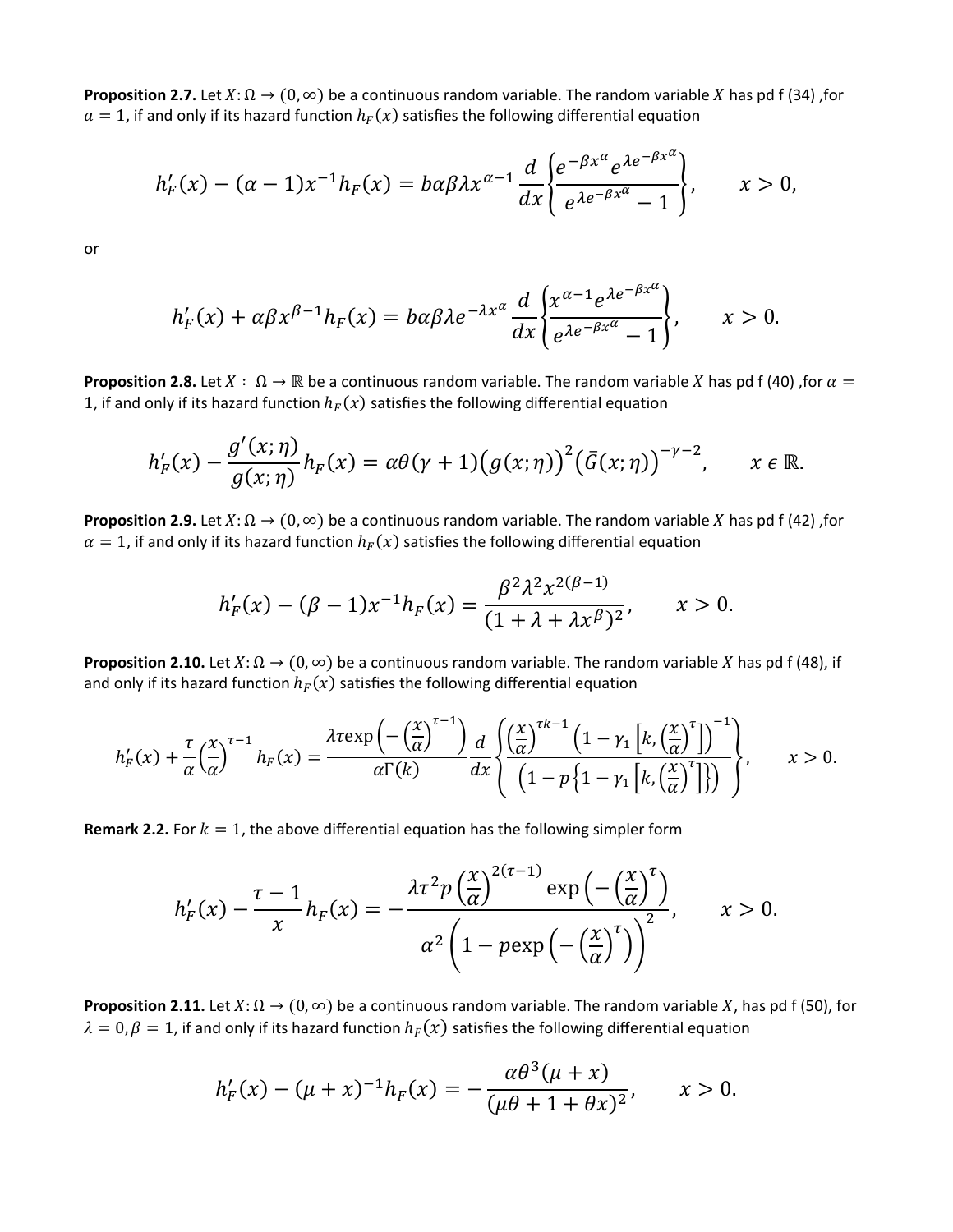**Proposition 2.7.** Let $X: \Omega \to (0, \infty)$ be a continuous random variable. The random variable $X$ has pd f (34) ,for $\alpha = 1$, if and only if its hazard function $h_F(x)$ satisfies the following differential equation

$$h_F'(x) - (\alpha - 1)x^{-1}h_F(x) = b\alpha\beta\lambda x^{\alpha-1}\frac{d}{dx}\left\{\frac{e^{-\beta x^{\alpha}}e^{\lambda e^{-\beta x^{\alpha}}}}{e^{\lambda e^{-\beta x^{\alpha}}} - 1}\right\}, \qquad x > 0,$$

or

$$h_F'(x) + \alpha\beta x^{\beta-1}h_F(x) = b\alpha\beta\lambda e^{-\lambda x^{\alpha}}\frac{d}{dx}\left\{\frac{x^{\alpha-1}e^{\lambda e^{-\beta x^{\alpha}}}}{e^{\lambda e^{-\beta x^{\alpha}}} - 1}\right\}, \qquad x > 0.$$

**Proposition 2.8.** Let $X : \Omega \to \mathbb{R}$ be a continuous random variable. The random variable $X$ has pd f (40) ,for $\alpha = 1$, if and only if its hazard function $h_F(x)$ satisfies the following differential equation

$$h_F'(x) - \frac{g'(x;\eta)}{g(x;\eta)}h_F(x) = \alpha\theta(\gamma + 1)\left(g(x;\eta)\right)^2\left(\bar{G}(x;\eta)\right)^{-\gamma-2}, \qquad x \in \mathbb{R}.$$

**Proposition 2.9.** Let $X: \Omega \to (0, \infty)$ be a continuous random variable. The random variable $X$ has pd f (42) ,for $\alpha = 1$, if and only if its hazard function $h_F(x)$ satisfies the following differential equation

$$h_F'(x) - (\beta - 1)x^{-1}h_F(x) = \frac{\beta^2\lambda^2 x^{2(\beta-1)}}{(1 + \lambda + \lambda x^{\beta})^2}, \qquad x > 0.$$

**Proposition 2.10.** Let $X: \Omega \to (0, \infty)$ be a continuous random variable. The random variable $X$ has pd f (48), if and only if its hazard function $h_F(x)$ satisfies the following differential equation

$$h_F'(x) + \frac{\tau}{\alpha}\left(\frac{x}{\alpha}\right)^{\tau-1}h_F(x) = \frac{\lambda\tau\exp\left(-\left(\frac{x}{\alpha}\right)^{\tau-1}\right)}{\alpha\Gamma(k)}\frac{d}{dx}\left\{\frac{\left(\frac{x}{\alpha}\right)^{\tau k-1}\left(1 - \gamma_1\left[k, \left(\frac{x}{\alpha}\right)^{\tau}\right]\right)^{-1}}{\left(1 - p\left\{1 - \gamma_1\left[k, \left(\frac{x}{\alpha}\right)^{\tau}\right]\right\}\right)}\right\}, \qquad x > 0.$$

**Remark 2.2.** For $k = 1$, the above differential equation has the following simpler form

$$h_F'(x) - \frac{\tau - 1}{x}h_F(x) = -\frac{\lambda\tau^2 p\left(\frac{x}{\alpha}\right)^{2(\tau-1)}\exp\left(-\left(\frac{x}{\alpha}\right)^{\tau}\right)}{\alpha^2\left(1 - p\exp\left(-\left(\frac{x}{\alpha}\right)^{\tau}\right)\right)^2}, \qquad x > 0.$$

**Proposition 2.11.** Let $X: \Omega \to (0, \infty)$ be a continuous random variable. The random variable $X$, has pd f (50), for $\lambda = 0, \beta = 1$, if and only if its hazard function $h_F(x)$ satisfies the following differential equation

$$h_F'(x) - (\mu + x)^{-1}h_F(x) = -\frac{\alpha\theta^3(\mu + x)}{(\mu\theta + 1 + \theta x)^2}, \qquad x > 0.$$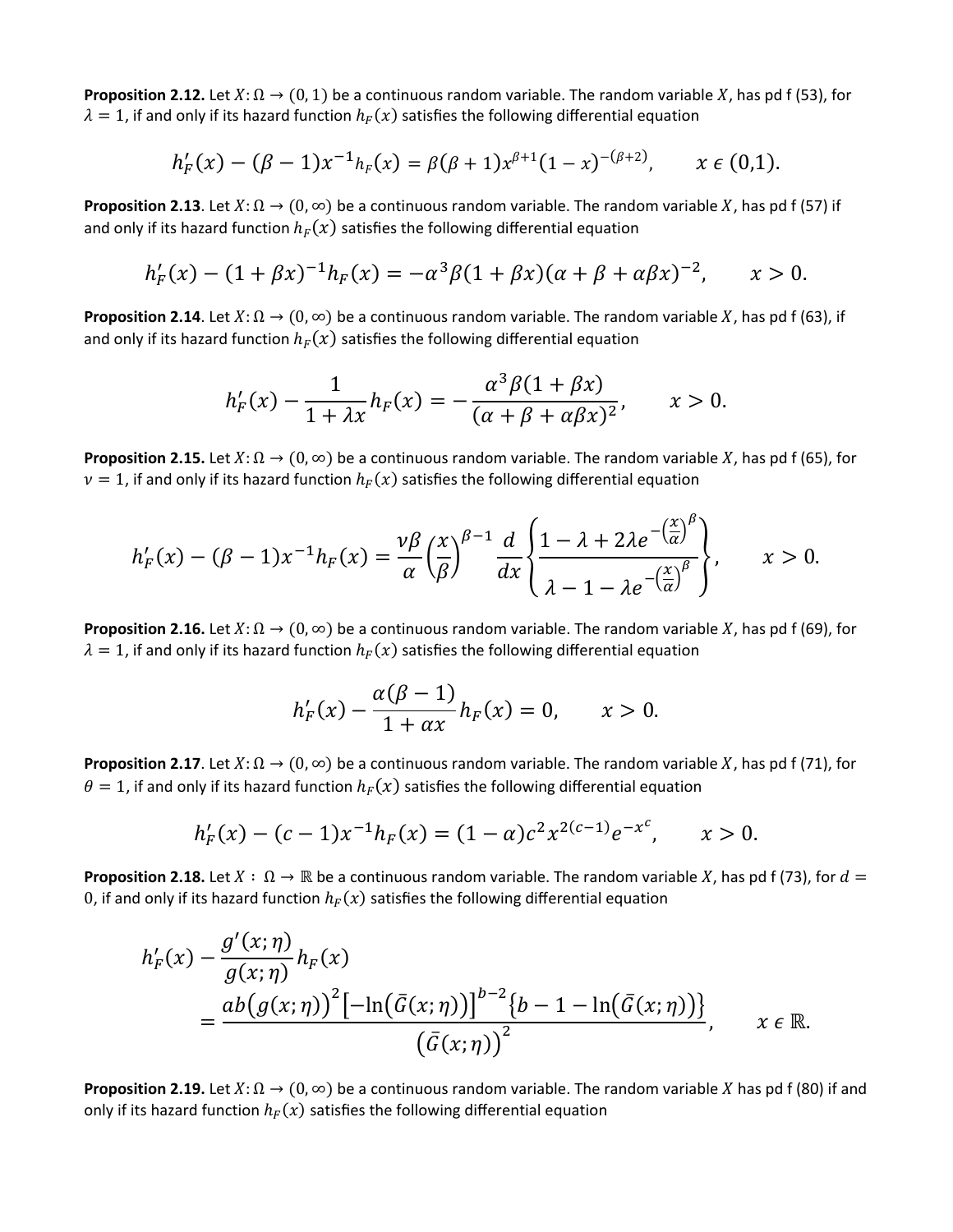**Proposition 2.12.** Let $X: \Omega \to (0,1)$ be a continuous random variable. The random variable $X$, has pd f (53), for $\lambda = 1$, if and only if its hazard function $h_F(x)$ satisfies the following differential equation

$$h_F'(x) - (\beta - 1)x^{-1}h_F(x) = \beta(\beta+1)x^{\beta+1}(1-x)^{-(\beta+2)}, \qquad x \in (0,1).$$

**Proposition 2.13**. Let $X: \Omega \to (0, \infty)$ be a continuous random variable. The random variable $X$, has pd f (57) if and only if its hazard function $h_F(x)$ satisfies the following differential equation

$$h_F'(x) - (1+\beta x)^{-1}h_F(x) = -\alpha^3\beta(1+\beta x)(\alpha+\beta+\alpha\beta x)^{-2}, \qquad x > 0.$$

**Proposition 2.14**. Let $X: \Omega \to (0, \infty)$ be a continuous random variable. The random variable $X$, has pd f (63), if and only if its hazard function $h_F(x)$ satisfies the following differential equation

$$h_F'(x) - \frac{1}{1+\lambda x}h_F(x) = -\frac{\alpha^3\beta(1+\beta x)}{(\alpha+\beta+\alpha\beta x)^2}, \qquad x > 0.$$

**Proposition 2.15.** Let $X: \Omega \to (0, \infty)$ be a continuous random variable. The random variable $X$, has pd f (65), for $\nu = 1$, if and only if its hazard function $h_F(x)$ satisfies the following differential equation

$$h_F'(x) - (\beta-1)x^{-1}h_F(x) = \frac{\nu\beta}{\alpha}\left(\frac{x}{\beta}\right)^{\beta-1}\frac{d}{dx}\left\{\frac{1-\lambda+2\lambda e^{-\left(\frac{x}{\alpha}\right)^\beta}}{\lambda-1-\lambda e^{-\left(\frac{x}{\alpha}\right)^\beta}}\right\}, \qquad x > 0.$$

**Proposition 2.16.** Let $X: \Omega \to (0, \infty)$ be a continuous random variable. The random variable $X$, has pd f (69), for $\lambda = 1$, if and only if its hazard function $h_F(x)$ satisfies the following differential equation

$$h_F'(x) - \frac{\alpha(\beta-1)}{1+\alpha x}h_F(x) = 0, \qquad x > 0.$$

**Proposition 2.17**. Let $X: \Omega \to (0, \infty)$ be a continuous random variable. The random variable $X$, has pd f (71), for $\theta = 1$, if and only if its hazard function $h_F(x)$ satisfies the following differential equation

$$h_F'(x) - (c-1)x^{-1}h_F(x) = (1-\alpha)c^2x^{2(c-1)}e^{-x^c}, \qquad x > 0.$$

**Proposition 2.18.** Let $X: \Omega \to \mathbb{R}$ be a continuous random variable. The random variable $X$, has pd f (73), for $d = 0$, if and only if its hazard function $h_F(x)$ satisfies the following differential equation

$$h_F'(x) - \frac{g'(x;\eta)}{g(x;\eta)}h_F(x) = \frac{ab\left(g(x;\eta)\right)^2\left[-\ln\left(\bar{G}(x;\eta)\right)\right]^{b-2}\left\{b-1-\ln\left(\bar{G}(x;\eta)\right)\right\}}{\left(\bar{G}(x;\eta)\right)^2}, \qquad x \in \mathbb{R}.$$

**Proposition 2.19.** Let $X: \Omega \to (0, \infty)$ be a continuous random variable. The random variable $X$ has pd f (80) if and only if its hazard function $h_F(x)$ satisfies the following differential equation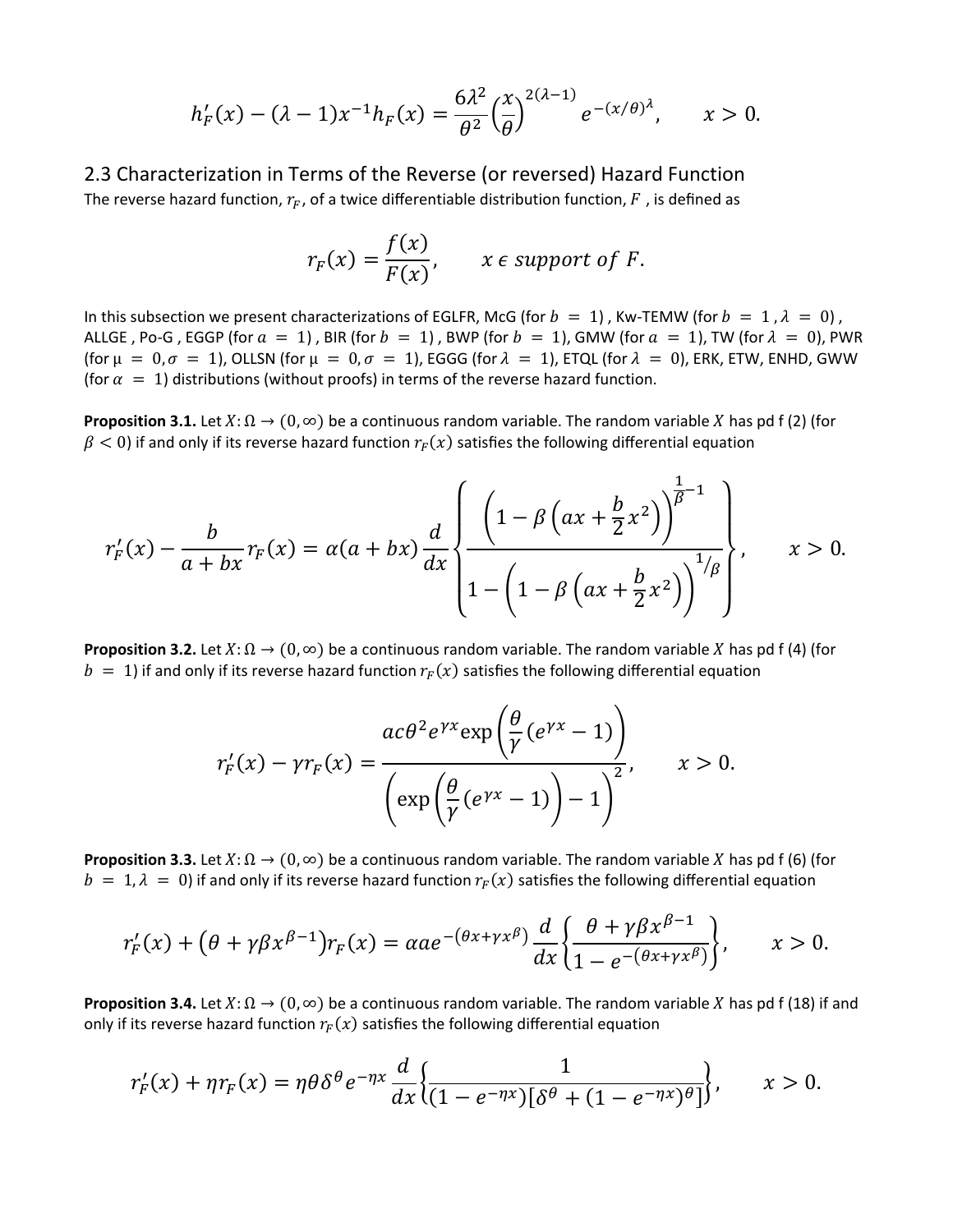$$h_F'(x) - (\lambda - 1)x^{-1}h_F(x) = \frac{6\lambda^2}{\theta^2}\left(\frac{x}{\theta}\right)^{2(\lambda-1)} e^{-(x/\theta)^\lambda}, \qquad x > 0.$$

## 2.3 Characterization in Terms of the Reverse (or reversed) Hazard Function

The reverse hazard function, $r_F$, of a twice differentiable distribution function, $F$ , is defined as

$$r_F(x) = \frac{f(x)}{F(x)}, \qquad x \in support\ of\ F.$$

In this subsection we present characterizations of EGLFR, McG (for $b = 1$) , Kw-TEMW (for $b = 1, \lambda = 0$) , ALLGE , Po-G , EGGP (for $a = 1$) , BIR (for $b = 1$) , BWP (for $b = 1$), GMW (for $a = 1$), TW (for $\lambda = 0$), PWR (for $\mu = 0, \sigma = 1$), OLLSN (for $\mu = 0, \sigma = 1$), EGGG (for $\lambda = 1$), ETQL (for $\lambda = 0$), ERK, ETW, ENHD, GWW (for $\alpha = 1$) distributions (without proofs) in terms of the reverse hazard function.

**Proposition 3.1.** Let $X: \Omega \to (0, \infty)$ be a continuous random variable. The random variable $X$ has pd f (2) (for $\beta < 0$) if and only if its reverse hazard function $r_F(x)$ satisfies the following differential equation

$$r_F'(x) - \frac{b}{a + bx} r_F(x) = \alpha(a + bx)\frac{d}{dx}\left\{\frac{\left(1 - \beta\left(ax + \frac{b}{2}x^2\right)\right)^{\frac{1}{\beta}-1}}{1 - \left(1 - \beta\left(ax + \frac{b}{2}x^2\right)\right)^{1/\beta}}\right\}, \qquad x > 0.$$

**Proposition 3.2.** Let $X: \Omega \to (0, \infty)$ be a continuous random variable. The random variable $X$ has pd f (4) (for $b = 1$) if and only if its reverse hazard function $r_F(x)$ satisfies the following differential equation

$$r_F'(x) - \gamma r_F(x) = \frac{ac\theta^2 e^{\gamma x}\exp\left(\frac{\theta}{\gamma}(e^{\gamma x} - 1)\right)}{\left(\exp\left(\frac{\theta}{\gamma}(e^{\gamma x} - 1)\right) - 1\right)^2}, \qquad x > 0.$$

**Proposition 3.3.** Let $X: \Omega \to (0, \infty)$ be a continuous random variable. The random variable $X$ has pd f (6) (for $b = 1, \lambda = 0$) if and only if its reverse hazard function $r_F(x)$ satisfies the following differential equation

$$r_F'(x) + \left(\theta + \gamma\beta x^{\beta-1}\right) r_F(x) = \alpha a e^{-(\theta x + \gamma x^\beta)}\frac{d}{dx}\left\{\frac{\theta + \gamma\beta x^{\beta-1}}{1 - e^{-(\theta x + \gamma x^\beta)}}\right\}, \qquad x > 0.$$

**Proposition 3.4.** Let $X: \Omega \to (0, \infty)$ be a continuous random variable. The random variable $X$ has pd f (18) if and only if its reverse hazard function $r_F(x)$ satisfies the following differential equation

$$r_F'(x) + \eta r_F(x) = \eta\theta\delta^\theta e^{-\eta x}\frac{d}{dx}\left\{\frac{1}{(1 - e^{-\eta x})[\delta^\theta + (1 - e^{-\eta x})^\theta]}\right\}, \qquad x > 0.$$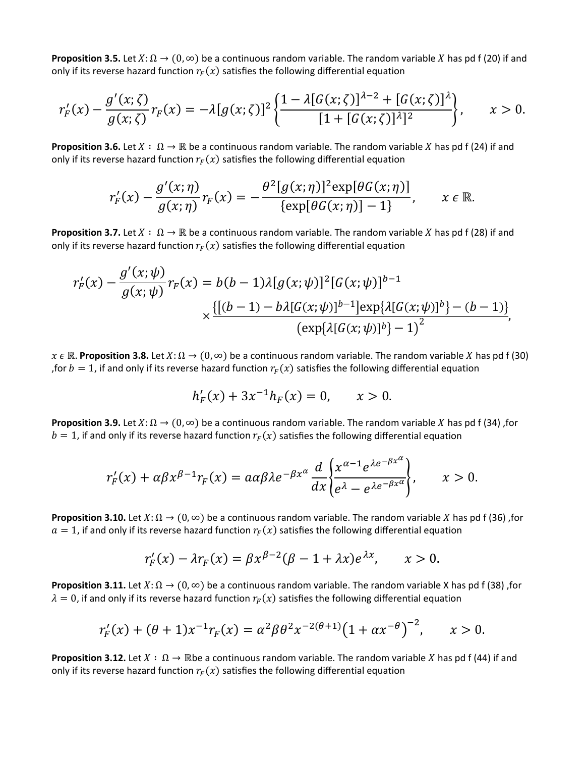**Proposition 3.5.** Let $X: \Omega \to (0, \infty)$ be a continuous random variable. The random variable $X$ has pd f (20) if and only if its reverse hazard function $r_F(x)$ satisfies the following differential equation

$$r_F'(x) - \frac{g'(x;\zeta)}{g(x;\zeta)} r_F(x) = -\lambda [g(x;\zeta)]^2 \left\{ \frac{1 - \lambda [G(x;\zeta)]^{\lambda-2} + [G(x;\zeta)]^{\lambda}}{[1 + [G(x;\zeta)]^{\lambda}]^2} \right\}, \qquad x > 0.$$

**Proposition 3.6.** Let $X: \Omega \to \mathbb{R}$ be a continuous random variable. The random variable $X$ has pd f (24) if and only if its reverse hazard function $r_F(x)$ satisfies the following differential equation

$$r_F'(x) - \frac{g'(x;\eta)}{g(x;\eta)} r_F(x) = -\frac{\theta^2 [g(x;\eta)]^2 \exp[\theta G(x;\eta)]}{\{\exp[\theta G(x;\eta)] - 1\}}, \qquad x \in \mathbb{R}.$$

**Proposition 3.7.** Let $X: \Omega \to \mathbb{R}$ be a continuous random variable. The random variable $X$ has pd f (28) if and only if its reverse hazard function $r_F(x)$ satisfies the following differential equation

$$r_F'(x) - \frac{g'(x;\psi)}{g(x;\psi)} r_F(x) = b(b-1)\lambda [g(x;\psi)]^2 [G(x;\psi)]^{b-1} \times \frac{\{[(b-1) - b\lambda [G(x;\psi)]^{b-1}] \exp\{\lambda [G(x;\psi)]^b\} - (b-1)\}}{\left(\exp\{\lambda [G(x;\psi)]^b\} - 1\right)^2},$$

$x \in \mathbb{R}$. **Proposition 3.8.** Let $X: \Omega \to (0, \infty)$ be a continuous random variable. The random variable $X$ has pd f (30) ,for $b = 1$, if and only if its reverse hazard function $r_F(x)$ satisfies the following differential equation

$$h_F'(x) + 3x^{-1} h_F(x) = 0, \qquad x > 0.$$

**Proposition 3.9.** Let $X: \Omega \to (0, \infty)$ be a continuous random variable. The random variable $X$ has pd f (34) ,for $b = 1$, if and only if its reverse hazard function $r_F(x)$ satisfies the following differential equation

$$r_F'(x) + \alpha\beta x^{\beta-1} r_F(x) = a\alpha\beta\lambda e^{-\beta x^{\alpha}} \frac{d}{dx} \left\{ \frac{x^{\alpha-1} e^{\lambda e^{-\beta x^{\alpha}}}}{e^{\lambda} - e^{\lambda e^{-\beta x^{\alpha}}}} \right\}, \qquad x > 0.$$

**Proposition 3.10.** Let $X: \Omega \to (0, \infty)$ be a continuous random variable. The random variable $X$ has pd f (36) ,for $a = 1$, if and only if its reverse hazard function $r_F(x)$ satisfies the following differential equation

$$r_F'(x) - \lambda r_F(x) = \beta x^{\beta-2} (\beta - 1 + \lambda x) e^{\lambda x}, \qquad x > 0.$$

**Proposition 3.11.** Let $X: \Omega \to (0, \infty)$ be a continuous random variable. The random variable X has pd f (38) ,for $\lambda = 0$, if and only if its reverse hazard function $r_F(x)$ satisfies the following differential equation

$$r_F'(x) + (\theta + 1)x^{-1} r_F(x) = \alpha^2 \beta \theta^2 x^{-2(\theta+1)} \left(1 + \alpha x^{-\theta}\right)^{-2}, \qquad x > 0.$$

**Proposition 3.12.** Let $X: \Omega \to \mathbb{R}$be a continuous random variable. The random variable $X$ has pd f (44) if and only if its reverse hazard function $r_F(x)$ satisfies the following differential equation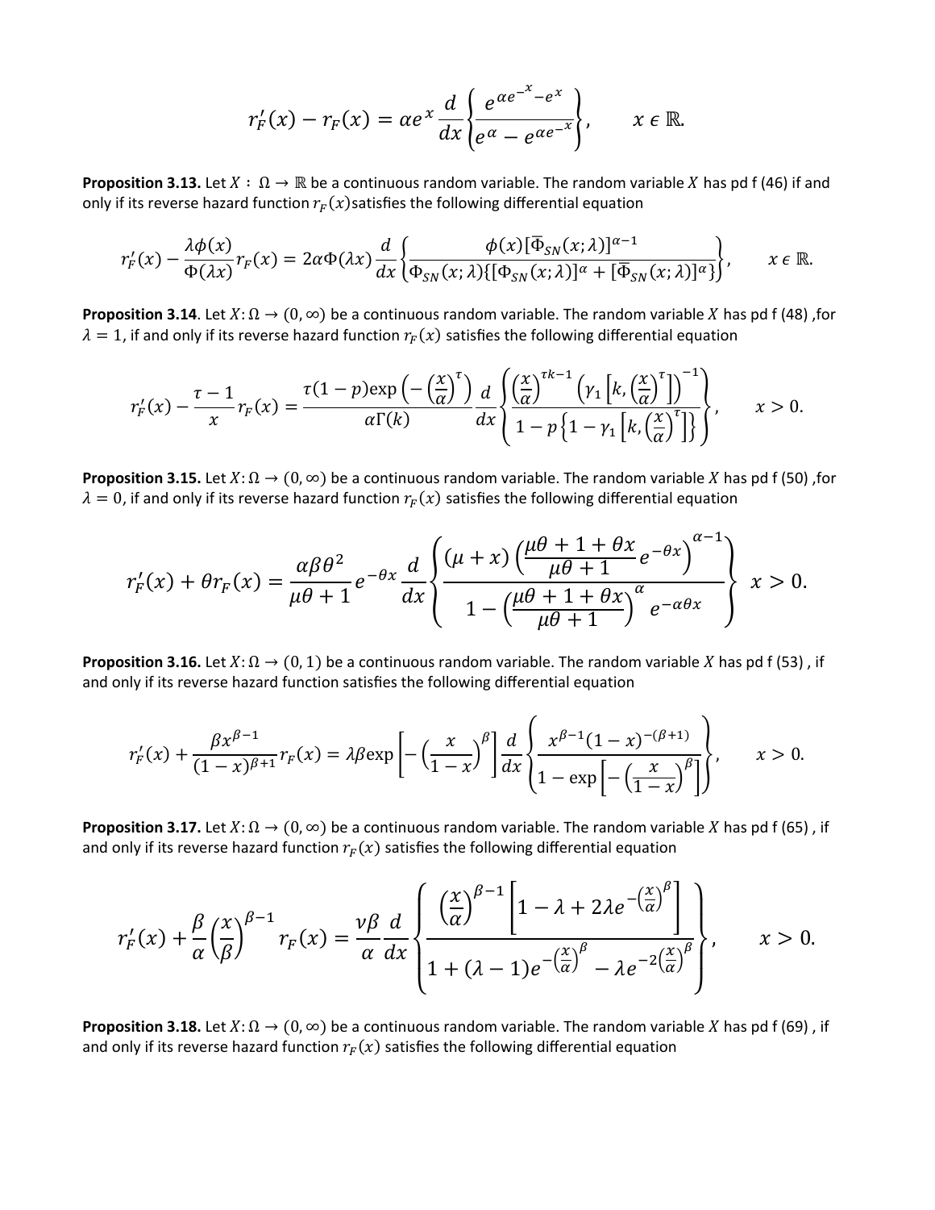$$r_F'(x) - r_F(x) = \alpha e^x \frac{d}{dx}\left\{\frac{e^{\alpha e^{-x}} - e^x}{e^{\alpha} - e^{\alpha e^{-x}}}\right\}, \qquad x \in \mathbb{R}.$$

**Proposition 3.13.** Let $X : \Omega \to \mathbb{R}$ be a continuous random variable. The random variable $X$ has pd f (46) if and only if its reverse hazard function $r_F(x)$ satisfies the following differential equation

$$r_F'(x) - \frac{\lambda\phi(x)}{\Phi(\lambda x)} r_F(x) = 2\alpha\Phi(\lambda x)\frac{d}{dx}\left\{\frac{\phi(x)[\bar{\Phi}_{SN}(x;\lambda)]^{\alpha-1}}{\Phi_{SN}(x;\lambda)\{[\Phi_{SN}(x;\lambda)]^{\alpha} + [\bar{\Phi}_{SN}(x;\lambda)]^{\alpha}\}}\right\}, \qquad x \in \mathbb{R}.$$

**Proposition 3.14**. Let $X: \Omega \to (0,\infty)$ be a continuous random variable. The random variable $X$ has pd f (48) ,for $\lambda = 1$, if and only if its reverse hazard function $r_F(x)$ satisfies the following differential equation

$$r_F'(x) - \frac{\tau - 1}{x} r_F(x) = \frac{\tau(1-p)\exp\left(-\left(\frac{x}{\alpha}\right)^{\tau}\right)}{\alpha\Gamma(k)} \frac{d}{dx}\left\{\frac{\left(\frac{x}{\alpha}\right)^{\tau k - 1}\left(\gamma_1\left[k,\left(\frac{x}{\alpha}\right)^{\tau}\right]\right)^{-1}}{1 - p\left\{1 - \gamma_1\left[k,\left(\frac{x}{\alpha}\right)^{\tau}\right]\right\}}\right\}, \qquad x > 0.$$

**Proposition 3.15.** Let $X: \Omega \to (0,\infty)$ be a continuous random variable. The random variable $X$ has pd f (50) ,for $\lambda = 0$, if and only if its reverse hazard function $r_F(x)$ satisfies the following differential equation

$$r_F'(x) + \theta r_F(x) = \frac{\alpha\beta\theta^2}{\mu\theta + 1} e^{-\theta x} \frac{d}{dx}\left\{\frac{(\mu + x)\left(\frac{\mu\theta + 1 + \theta x}{\mu\theta + 1} e^{-\theta x}\right)^{\alpha - 1}}{1 - \left(\frac{\mu\theta + 1 + \theta x}{\mu\theta + 1}\right)^{\alpha} e^{-\alpha\theta x}}\right\} \quad x > 0.$$

**Proposition 3.16.** Let $X: \Omega \to (0,1)$ be a continuous random variable. The random variable $X$ has pd f (53) , if and only if its reverse hazard function satisfies the following differential equation

$$r_F'(x) + \frac{\beta x^{\beta-1}}{(1-x)^{\beta+1}} r_F(x) = \lambda\beta\exp\left[-\left(\frac{x}{1-x}\right)^{\beta}\right]\frac{d}{dx}\left\{\frac{x^{\beta-1}(1-x)^{-(\beta+1)}}{1 - \exp\left[-\left(\frac{x}{1-x}\right)^{\beta}\right]}\right\}, \qquad x > 0.$$

**Proposition 3.17.** Let $X: \Omega \to (0,\infty)$ be a continuous random variable. The random variable $X$ has pd f (65) , if and only if its reverse hazard function $r_F(x)$ satisfies the following differential equation

$$r_F'(x) + \frac{\beta}{\alpha}\left(\frac{x}{\beta}\right)^{\beta-1} r_F(x) = \frac{\nu\beta}{\alpha}\frac{d}{dx}\left\{\frac{\left(\frac{x}{\alpha}\right)^{\beta-1}\left[1 - \lambda + 2\lambda e^{-\left(\frac{x}{\alpha}\right)^{\beta}}\right]}{1 + (\lambda - 1)e^{-\left(\frac{x}{\alpha}\right)^{\beta}} - \lambda e^{-2\left(\frac{x}{\alpha}\right)^{\beta}}}\right\}, \qquad x > 0.$$

**Proposition 3.18.** Let $X: \Omega \to (0,\infty)$ be a continuous random variable. The random variable $X$ has pd f (69) , if and only if its reverse hazard function $r_F(x)$ satisfies the following differential equation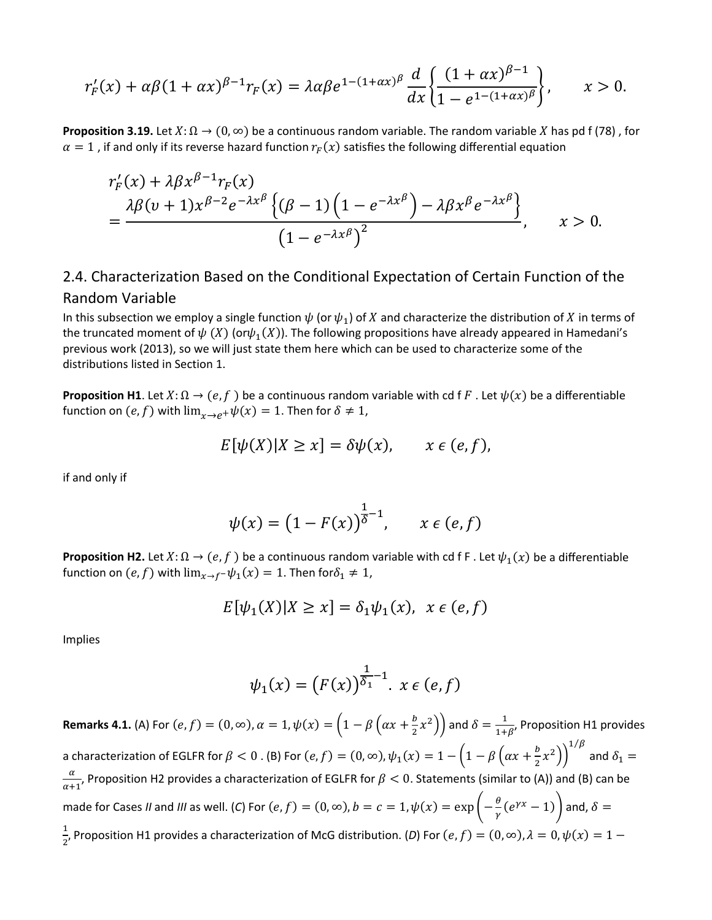$$r_F'(x) + \alpha\beta(1+\alpha x)^{\beta-1} r_F(x) = \lambda\alpha\beta e^{1-(1+\alpha x)^\beta} \frac{d}{dx}\left\{\frac{(1+\alpha x)^{\beta-1}}{1-e^{1-(1+\alpha x)^\beta}}\right\}, \qquad x > 0.$$

**Proposition 3.19.** Let $X\colon \Omega \to (0,\infty)$ be a continuous random variable. The random variable $X$ has pd f (78) , for $\alpha = 1$ , if and only if its reverse hazard function $r_F(x)$ satisfies the following differential equation

$$r_F'(x) + \lambda\beta x^{\beta-1} r_F(x) = \frac{\lambda\beta(\upsilon+1)x^{\beta-2}e^{-\lambda x^\beta}\left\{(\beta-1)\left(1-e^{-\lambda x^\beta}\right) - \lambda\beta x^\beta e^{-\lambda x^\beta}\right\}}{\left(1-e^{-\lambda x^\beta}\right)^2}, \qquad x > 0.$$

## 2.4. Characterization Based on the Conditional Expectation of Certain Function of the Random Variable

In this subsection we employ a single function $\psi$ (or $\psi_1$) of $X$ and characterize the distribution of $X$ in terms of the truncated moment of $\psi$ $(X)$ (or$\psi_1(X)$). The following propositions have already appeared in Hamedani's previous work (2013), so we will just state them here which can be used to characterize some of the distributions listed in Section 1.

**Proposition H1**. Let $X\colon \Omega \to (e,f\,)$ be a continuous random variable with cd f $F$ . Let $\psi(x)$ be a differentiable function on $(e,f)$ with $\lim_{x\to e^+}\psi(x) = 1$. Then for $\delta \neq 1$,

$$E[\psi(X)|X \geq x] = \delta\psi(x), \qquad x \in (e,f),$$

if and only if

$$\psi(x) = \left(1-F(x)\right)^{\frac{1}{\delta}-1}, \qquad x \in (e,f)$$

**Proposition H2.** Let $X\colon \Omega \to (e,f\,)$ be a continuous random variable with cd f F . Let $\psi_1(x)$ be a differentiable function on $(e,f)$ with $\lim_{x\to f^-}\psi_1(x) = 1$. Then for$\delta_1 \neq 1$,

$$E[\psi_1(X)|X \geq x] = \delta_1\psi_1(x), \;\; x \in (e,f)$$

Implies

$$\psi_1(x) = \left(F(x)\right)^{\frac{1}{\delta_1}-1}. \;\; x \in (e,f)$$

**Remarks 4.1.** (A) For $(e,f) = (0,\infty), \alpha = 1, \psi(x) = \left(1-\beta\left(\alpha x + \frac{b}{2}x^2\right)\right)$ and $\delta = \frac{1}{1+\beta}$, Proposition H1 provides a characterization of EGLFR for $\beta < 0$ . (B) For $(e,f) = (0,\infty), \psi_1(x) = 1-\left(1-\beta\left(\alpha x + \frac{b}{2}x^2\right)\right)^{1/\beta}$ and $\delta_1 = \frac{\alpha}{\alpha+1}$, Proposition H2 provides a characterization of EGLFR for $\beta < 0$. Statements (similar to (A)) and (B) can be made for Cases *II* and *III* as well. (*C*) For $(e,f) = (0,\infty), b = c = 1, \psi(x) = \exp\left(-\frac{\theta}{\gamma}(e^{\gamma x}-1)\right)$ and, $\delta = \frac{1}{2}$, Proposition H1 provides a characterization of McG distribution. (*D*) For $(e,f) = (0,\infty), \lambda = 0, \psi(x) = 1-$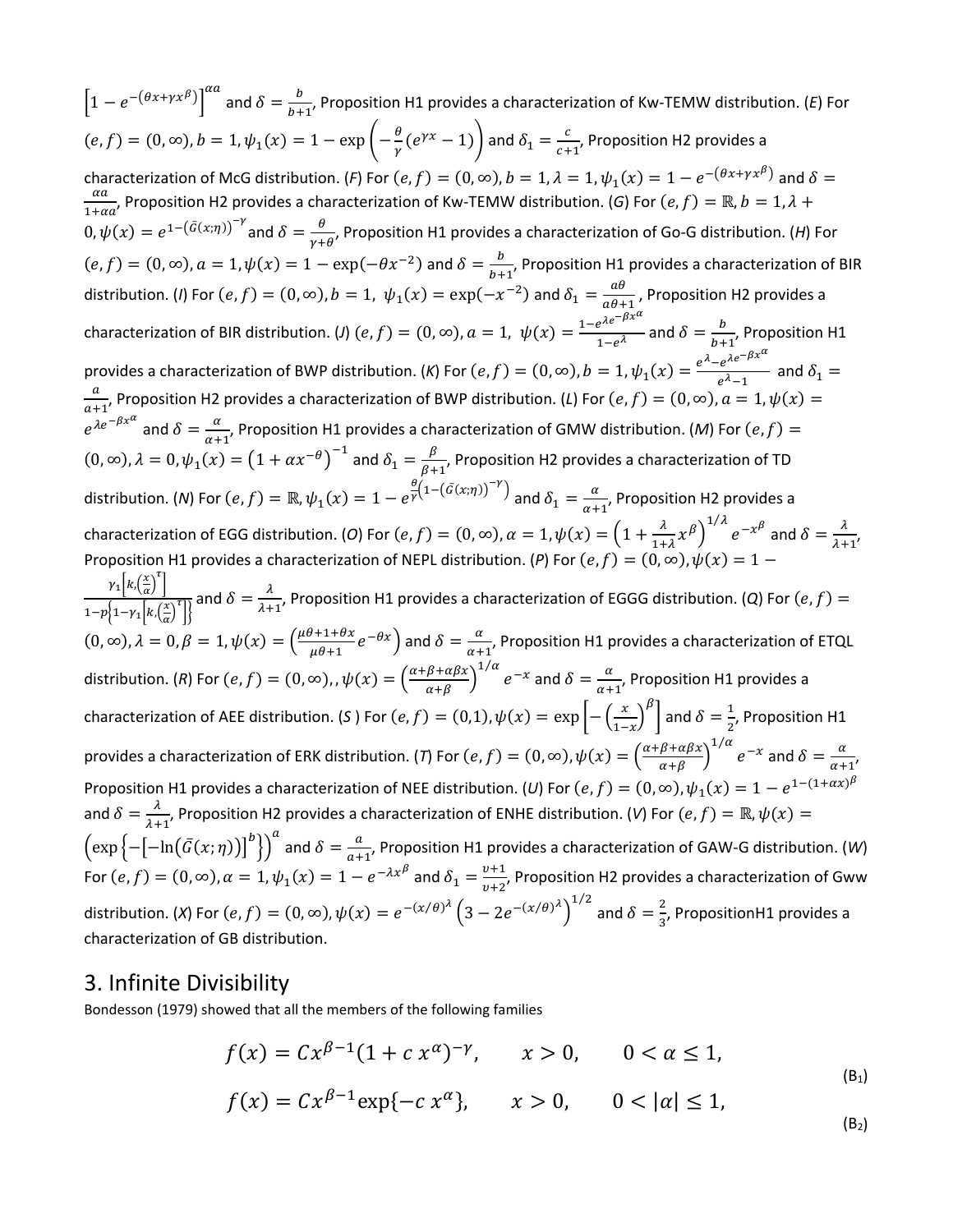$\left[1-e^{-(\theta x+\gamma x^{\beta})}\right]^{\alpha a}$ and $\delta=\frac{b}{b+1}$, Proposition H1 provides a characterization of Kw-TEMW distribution. (*E*) For $(e,f)=(0,\infty), b=1, \psi_1(x)=1-\exp\left(-\frac{\theta}{\gamma}(e^{\gamma x}-1)\right)$ and $\delta_1=\frac{c}{c+1}$, Proposition H2 provides a characterization of McG distribution. (*F*) For $(e,f)=(0,\infty), b=1, \lambda=1, \psi_1(x)=1-e^{-(\theta x+\gamma x^{\beta})}$ and $\delta=\frac{\alpha a}{1+\alpha a}$, Proposition H2 provides a characterization of Kw-TEMW distribution. (*G*) For $(e,f)=\mathbb{R}, b=1, \lambda+0, \psi(x)=e^{1-\left(\bar{G}(x;\eta)\right)^{-\gamma}}$ and $\delta=\frac{\theta}{\gamma+\theta}$, Proposition H1 provides a characterization of Go-G distribution. (*H*) For $(e,f)=(0,\infty), a=1, \psi(x)=1-\exp(-\theta x^{-2})$ and $\delta=\frac{b}{b+1}$, Proposition H1 provides a characterization of BIR distribution. (*I*) For $(e,f)=(0,\infty), b=1,\ \psi_1(x)=\exp(-x^{-2})$ and $\delta_1=\frac{a\theta}{a\theta+1}$, Proposition H2 provides a characterization of BIR distribution. (*J*) $(e,f)=(0,\infty), a=1,\ \psi(x)=\frac{1-e^{\lambda e^{-\beta x^{\alpha}}}}{1-e^{\lambda}}$ and $\delta=\frac{b}{b+1}$, Proposition H1 provides a characterization of BWP distribution. (*K*) For $(e,f)=(0,\infty), b=1, \psi_1(x)=\frac{e^{\lambda}-e^{\lambda e^{-\beta x^{\alpha}}}}{e^{\lambda}-1}$ and $\delta_1=\frac{a}{a+1}$, Proposition H2 provides a characterization of BWP distribution. (*L*) For $(e,f)=(0,\infty), a=1, \psi(x)=e^{\lambda e^{-\beta x^{\alpha}}}$ and $\delta=\frac{\alpha}{\alpha+1}$, Proposition H1 provides a characterization of GMW distribution. (*M*) For $(e,f)=(0,\infty), \lambda=0, \psi_1(x)=\left(1+\alpha x^{-\theta}\right)^{-1}$ and $\delta_1=\frac{\beta}{\beta+1}$, Proposition H2 provides a characterization of TD distribution. (*N*) For $(e,f)=\mathbb{R}, \psi_1(x)=1-e^{\frac{\theta}{\gamma}\left(1-\left(\bar{G}(x;\eta)\right)^{-\gamma}\right)}$ and $\delta_1=\frac{\alpha}{\alpha+1}$, Proposition H2 provides a characterization of EGG distribution. (*O*) For $(e,f)=(0,\infty), \alpha=1, \psi(x)=\left(1+\frac{\lambda}{1+\lambda}x^{\beta}\right)^{1/\lambda}e^{-x^{\beta}}$ and $\delta=\frac{\lambda}{\lambda+1}$, Proposition H1 provides a characterization of NEPL distribution. (*P*) For $(e,f)=(0,\infty), \psi(x)=1-\frac{\gamma_1\left[k,\left(\frac{x}{\alpha}\right)^{\tau}\right]}{1-p\left\{1-\gamma_1\left[k,\left(\frac{x}{\alpha}\right)^{\tau}\right]\right\}}$ and $\delta=\frac{\lambda}{\lambda+1}$, Proposition H1 provides a characterization of EGGG distribution. (*Q*) For $(e,f)=(0,\infty), \lambda=0, \beta=1, \psi(x)=\left(\frac{\mu\theta+1+\theta x}{\mu\theta+1}e^{-\theta x}\right)$ and $\delta=\frac{\alpha}{\alpha+1}$, Proposition H1 provides a characterization of ETQL distribution. (*R*) For $(e,f)=(0,\infty),, \psi(x)=\left(\frac{\alpha+\beta+\alpha\beta x}{\alpha+\beta}\right)^{1/\alpha}e^{-x}$ and $\delta=\frac{\alpha}{\alpha+1}$, Proposition H1 provides a characterization of AEE distribution. (*S* ) For $(e,f)=(0,1), \psi(x)=\exp\left[-\left(\frac{x}{1-x}\right)^{\beta}\right]$ and $\delta=\frac{1}{2}$, Proposition H1 provides a characterization of ERK distribution. (*T*) For $(e,f)=(0,\infty), \psi(x)=\left(\frac{\alpha+\beta+\alpha\beta x}{\alpha+\beta}\right)^{1/\alpha}e^{-x}$ and $\delta=\frac{\alpha}{\alpha+1}$, Proposition H1 provides a characterization of NEE distribution. (*U*) For $(e,f)=(0,\infty), \psi_1(x)=1-e^{1-(1+\alpha x)^{\beta}}$ and $\delta=\frac{\lambda}{\lambda+1}$, Proposition H2 provides a characterization of ENHE distribution. (*V*) For $(e,f)=\mathbb{R}, \psi(x)=\left(\exp\left\{-\left[-\ln\left(\bar{G}(x;\eta)\right)\right]^{b}\right\}\right)^{a}$ and $\delta=\frac{a}{a+1}$, Proposition H1 provides a characterization of GAW-G distribution. (*W*) For $(e,f)=(0,\infty), \alpha=1, \psi_1(x)=1-e^{-\lambda x^{\beta}}$ and $\delta_1=\frac{\upsilon+1}{\upsilon+2}$, Proposition H2 provides a characterization of Gww distribution. (*X*) For $(e,f)=(0,\infty), \psi(x)=e^{-(x/\theta)^{\lambda}}\left(3-2e^{-(x/\theta)^{\lambda}}\right)^{1/2}$ and $\delta=\frac{2}{3}$, PropositionH1 provides a characterization of GB distribution.

## 3. Infinite Divisibility

Bondesson (1979) showed that all the members of the following families

$$f(x)=Cx^{\beta-1}(1+c\,x^{\alpha})^{-\gamma}, \qquad x>0, \qquad 0<\alpha\le 1, \tag{B$_1$}$$

$$f(x)=Cx^{\beta-1}\exp\{-c\,x^{\alpha}\}, \qquad x>0, \qquad 0<|\alpha|\le 1, \tag{B$_2$}$$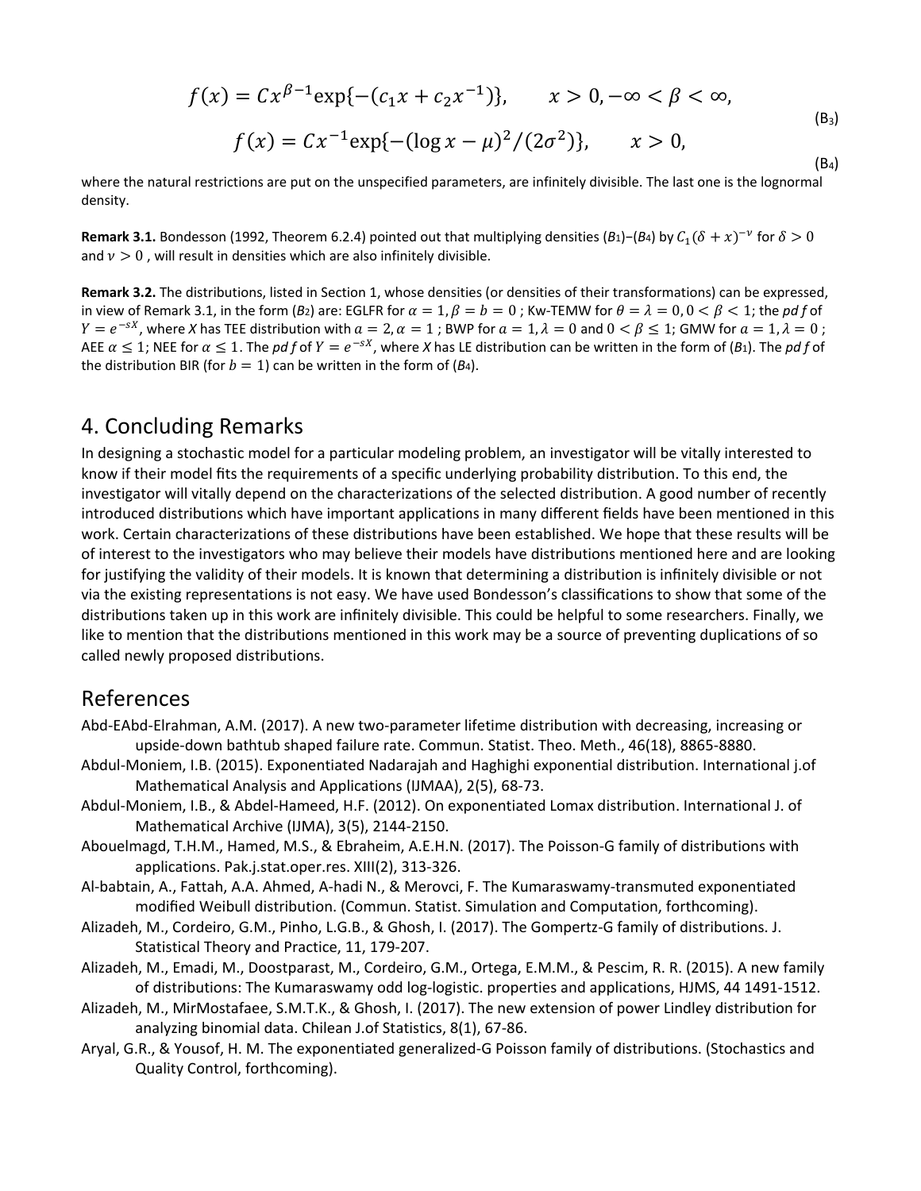$$f(x) = Cx^{\beta-1}\exp\{-(c_1 x + c_2 x^{-1})\}, \qquad x > 0, -\infty < \beta < \infty, \tag{B$_3$}$$

$$f(x) = Cx^{-1}\exp\{-(\log x - \mu)^2/(2\sigma^2)\}, \qquad x > 0, \tag{B$_4$}$$

where the natural restrictions are put on the unspecified parameters, are infinitely divisible. The last one is the lognormal density.

**Remark 3.1.** Bondesson (1992, Theorem 6.2.4) pointed out that multiplying densities ($B_1$)−($B_4$) by $C_1(\delta + x)^{-\nu}$ for $\delta > 0$ and $\nu > 0$ , will result in densities which are also infinitely divisible.

**Remark 3.2.** The distributions, listed in Section 1, whose densities (or densities of their transformations) can be expressed, in view of Remark 3.1, in the form ($B_2$) are: EGLFR for $\alpha = 1, \beta = b = 0$ ; Kw-TEMW for $\theta = \lambda = 0, 0 < \beta < 1$; the *pdf* of $Y = e^{-sX}$, where *X* has TEE distribution with $a = 2, \alpha = 1$ ; BWP for $a = 1, \lambda = 0$ and $0 < \beta \leq 1$; GMW for $a = 1, \lambda = 0$ ; AEE $\alpha \leq 1$; NEE for $\alpha \leq 1$. The *pdf* of $Y = e^{-sX}$, where *X* has LE distribution can be written in the form of ($B_1$). The *pdf* of the distribution BIR (for $b = 1$) can be written in the form of ($B_4$).

## 4. Concluding Remarks

In designing a stochastic model for a particular modeling problem, an investigator will be vitally interested to know if their model fits the requirements of a specific underlying probability distribution. To this end, the investigator will vitally depend on the characterizations of the selected distribution. A good number of recently introduced distributions which have important applications in many different fields have been mentioned in this work. Certain characterizations of these distributions have been established. We hope that these results will be of interest to the investigators who may believe their models have distributions mentioned here and are looking for justifying the validity of their models. It is known that determining a distribution is infinitely divisible or not via the existing representations is not easy. We have used Bondesson's classifications to show that some of the distributions taken up in this work are infinitely divisible. This could be helpful to some researchers. Finally, we like to mention that the distributions mentioned in this work may be a source of preventing duplications of so called newly proposed distributions.

## References

Abd-EAbd-Elrahman, A.M. (2017). A new two-parameter lifetime distribution with decreasing, increasing or upside-down bathtub shaped failure rate. Commun. Statist. Theo. Meth., 46(18), 8865-8880.

Abdul-Moniem, I.B. (2015). Exponentiated Nadarajah and Haghighi exponential distribution. International j.of Mathematical Analysis and Applications (IJMAA), 2(5), 68-73.

Abdul-Moniem, I.B., & Abdel-Hameed, H.F. (2012). On exponentiated Lomax distribution. International J. of Mathematical Archive (IJMA), 3(5), 2144-2150.

Abouelmagd, T.H.M., Hamed, M.S., & Ebraheim, A.E.H.N. (2017). The Poisson-G family of distributions with applications. Pak.j.stat.oper.res. XIII(2), 313-326.

Al-babtain, A., Fattah, A.A. Ahmed, A-hadi N., & Merovci, F. The Kumaraswamy-transmuted exponentiated modified Weibull distribution. (Commun. Statist. Simulation and Computation, forthcoming).

Alizadeh, M., Cordeiro, G.M., Pinho, L.G.B., & Ghosh, I. (2017). The Gompertz-G family of distributions. J. Statistical Theory and Practice, 11, 179-207.

Alizadeh, M., Emadi, M., Doostparast, M., Cordeiro, G.M., Ortega, E.M.M., & Pescim, R. R. (2015). A new family of distributions: The Kumaraswamy odd log-logistic. properties and applications, HJMS, 44 1491-1512.

Alizadeh, M., MirMostafaee, S.M.T.K., & Ghosh, I. (2017). The new extension of power Lindley distribution for analyzing binomial data. Chilean J.of Statistics, 8(1), 67-86.

Aryal, G.R., & Yousof, H. M. The exponentiated generalized-G Poisson family of distributions. (Stochastics and Quality Control, forthcoming).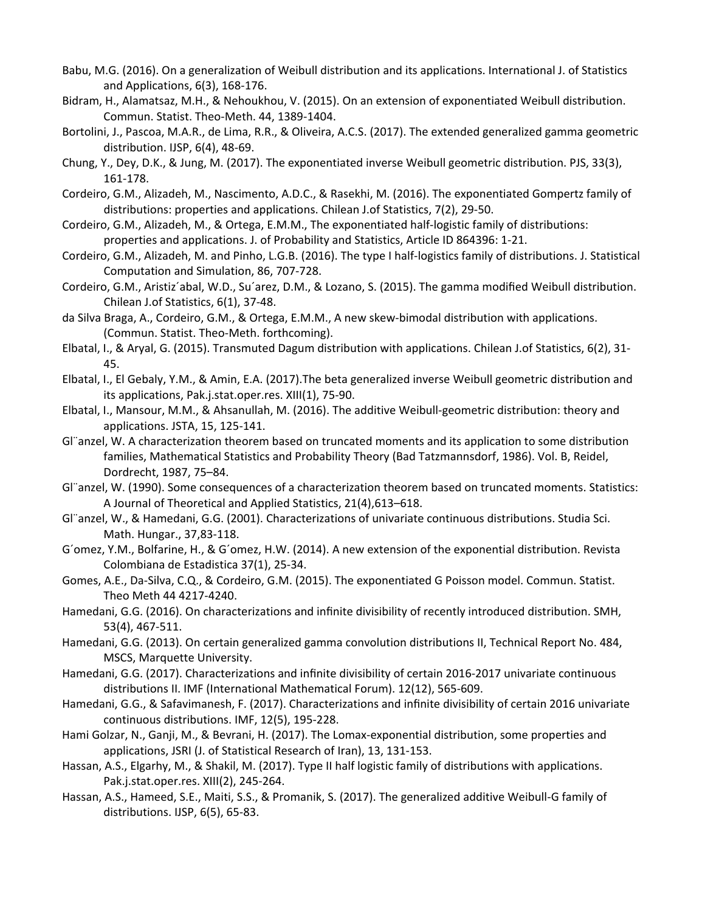Babu, M.G. (2016). On a generalization of Weibull distribution and its applications. International J. of Statistics and Applications, 6(3), 168-176.

Bidram, H., Alamatsaz, M.H., & Nehoukhou, V. (2015). On an extension of exponentiated Weibull distribution. Commun. Statist. Theo-Meth. 44, 1389-1404.

Bortolini, J., Pascoa, M.A.R., de Lima, R.R., & Oliveira, A.C.S. (2017). The extended generalized gamma geometric distribution. IJSP, 6(4), 48-69.

Chung, Y., Dey, D.K., & Jung, M. (2017). The exponentiated inverse Weibull geometric distribution. PJS, 33(3), 161-178.

Cordeiro, G.M., Alizadeh, M., Nascimento, A.D.C., & Rasekhi, M. (2016). The exponentiated Gompertz family of distributions: properties and applications. Chilean J.of Statistics, 7(2), 29-50.

Cordeiro, G.M., Alizadeh, M., & Ortega, E.M.M., The exponentiated half-logistic family of distributions: properties and applications. J. of Probability and Statistics, Article ID 864396: 1-21.

Cordeiro, G.M., Alizadeh, M. and Pinho, L.G.B. (2016). The type I half-logistics family of distributions. J. Statistical Computation and Simulation, 86, 707-728.

Cordeiro, G.M., Aristiz´abal, W.D., Su´arez, D.M., & Lozano, S. (2015). The gamma modified Weibull distribution. Chilean J.of Statistics, 6(1), 37-48.

da Silva Braga, A., Cordeiro, G.M., & Ortega, E.M.M., A new skew-bimodal distribution with applications. (Commun. Statist. Theo-Meth. forthcoming).

Elbatal, I., & Aryal, G. (2015). Transmuted Dagum distribution with applications. Chilean J.of Statistics, 6(2), 31-45.

Elbatal, I., El Gebaly, Y.M., & Amin, E.A. (2017).The beta generalized inverse Weibull geometric distribution and its applications, Pak.j.stat.oper.res. XIII(1), 75-90.

Elbatal, I., Mansour, M.M., & Ahsanullah, M. (2016). The additive Weibull-geometric distribution: theory and applications. JSTA, 15, 125-141.

Gl¨anzel, W. A characterization theorem based on truncated moments and its application to some distribution families, Mathematical Statistics and Probability Theory (Bad Tatzmannsdorf, 1986). Vol. B, Reidel, Dordrecht, 1987, 75–84.

Gl¨anzel, W. (1990). Some consequences of a characterization theorem based on truncated moments. Statistics: A Journal of Theoretical and Applied Statistics, 21(4),613–618.

Gl¨anzel, W., & Hamedani, G.G. (2001). Characterizations of univariate continuous distributions. Studia Sci. Math. Hungar., 37,83-118.

G´omez, Y.M., Bolfarine, H., & G´omez, H.W. (2014). A new extension of the exponential distribution. Revista Colombiana de Estadistica 37(1), 25-34.

Gomes, A.E., Da-Silva, C.Q., & Cordeiro, G.M. (2015). The exponentiated G Poisson model. Commun. Statist. Theo Meth 44 4217-4240.

Hamedani, G.G. (2016). On characterizations and infinite divisibility of recently introduced distribution. SMH, 53(4), 467-511.

Hamedani, G.G. (2013). On certain generalized gamma convolution distributions II, Technical Report No. 484, MSCS, Marquette University.

Hamedani, G.G. (2017). Characterizations and infinite divisibility of certain 2016-2017 univariate continuous distributions II. IMF (International Mathematical Forum). 12(12), 565-609.

Hamedani, G.G., & Safavimanesh, F. (2017). Characterizations and infinite divisibility of certain 2016 univariate continuous distributions. IMF, 12(5), 195-228.

Hami Golzar, N., Ganji, M., & Bevrani, H. (2017). The Lomax-exponential distribution, some properties and applications, JSRI (J. of Statistical Research of Iran), 13, 131-153.

Hassan, A.S., Elgarhy, M., & Shakil, M. (2017). Type II half logistic family of distributions with applications. Pak.j.stat.oper.res. XIII(2), 245-264.

Hassan, A.S., Hameed, S.E., Maiti, S.S., & Promanik, S. (2017). The generalized additive Weibull-G family of distributions. IJSP, 6(5), 65-83.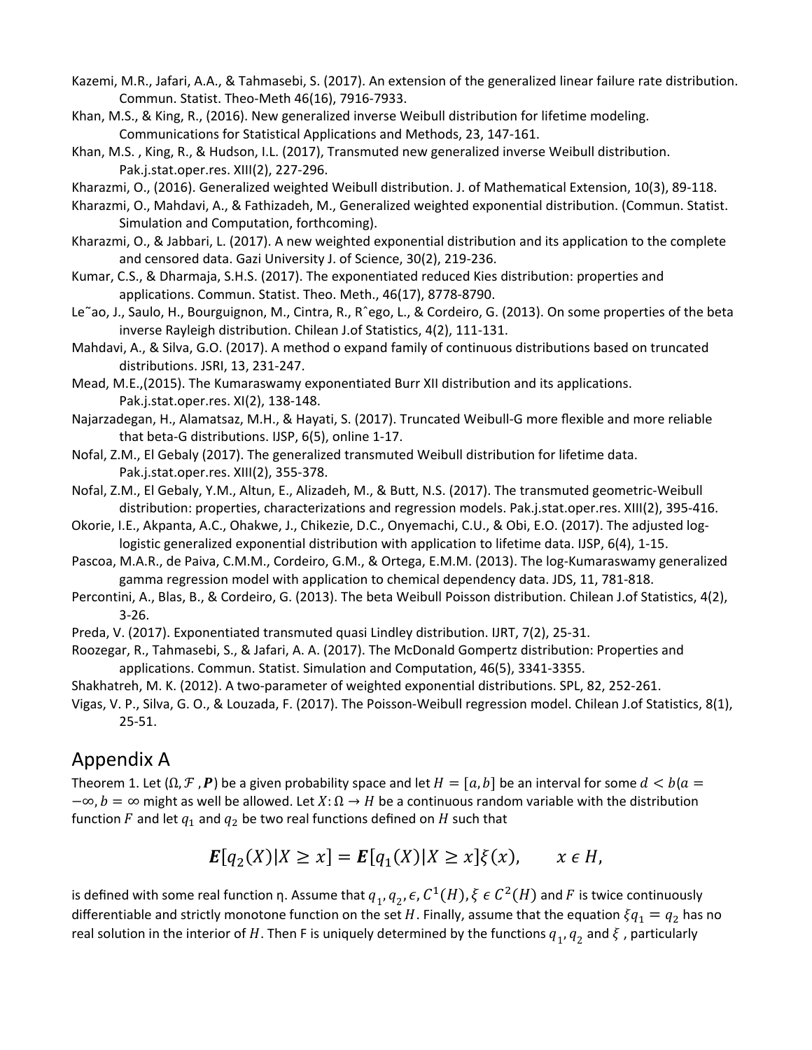Kazemi, M.R., Jafari, A.A., & Tahmasebi, S. (2017). An extension of the generalized linear failure rate distribution. Commun. Statist. Theo-Meth 46(16), 7916-7933.

Khan, M.S., & King, R., (2016). New generalized inverse Weibull distribution for lifetime modeling. Communications for Statistical Applications and Methods, 23, 147-161.

Khan, M.S. , King, R., & Hudson, I.L. (2017), Transmuted new generalized inverse Weibull distribution. Pak.j.stat.oper.res. XIII(2), 227-296.

Kharazmi, O., (2016). Generalized weighted Weibull distribution. J. of Mathematical Extension, 10(3), 89-118.

Kharazmi, O., Mahdavi, A., & Fathizadeh, M., Generalized weighted exponential distribution. (Commun. Statist. Simulation and Computation, forthcoming).

Kharazmi, O., & Jabbari, L. (2017). A new weighted exponential distribution and its application to the complete and censored data. Gazi University J. of Science, 30(2), 219-236.

Kumar, C.S., & Dharmaja, S.H.S. (2017). The exponentiated reduced Kies distribution: properties and applications. Commun. Statist. Theo. Meth., 46(17), 8778-8790.

Le˜ao, J., Saulo, H., Bourguignon, M., Cintra, R., Rˆego, L., & Cordeiro, G. (2013). On some properties of the beta inverse Rayleigh distribution. Chilean J.of Statistics, 4(2), 111-131.

Mahdavi, A., & Silva, G.O. (2017). A method o expand family of continuous distributions based on truncated distributions. JSRI, 13, 231-247.

Mead, M.E.,(2015). The Kumaraswamy exponentiated Burr XII distribution and its applications. Pak.j.stat.oper.res. XI(2), 138-148.

Najarzadegan, H., Alamatsaz, M.H., & Hayati, S. (2017). Truncated Weibull-G more flexible and more reliable that beta-G distributions. IJSP, 6(5), online 1-17.

Nofal, Z.M., El Gebaly (2017). The generalized transmuted Weibull distribution for lifetime data. Pak.j.stat.oper.res. XIII(2), 355-378.

Nofal, Z.M., El Gebaly, Y.M., Altun, E., Alizadeh, M., & Butt, N.S. (2017). The transmuted geometric-Weibull distribution: properties, characterizations and regression models. Pak.j.stat.oper.res. XIII(2), 395-416.

Okorie, I.E., Akpanta, A.C., Ohakwe, J., Chikezie, D.C., Onyemachi, C.U., & Obi, E.O. (2017). The adjusted log-logistic generalized exponential distribution with application to lifetime data. IJSP, 6(4), 1-15.

Pascoa, M.A.R., de Paiva, C.M.M., Cordeiro, G.M., & Ortega, E.M.M. (2013). The log-Kumaraswamy generalized gamma regression model with application to chemical dependency data. JDS, 11, 781-818.

Percontini, A., Blas, B., & Cordeiro, G. (2013). The beta Weibull Poisson distribution. Chilean J.of Statistics, 4(2), 3-26.

Preda, V. (2017). Exponentiated transmuted quasi Lindley distribution. IJRT, 7(2), 25-31.

Roozegar, R., Tahmasebi, S., & Jafari, A. A. (2017). The McDonald Gompertz distribution: Properties and applications. Commun. Statist. Simulation and Computation, 46(5), 3341-3355.

Shakhatreh, M. K. (2012). A two-parameter of weighted exponential distributions. SPL, 82, 252-261.

Vigas, V. P., Silva, G. O., & Louzada, F. (2017). The Poisson-Weibull regression model. Chilean J.of Statistics, 8(1), 25-51.

## Appendix A

Theorem 1. Let $(\Omega, \mathcal{F}, \boldsymbol{P})$ be a given probability space and let $H = [a, b]$ be an interval for some $d < b (a = -\infty, b = \infty$ might as well be allowed. Let $X : \Omega \to H$ be a continuous random variable with the distribution function $F$ and let $q_1$ and $q_2$ be two real functions defined on $H$ such that

$$\boldsymbol{E}[q_2(X) | X \geq x] = \boldsymbol{E}[q_1(X) | X \geq x] \xi(x), \qquad x \in H,$$

is defined with some real function η. Assume that $q_1, q_2, \epsilon, C^1(H), \xi \in C^2(H)$ and $F$ is twice continuously differentiable and strictly monotone function on the set $H$. Finally, assume that the equation $\xi q_1 = q_2$ has no real solution in the interior of $H$. Then F is uniquely determined by the functions $q_1, q_2$ and $\xi$ , particularly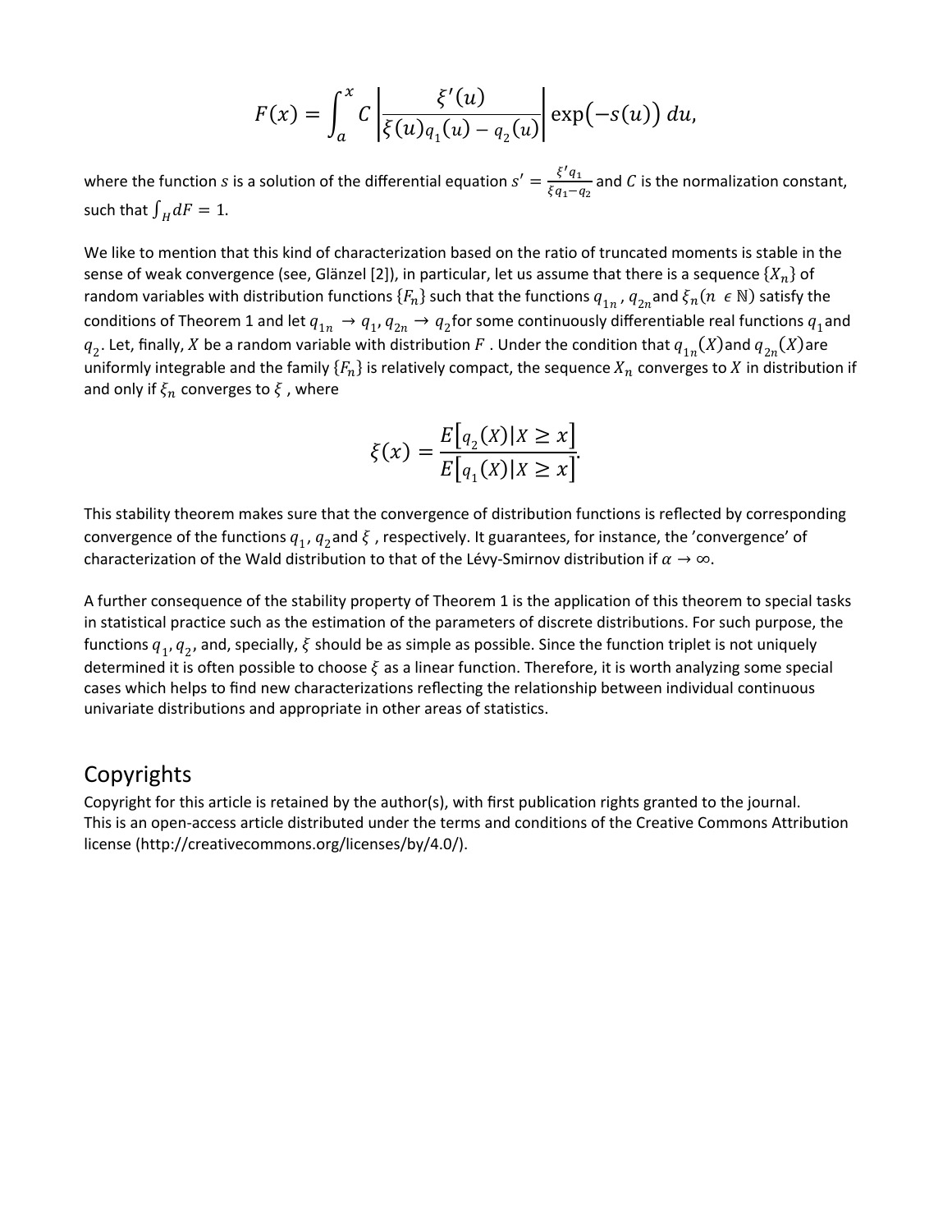$$F(x) = \int_a^x C \left| \frac{\xi'(u)}{\xi(u)q_1(u) - q_2(u)} \right| \exp(-s(u))\, du,$$

where the function $s$ is a solution of the differential equation $s' = \frac{\xi' q_1}{\xi q_1 - q_2}$ and $C$ is the normalization constant, such that $\int_H dF = 1$.

We like to mention that this kind of characterization based on the ratio of truncated moments is stable in the sense of weak convergence (see, Glänzel [2]), in particular, let us assume that there is a sequence $\{X_n\}$ of random variables with distribution functions $\{F_n\}$ such that the functions $q_{1n}$, $q_{2n}$ and $\xi_n (n \in \mathbb{N})$ satisfy the conditions of Theorem 1 and let $q_{1n} \to q_1$, $q_{2n} \to q_2$ for some continuously differentiable real functions $q_1$ and $q_2$. Let, finally, $X$ be a random variable with distribution $F$. Under the condition that $q_{1n}(X)$ and $q_{2n}(X)$ are uniformly integrable and the family $\{F_n\}$ is relatively compact, the sequence $X_n$ converges to $X$ in distribution if and only if $\xi_n$ converges to $\xi$, where

$$\xi(x) = \frac{E[q_2(X) | X \geq x]}{E[q_1(X) | X \geq x]}.$$

This stability theorem makes sure that the convergence of distribution functions is reflected by corresponding convergence of the functions $q_1$, $q_2$ and $\xi$, respectively. It guarantees, for instance, the 'convergence' of characterization of the Wald distribution to that of the Lévy-Smirnov distribution if $\alpha \to \infty$.

A further consequence of the stability property of Theorem 1 is the application of this theorem to special tasks in statistical practice such as the estimation of the parameters of discrete distributions. For such purpose, the functions $q_1$, $q_2$, and, specially, $\xi$ should be as simple as possible. Since the function triplet is not uniquely determined it is often possible to choose $\xi$ as a linear function. Therefore, it is worth analyzing some special cases which helps to find new characterizations reflecting the relationship between individual continuous univariate distributions and appropriate in other areas of statistics.

## Copyrights

Copyright for this article is retained by the author(s), with first publication rights granted to the journal. This is an open-access article distributed under the terms and conditions of the Creative Commons Attribution license (http://creativecommons.org/licenses/by/4.0/).